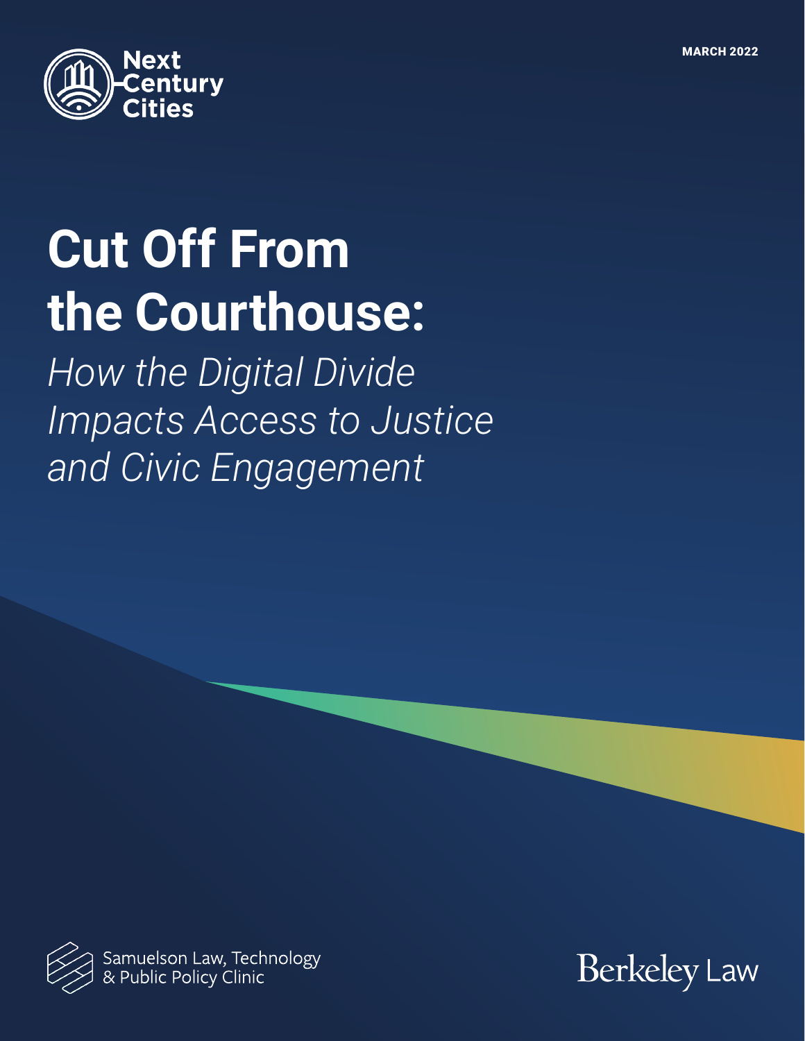Next Century Cities

MARCH 2022

# Cut Off From the Courthouse:

*How the Digital Divide Impacts Access to Justice and Civic Engagement*

Samuelson Law, Technology & Public Policy Clinic

Berkeley Law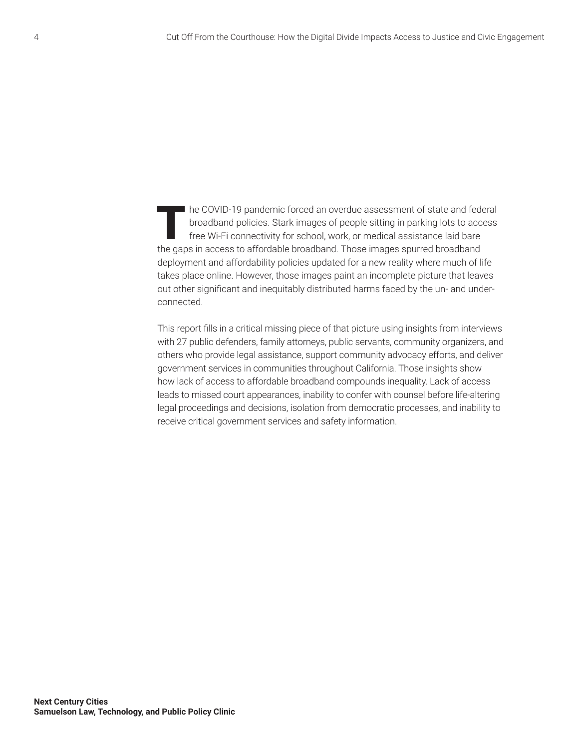The COVID-19 pandemic forced an overdue assessment of state and federal broadband policies. Stark images of people sitting in parking lots to access free Wi-Fi connectivity for school, work, or medical assistance laid bare the gaps in access to affordable broadband. Those images spurred broadband deployment and affordability policies updated for a new reality where much of life takes place online. However, those images paint an incomplete picture that leaves out other significant and inequitably distributed harms faced by the un- and under-connected.

This report fills in a critical missing piece of that picture using insights from interviews with 27 public defenders, family attorneys, public servants, community organizers, and others who provide legal assistance, support community advocacy efforts, and deliver government services in communities throughout California. Those insights show how lack of access to affordable broadband compounds inequality. Lack of access leads to missed court appearances, inability to confer with counsel before life-altering legal proceedings and decisions, isolation from democratic processes, and inability to receive critical government services and safety information.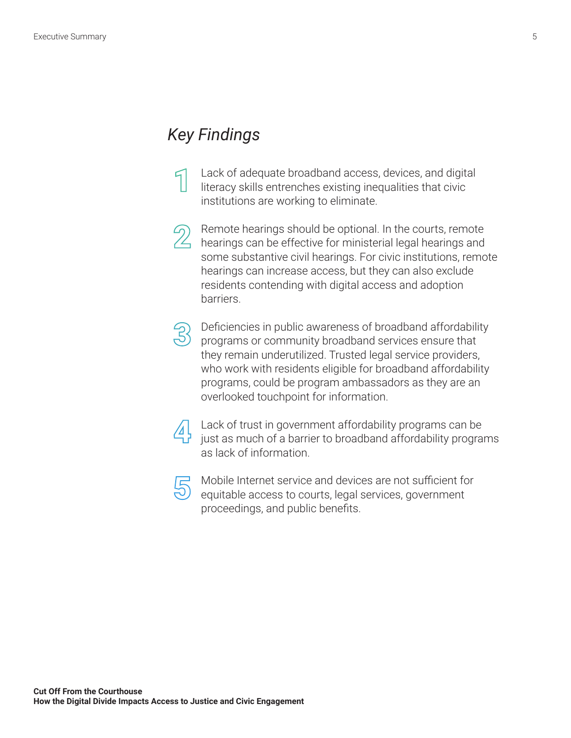## *Key Findings*

1. Lack of adequate broadband access, devices, and digital literacy skills entrenches existing inequalities that civic institutions are working to eliminate.

2. Remote hearings should be optional. In the courts, remote hearings can be effective for ministerial legal hearings and some substantive civil hearings. For civic institutions, remote hearings can increase access, but they can also exclude residents contending with digital access and adoption barriers.

3. Deficiencies in public awareness of broadband affordability programs or community broadband services ensure that they remain underutilized. Trusted legal service providers, who work with residents eligible for broadband affordability programs, could be program ambassadors as they are an overlooked touchpoint for information.

4. Lack of trust in government affordability programs can be just as much of a barrier to broadband affordability programs as lack of information.

5. Mobile Internet service and devices are not sufficient for equitable access to courts, legal services, government proceedings, and public benefits.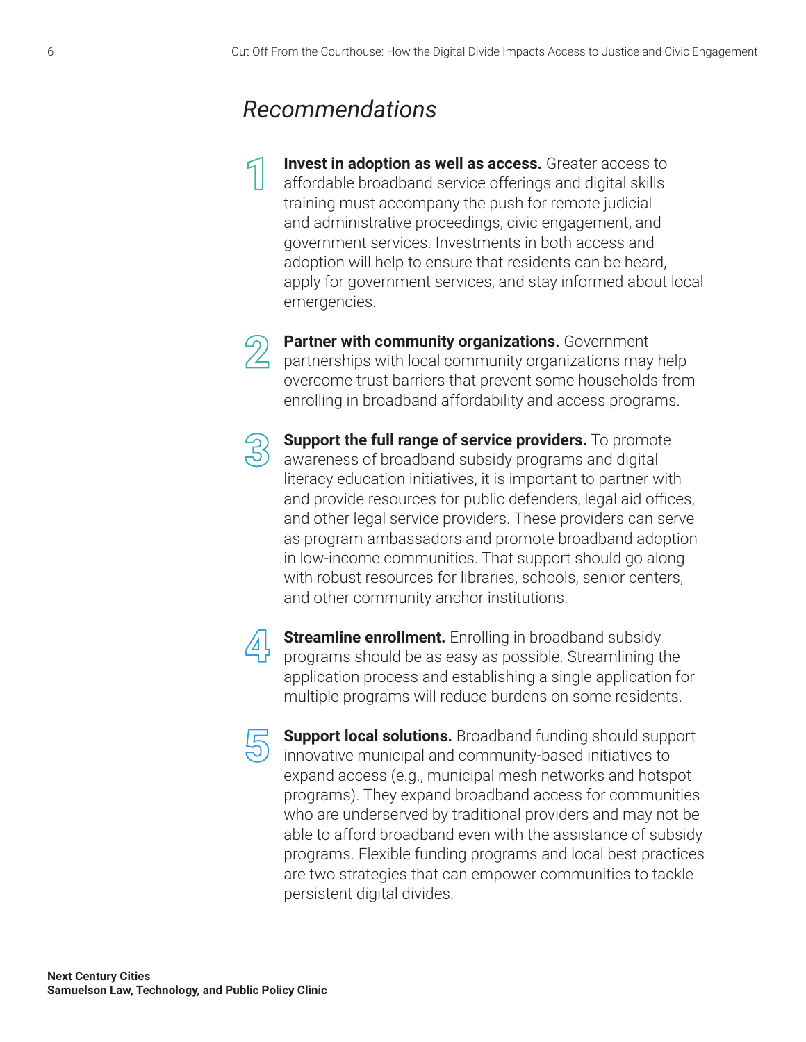## *Recommendations*

1. **Invest in adoption as well as access.** Greater access to affordable broadband service offerings and digital skills training must accompany the push for remote judicial and administrative proceedings, civic engagement, and government services. Investments in both access and adoption will help to ensure that residents can be heard, apply for government services, and stay informed about local emergencies.

2. **Partner with community organizations.** Government partnerships with local community organizations may help overcome trust barriers that prevent some households from enrolling in broadband affordability and access programs.

3. **Support the full range of service providers.** To promote awareness of broadband subsidy programs and digital literacy education initiatives, it is important to partner with and provide resources for public defenders, legal aid offices, and other legal service providers. These providers can serve as program ambassadors and promote broadband adoption in low-income communities. That support should go along with robust resources for libraries, schools, senior centers, and other community anchor institutions.

4. **Streamline enrollment.** Enrolling in broadband subsidy programs should be as easy as possible. Streamlining the application process and establishing a single application for multiple programs will reduce burdens on some residents.

5. **Support local solutions.** Broadband funding should support innovative municipal and community-based initiatives to expand access (e.g., municipal mesh networks and hotspot programs). They expand broadband access for communities who are underserved by traditional providers and may not be able to afford broadband even with the assistance of subsidy programs. Flexible funding programs and local best practices are two strategies that can empower communities to tackle persistent digital divides.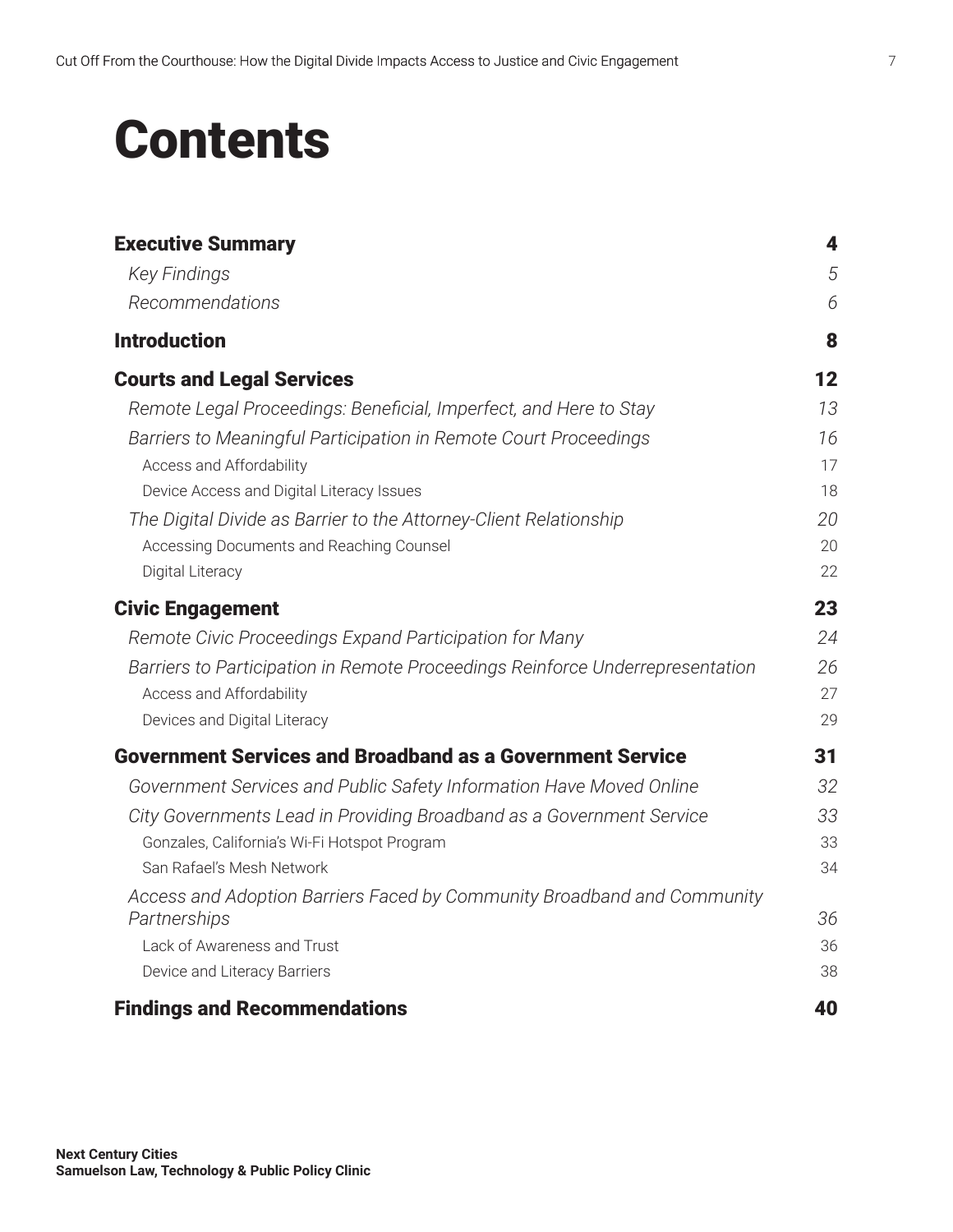# Contents

| | |
|---|---|
| **Executive Summary** | **4** |
| *Key Findings* | *5* |
| *Recommendations* | *6* |
| **Introduction** | **8** |
| **Courts and Legal Services** | **12** |
| *Remote Legal Proceedings: Beneficial, Imperfect, and Here to Stay* | *13* |
| *Barriers to Meaningful Participation in Remote Court Proceedings* | *16* |
| Access and Affordability | 17 |
| Device Access and Digital Literacy Issues | 18 |
| *The Digital Divide as Barrier to the Attorney-Client Relationship* | *20* |
| Accessing Documents and Reaching Counsel | 20 |
| Digital Literacy | 22 |
| **Civic Engagement** | **23** |
| *Remote Civic Proceedings Expand Participation for Many* | *24* |
| *Barriers to Participation in Remote Proceedings Reinforce Underrepresentation* | *26* |
| Access and Affordability | 27 |
| Devices and Digital Literacy | 29 |
| **Government Services and Broadband as a Government Service** | **31** |
| *Government Services and Public Safety Information Have Moved Online* | *32* |
| *City Governments Lead in Providing Broadband as a Government Service* | *33* |
| Gonzales, California's Wi-Fi Hotspot Program | 33 |
| San Rafael's Mesh Network | 34 |
| *Access and Adoption Barriers Faced by Community Broadband and Community Partnerships* | *36* |
| Lack of Awareness and Trust | 36 |
| Device and Literacy Barriers | 38 |
| **Findings and Recommendations** | **40** |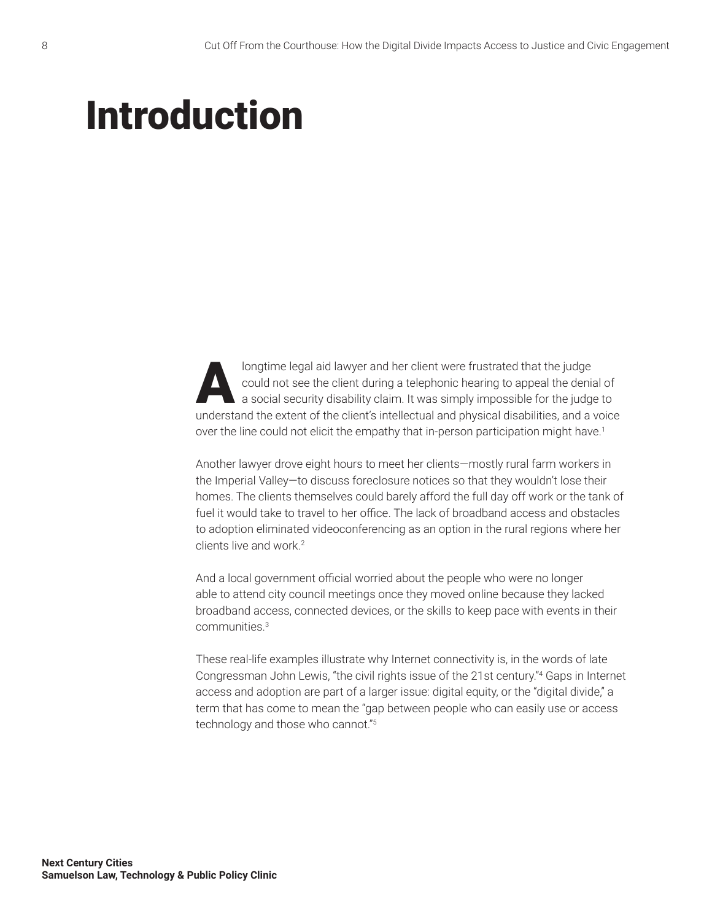# Introduction

A longtime legal aid lawyer and her client were frustrated that the judge could not see the client during a telephonic hearing to appeal the denial of a social security disability claim. It was simply impossible for the judge to understand the extent of the client's intellectual and physical disabilities, and a voice over the line could not elicit the empathy that in-person participation might have.[1]

Another lawyer drove eight hours to meet her clients—mostly rural farm workers in the Imperial Valley—to discuss foreclosure notices so that they wouldn't lose their homes. The clients themselves could barely afford the full day off work or the tank of fuel it would take to travel to her office. The lack of broadband access and obstacles to adoption eliminated videoconferencing as an option in the rural regions where her clients live and work.[2]

And a local government official worried about the people who were no longer able to attend city council meetings once they moved online because they lacked broadband access, connected devices, or the skills to keep pace with events in their communities.[3]

These real-life examples illustrate why Internet connectivity is, in the words of late Congressman John Lewis, "the civil rights issue of the 21st century."[4] Gaps in Internet access and adoption are part of a larger issue: digital equity, or the "digital divide," a term that has come to mean the "gap between people who can easily use or access technology and those who cannot."[5]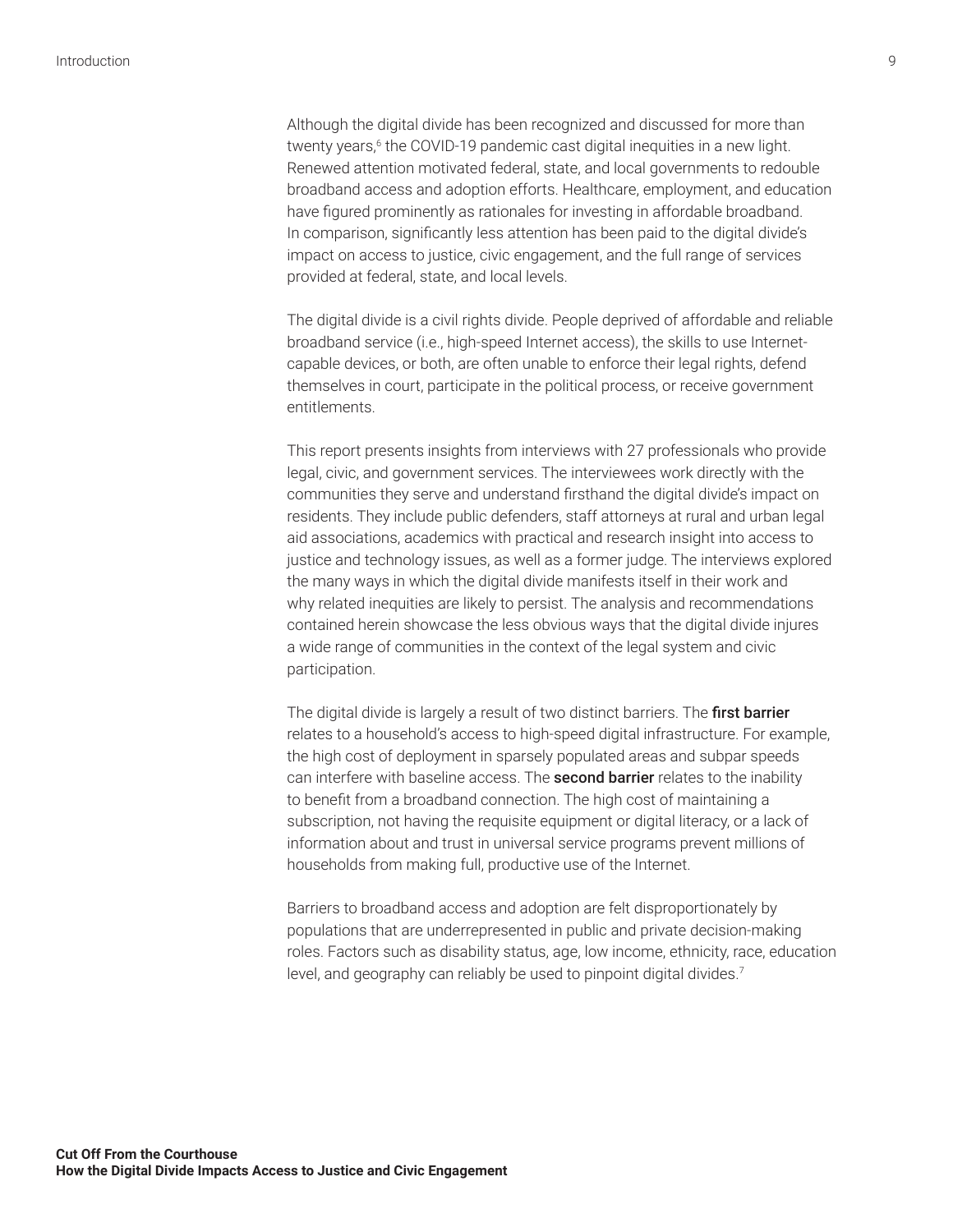Although the digital divide has been recognized and discussed for more than twenty years,[6] the COVID-19 pandemic cast digital inequities in a new light. Renewed attention motivated federal, state, and local governments to redouble broadband access and adoption efforts. Healthcare, employment, and education have figured prominently as rationales for investing in affordable broadband. In comparison, significantly less attention has been paid to the digital divide's impact on access to justice, civic engagement, and the full range of services provided at federal, state, and local levels.

The digital divide is a civil rights divide. People deprived of affordable and reliable broadband service (i.e., high-speed Internet access), the skills to use Internet-capable devices, or both, are often unable to enforce their legal rights, defend themselves in court, participate in the political process, or receive government entitlements.

This report presents insights from interviews with 27 professionals who provide legal, civic, and government services. The interviewees work directly with the communities they serve and understand firsthand the digital divide's impact on residents. They include public defenders, staff attorneys at rural and urban legal aid associations, academics with practical and research insight into access to justice and technology issues, as well as a former judge. The interviews explored the many ways in which the digital divide manifests itself in their work and why related inequities are likely to persist. The analysis and recommendations contained herein showcase the less obvious ways that the digital divide injures a wide range of communities in the context of the legal system and civic participation.

The digital divide is largely a result of two distinct barriers. The **first barrier** relates to a household's access to high-speed digital infrastructure. For example, the high cost of deployment in sparsely populated areas and subpar speeds can interfere with baseline access. The **second barrier** relates to the inability to benefit from a broadband connection. The high cost of maintaining a subscription, not having the requisite equipment or digital literacy, or a lack of information about and trust in universal service programs prevent millions of households from making full, productive use of the Internet.

Barriers to broadband access and adoption are felt disproportionately by populations that are underrepresented in public and private decision-making roles. Factors such as disability status, age, low income, ethnicity, race, education level, and geography can reliably be used to pinpoint digital divides.[7]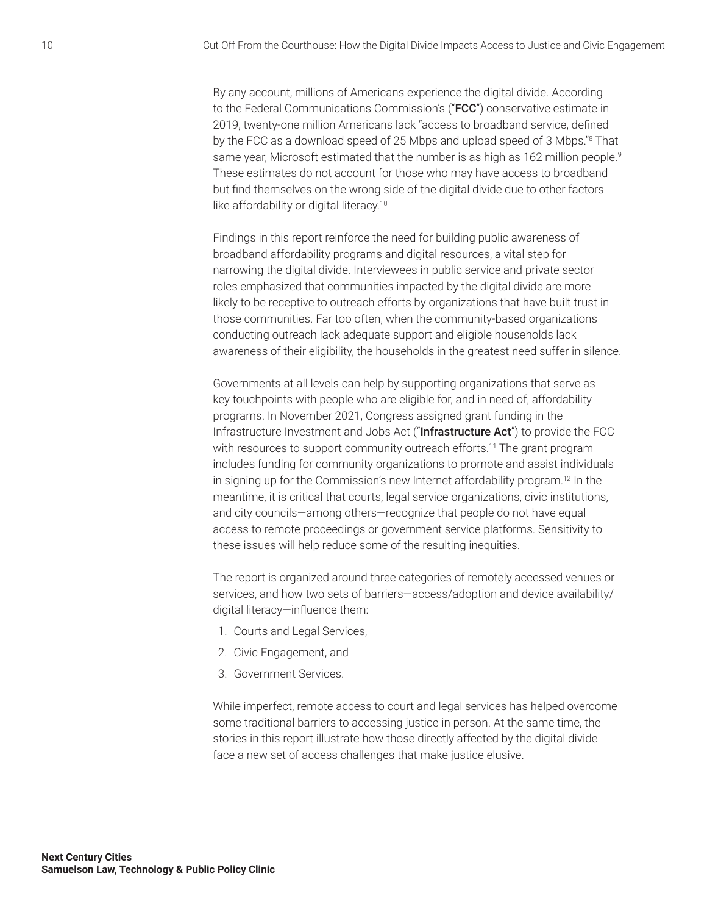By any account, millions of Americans experience the digital divide. According to the Federal Communications Commission's ("**FCC**") conservative estimate in 2019, twenty-one million Americans lack "access to broadband service, defined by the FCC as a download speed of 25 Mbps and upload speed of 3 Mbps."[8] That same year, Microsoft estimated that the number is as high as 162 million people.[9] These estimates do not account for those who may have access to broadband but find themselves on the wrong side of the digital divide due to other factors like affordability or digital literacy.[10]

Findings in this report reinforce the need for building public awareness of broadband affordability programs and digital resources, a vital step for narrowing the digital divide. Interviewees in public service and private sector roles emphasized that communities impacted by the digital divide are more likely to be receptive to outreach efforts by organizations that have built trust in those communities. Far too often, when the community-based organizations conducting outreach lack adequate support and eligible households lack awareness of their eligibility, the households in the greatest need suffer in silence.

Governments at all levels can help by supporting organizations that serve as key touchpoints with people who are eligible for, and in need of, affordability programs. In November 2021, Congress assigned grant funding in the Infrastructure Investment and Jobs Act ("**Infrastructure Act**") to provide the FCC with resources to support community outreach efforts.[11] The grant program includes funding for community organizations to promote and assist individuals in signing up for the Commission's new Internet affordability program.[12] In the meantime, it is critical that courts, legal service organizations, civic institutions, and city councils—among others—recognize that people do not have equal access to remote proceedings or government service platforms. Sensitivity to these issues will help reduce some of the resulting inequities.

The report is organized around three categories of remotely accessed venues or services, and how two sets of barriers—access/adoption and device availability/digital literacy—influence them:

1. Courts and Legal Services,
2. Civic Engagement, and
3. Government Services.

While imperfect, remote access to court and legal services has helped overcome some traditional barriers to accessing justice in person. At the same time, the stories in this report illustrate how those directly affected by the digital divide face a new set of access challenges that make justice elusive.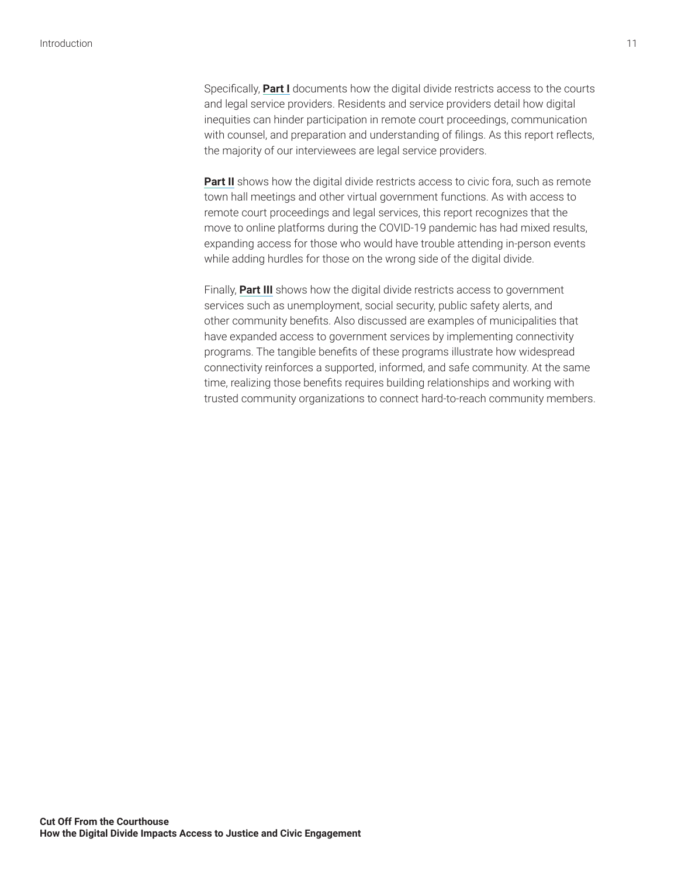Specifically, **Part I** documents how the digital divide restricts access to the courts and legal service providers. Residents and service providers detail how digital inequities can hinder participation in remote court proceedings, communication with counsel, and preparation and understanding of filings. As this report reflects, the majority of our interviewees are legal service providers.

**Part II** shows how the digital divide restricts access to civic fora, such as remote town hall meetings and other virtual government functions. As with access to remote court proceedings and legal services, this report recognizes that the move to online platforms during the COVID-19 pandemic has had mixed results, expanding access for those who would have trouble attending in-person events while adding hurdles for those on the wrong side of the digital divide.

Finally, **Part III** shows how the digital divide restricts access to government services such as unemployment, social security, public safety alerts, and other community benefits. Also discussed are examples of municipalities that have expanded access to government services by implementing connectivity programs. The tangible benefits of these programs illustrate how widespread connectivity reinforces a supported, informed, and safe community. At the same time, realizing those benefits requires building relationships and working with trusted community organizations to connect hard-to-reach community members.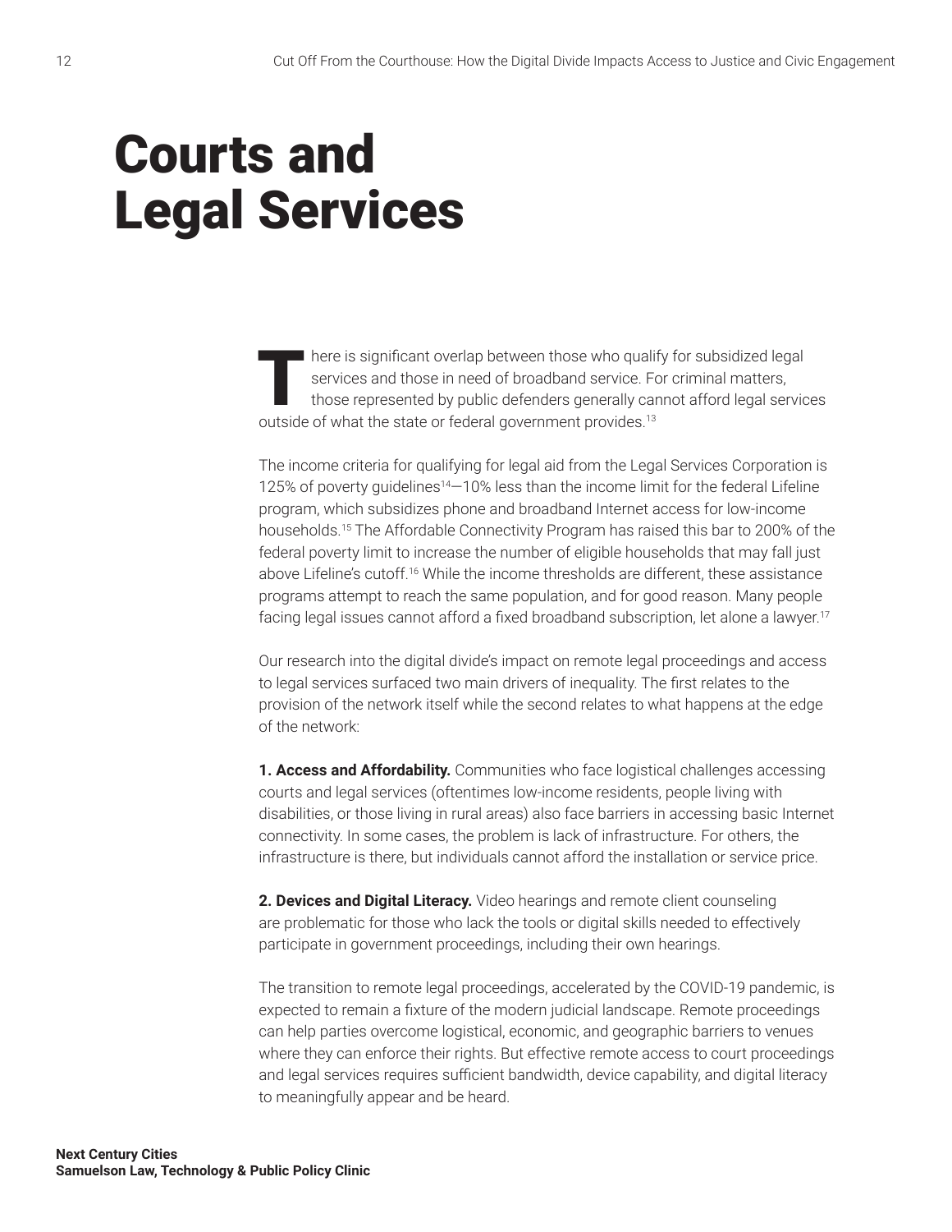# Courts and Legal Services

There is significant overlap between those who qualify for subsidized legal services and those in need of broadband service. For criminal matters, those represented by public defenders generally cannot afford legal services outside of what the state or federal government provides.[13]

The income criteria for qualifying for legal aid from the Legal Services Corporation is 125% of poverty guidelines[14]—10% less than the income limit for the federal Lifeline program, which subsidizes phone and broadband Internet access for low-income households.[15] The Affordable Connectivity Program has raised this bar to 200% of the federal poverty limit to increase the number of eligible households that may fall just above Lifeline's cutoff.[16] While the income thresholds are different, these assistance programs attempt to reach the same population, and for good reason. Many people facing legal issues cannot afford a fixed broadband subscription, let alone a lawyer.[17]

Our research into the digital divide's impact on remote legal proceedings and access to legal services surfaced two main drivers of inequality. The first relates to the provision of the network itself while the second relates to what happens at the edge of the network:

**1. Access and Affordability.** Communities who face logistical challenges accessing courts and legal services (oftentimes low-income residents, people living with disabilities, or those living in rural areas) also face barriers in accessing basic Internet connectivity. In some cases, the problem is lack of infrastructure. For others, the infrastructure is there, but individuals cannot afford the installation or service price.

**2. Devices and Digital Literacy.** Video hearings and remote client counseling are problematic for those who lack the tools or digital skills needed to effectively participate in government proceedings, including their own hearings.

The transition to remote legal proceedings, accelerated by the COVID-19 pandemic, is expected to remain a fixture of the modern judicial landscape. Remote proceedings can help parties overcome logistical, economic, and geographic barriers to venues where they can enforce their rights. But effective remote access to court proceedings and legal services requires sufficient bandwidth, device capability, and digital literacy to meaningfully appear and be heard.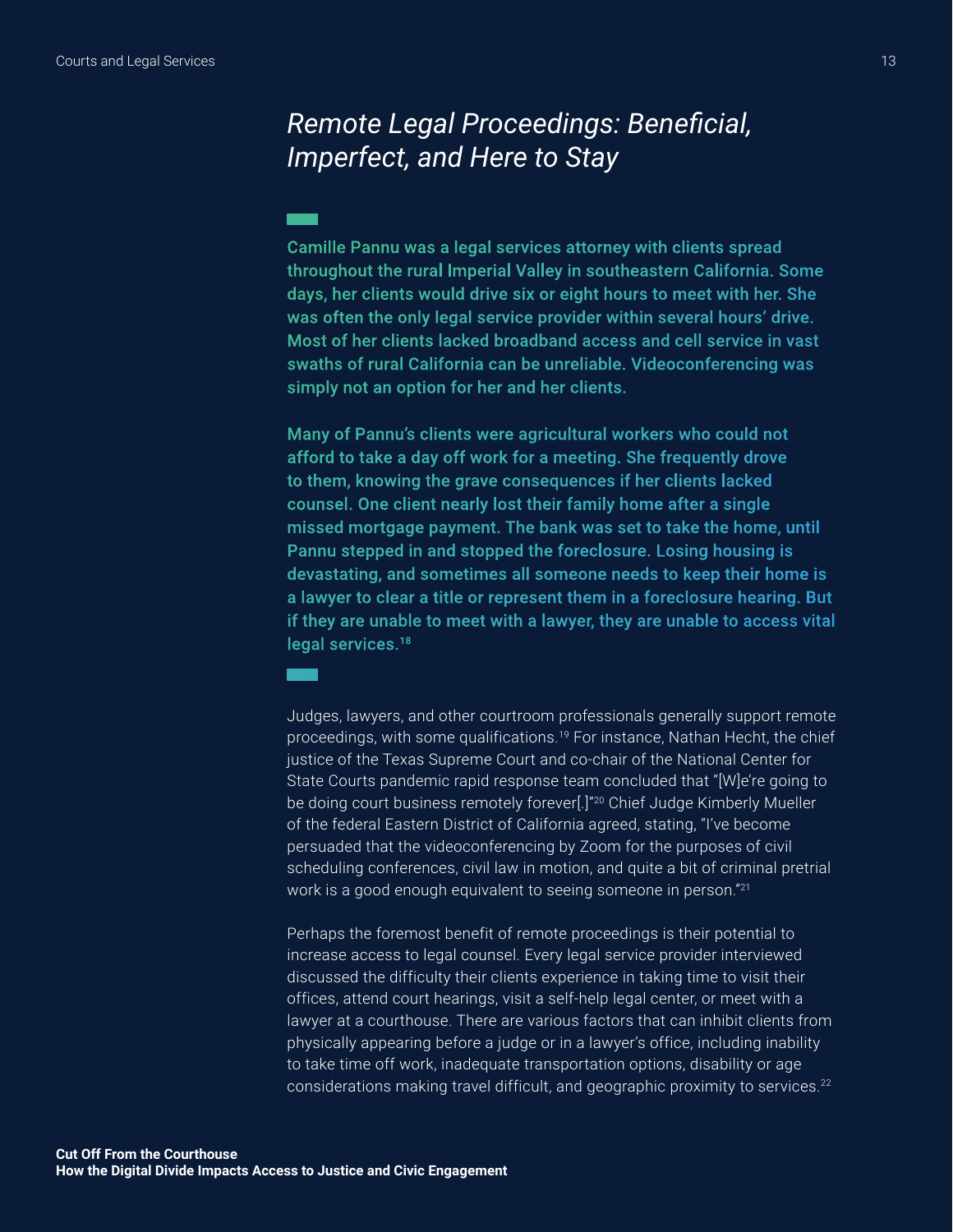## *Remote Legal Proceedings: Beneficial, Imperfect, and Here to Stay*

**Camille Pannu was a legal services attorney with clients spread throughout the rural Imperial Valley in southeastern California. Some days, her clients would drive six or eight hours to meet with her. She was often the only legal service provider within several hours' drive. Most of her clients lacked broadband access and cell service in vast swaths of rural California can be unreliable. Videoconferencing was simply not an option for her and her clients.**

**Many of Pannu's clients were agricultural workers who could not afford to take a day off work for a meeting. She frequently drove to them, knowing the grave consequences if her clients lacked counsel. One client nearly lost their family home after a single missed mortgage payment. The bank was set to take the home, until Pannu stepped in and stopped the foreclosure. Losing housing is devastating, and sometimes all someone needs to keep their home is a lawyer to clear a title or represent them in a foreclosure hearing. But if they are unable to meet with a lawyer, they are unable to access vital legal services.[18]**

Judges, lawyers, and other courtroom professionals generally support remote proceedings, with some qualifications.[19] For instance, Nathan Hecht, the chief justice of the Texas Supreme Court and co-chair of the National Center for State Courts pandemic rapid response team concluded that "[W]e're going to be doing court business remotely forever[.]"[20] Chief Judge Kimberly Mueller of the federal Eastern District of California agreed, stating, "I've become persuaded that the videoconferencing by Zoom for the purposes of civil scheduling conferences, civil law in motion, and quite a bit of criminal pretrial work is a good enough equivalent to seeing someone in person."[21]

Perhaps the foremost benefit of remote proceedings is their potential to increase access to legal counsel. Every legal service provider interviewed discussed the difficulty their clients experience in taking time to visit their offices, attend court hearings, visit a self-help legal center, or meet with a lawyer at a courthouse. There are various factors that can inhibit clients from physically appearing before a judge or in a lawyer's office, including inability to take time off work, inadequate transportation options, disability or age considerations making travel difficult, and geographic proximity to services.[22]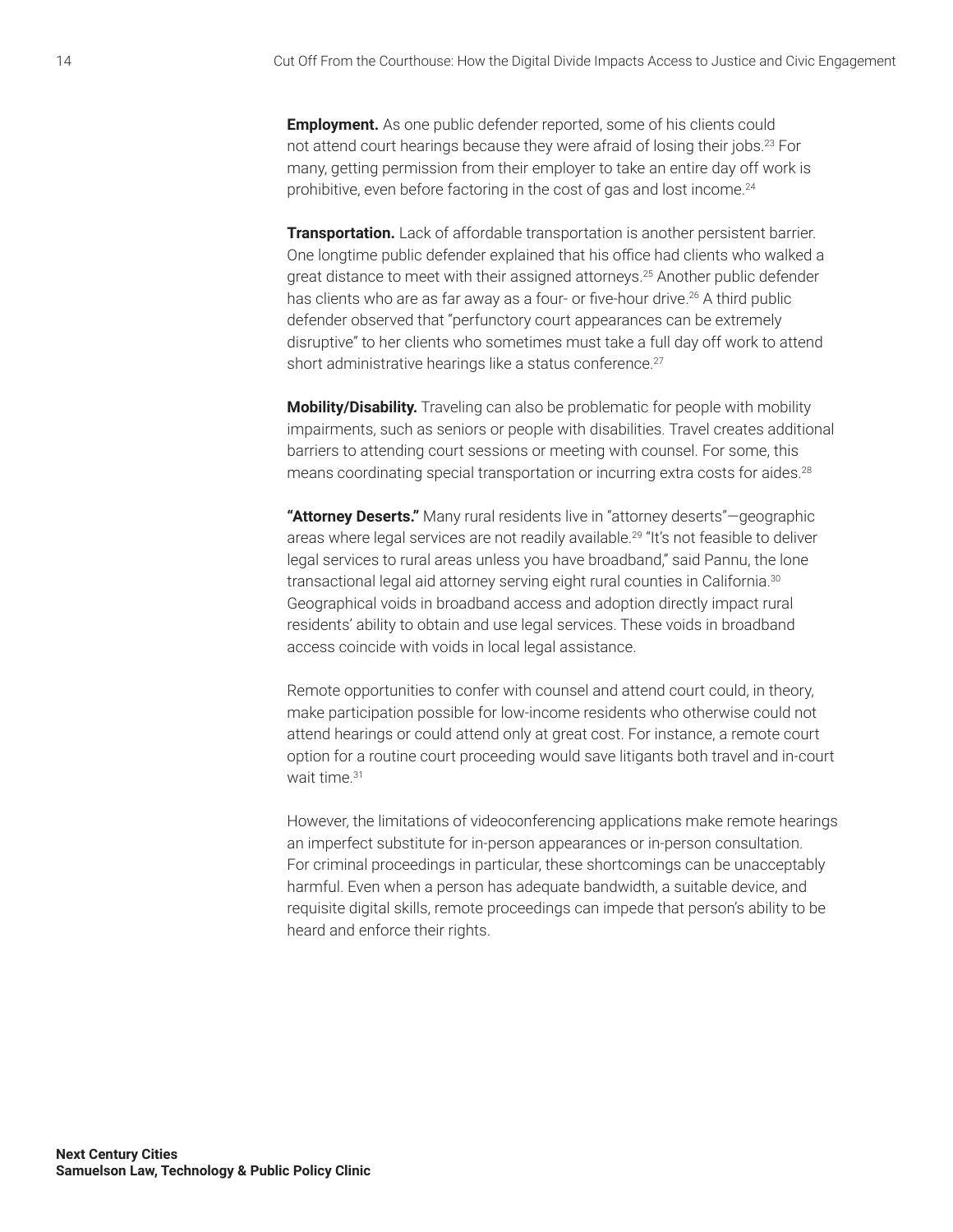**Employment.** As one public defender reported, some of his clients could not attend court hearings because they were afraid of losing their jobs.[23] For many, getting permission from their employer to take an entire day off work is prohibitive, even before factoring in the cost of gas and lost income.[24]

**Transportation.** Lack of affordable transportation is another persistent barrier. One longtime public defender explained that his office had clients who walked a great distance to meet with their assigned attorneys.[25] Another public defender has clients who are as far away as a four- or five-hour drive.[26] A third public defender observed that "perfunctory court appearances can be extremely disruptive" to her clients who sometimes must take a full day off work to attend short administrative hearings like a status conference.[27]

**Mobility/Disability.** Traveling can also be problematic for people with mobility impairments, such as seniors or people with disabilities. Travel creates additional barriers to attending court sessions or meeting with counsel. For some, this means coordinating special transportation or incurring extra costs for aides.[28]

**"Attorney Deserts."** Many rural residents live in "attorney deserts"—geographic areas where legal services are not readily available.[29] "It's not feasible to deliver legal services to rural areas unless you have broadband," said Pannu, the lone transactional legal aid attorney serving eight rural counties in California.[30] Geographical voids in broadband access and adoption directly impact rural residents' ability to obtain and use legal services. These voids in broadband access coincide with voids in local legal assistance.

Remote opportunities to confer with counsel and attend court could, in theory, make participation possible for low-income residents who otherwise could not attend hearings or could attend only at great cost. For instance, a remote court option for a routine court proceeding would save litigants both travel and in-court wait time.[31]

However, the limitations of videoconferencing applications make remote hearings an imperfect substitute for in-person appearances or in-person consultation. For criminal proceedings in particular, these shortcomings can be unacceptably harmful. Even when a person has adequate bandwidth, a suitable device, and requisite digital skills, remote proceedings can impede that person's ability to be heard and enforce their rights.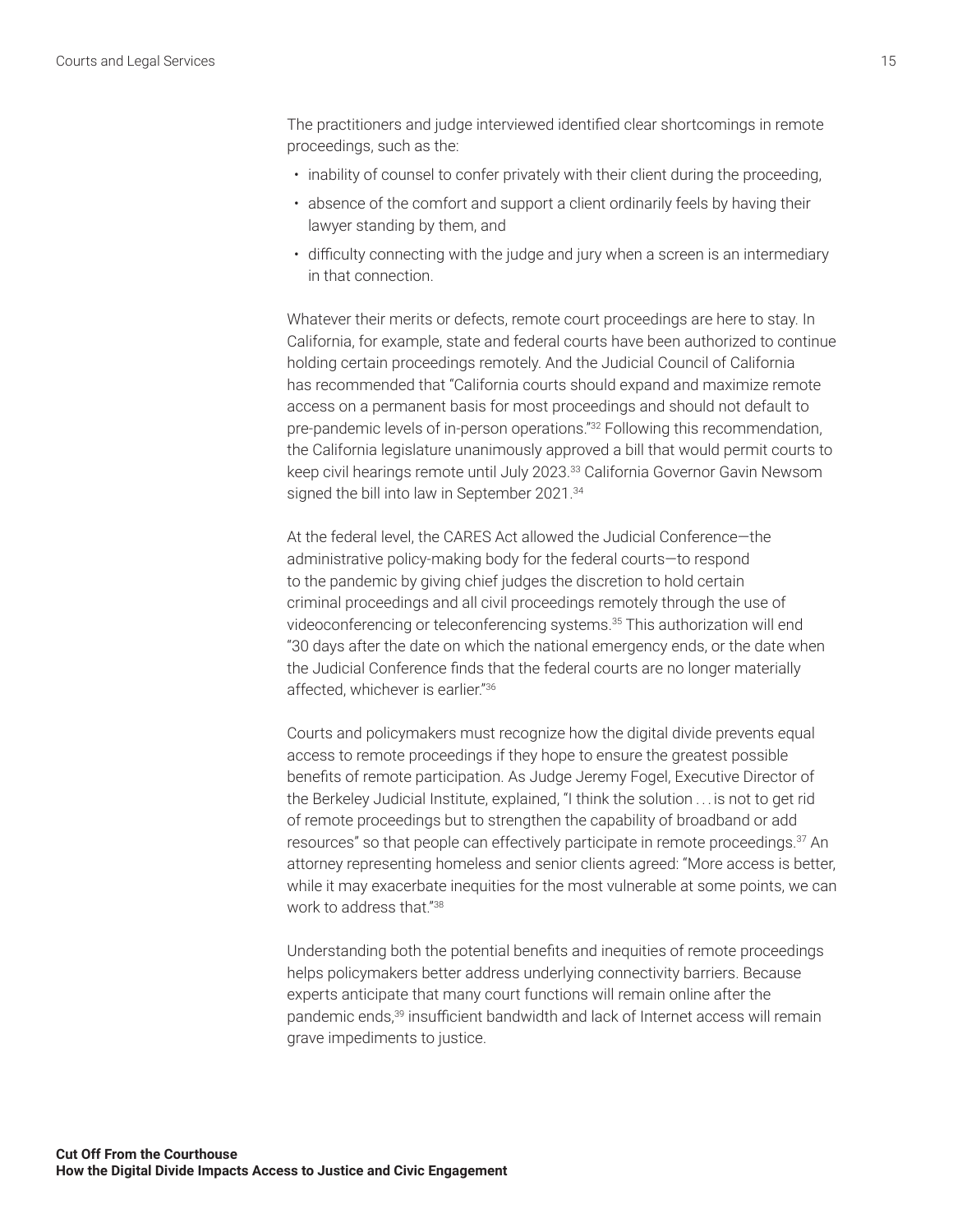The practitioners and judge interviewed identified clear shortcomings in remote proceedings, such as the:

- inability of counsel to confer privately with their client during the proceeding,
- absence of the comfort and support a client ordinarily feels by having their lawyer standing by them, and
- difficulty connecting with the judge and jury when a screen is an intermediary in that connection.

Whatever their merits or defects, remote court proceedings are here to stay. In California, for example, state and federal courts have been authorized to continue holding certain proceedings remotely. And the Judicial Council of California has recommended that "California courts should expand and maximize remote access on a permanent basis for most proceedings and should not default to pre-pandemic levels of in-person operations."[32] Following this recommendation, the California legislature unanimously approved a bill that would permit courts to keep civil hearings remote until July 2023.[33] California Governor Gavin Newsom signed the bill into law in September 2021.[34]

At the federal level, the CARES Act allowed the Judicial Conference—the administrative policy-making body for the federal courts—to respond to the pandemic by giving chief judges the discretion to hold certain criminal proceedings and all civil proceedings remotely through the use of videoconferencing or teleconferencing systems.[35] This authorization will end "30 days after the date on which the national emergency ends, or the date when the Judicial Conference finds that the federal courts are no longer materially affected, whichever is earlier."[36]

Courts and policymakers must recognize how the digital divide prevents equal access to remote proceedings if they hope to ensure the greatest possible benefits of remote participation. As Judge Jeremy Fogel, Executive Director of the Berkeley Judicial Institute, explained, "I think the solution . . . is not to get rid of remote proceedings but to strengthen the capability of broadband or add resources" so that people can effectively participate in remote proceedings.[37] An attorney representing homeless and senior clients agreed: "More access is better, while it may exacerbate inequities for the most vulnerable at some points, we can work to address that."[38]

Understanding both the potential benefits and inequities of remote proceedings helps policymakers better address underlying connectivity barriers. Because experts anticipate that many court functions will remain online after the pandemic ends,[39] insufficient bandwidth and lack of Internet access will remain grave impediments to justice.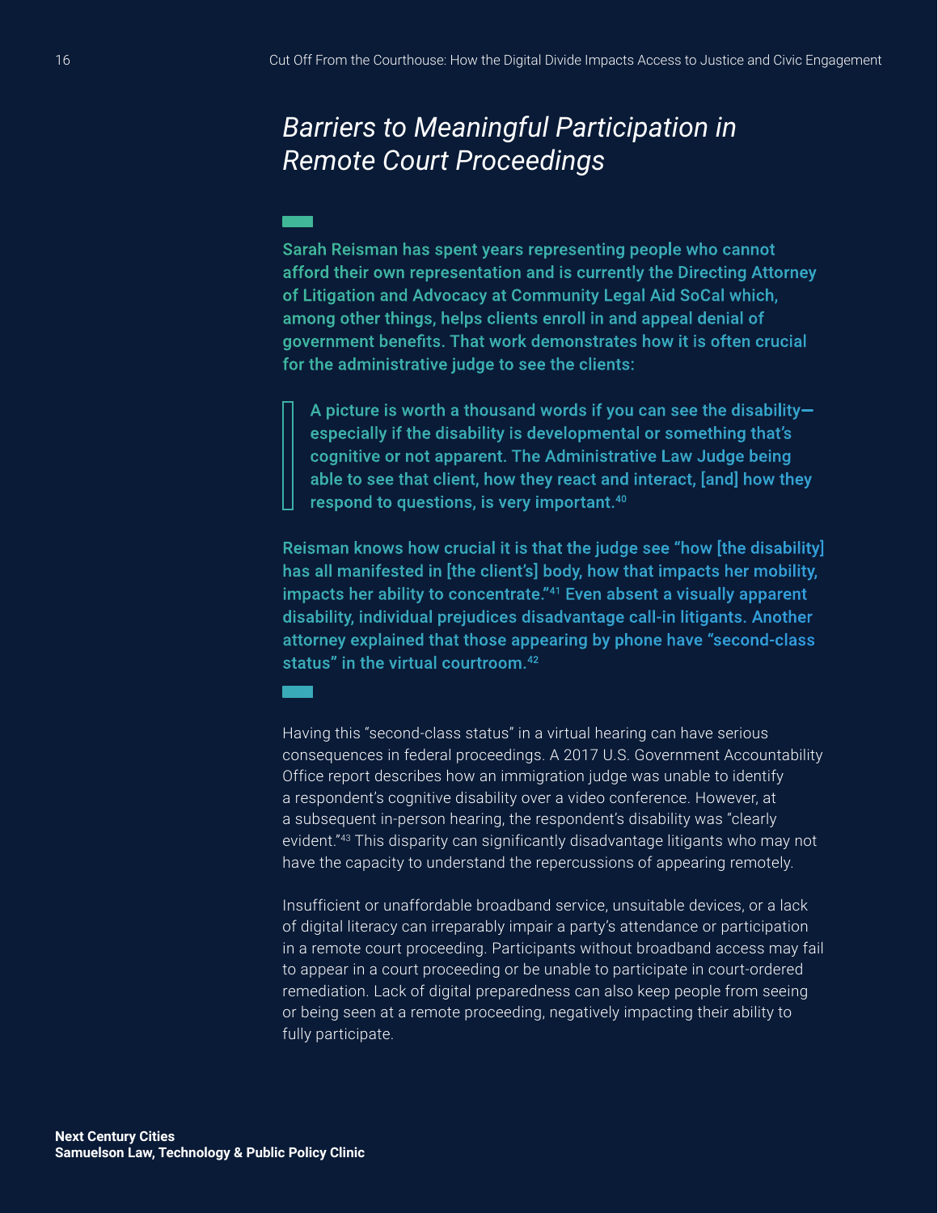## *Barriers to Meaningful Participation in Remote Court Proceedings*

**Sarah Reisman has spent years representing people who cannot afford their own representation and is currently the Directing Attorney of Litigation and Advocacy at Community Legal Aid SoCal which, among other things, helps clients enroll in and appeal denial of government benefits. That work demonstrates how it is often crucial for the administrative judge to see the clients:**

> **A picture is worth a thousand words if you can see the disability—especially if the disability is developmental or something that's cognitive or not apparent. The Administrative Law Judge being able to see that client, how they react and interact, [and] how they respond to questions, is very important.[40]**

**Reisman knows how crucial it is that the judge see "how [the disability] has all manifested in [the client's] body, how that impacts her mobility, impacts her ability to concentrate."[41] Even absent a visually apparent disability, individual prejudices disadvantage call-in litigants. Another attorney explained that those appearing by phone have "second-class status" in the virtual courtroom.[42]**

Having this "second-class status" in a virtual hearing can have serious consequences in federal proceedings. A 2017 U.S. Government Accountability Office report describes how an immigration judge was unable to identify a respondent's cognitive disability over a video conference. However, at a subsequent in-person hearing, the respondent's disability was "clearly evident."[43] This disparity can significantly disadvantage litigants who may not have the capacity to understand the repercussions of appearing remotely.

Insufficient or unaffordable broadband service, unsuitable devices, or a lack of digital literacy can irreparably impair a party's attendance or participation in a remote court proceeding. Participants without broadband access may fail to appear in a court proceeding or be unable to participate in court-ordered remediation. Lack of digital preparedness can also keep people from seeing or being seen at a remote proceeding, negatively impacting their ability to fully participate.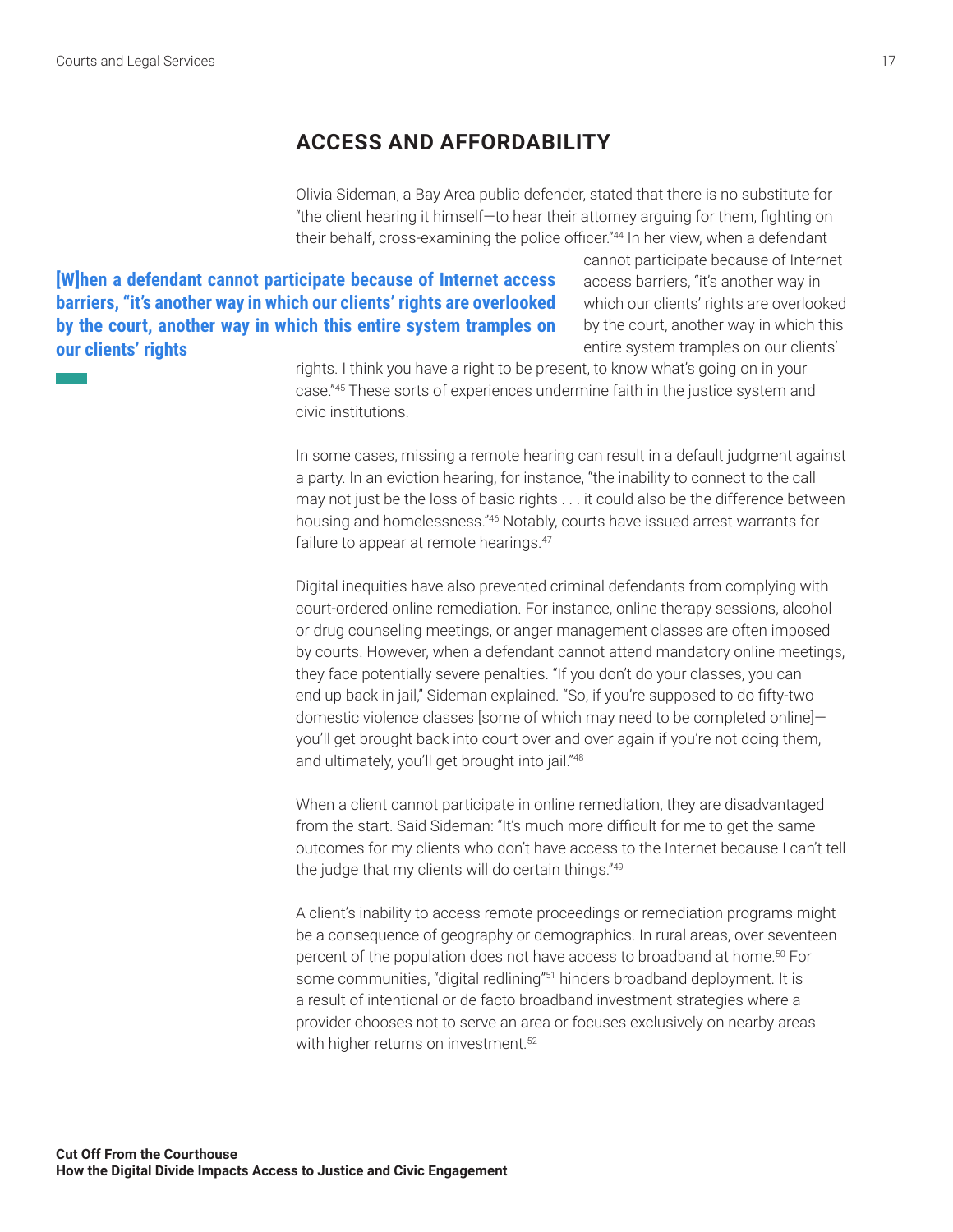## ACCESS AND AFFORDABILITY

Olivia Sideman, a Bay Area public defender, stated that there is no substitute for "the client hearing it himself—to hear their attorney arguing for them, fighting on their behalf, cross-examining the police officer."[44] In her view, when a defendant cannot participate because of Internet access barriers, "it's another way in which our clients' rights are overlooked by the court, another way in which this entire system tramples on our clients' rights. I think you have a right to be present, to know what's going on in your case."[45] These sorts of experiences undermine faith in the justice system and civic institutions.

> **[W]hen a defendant cannot participate because of Internet access barriers, "it's another way in which our clients' rights are overlooked by the court, another way in which this entire system tramples on our clients' rights**

In some cases, missing a remote hearing can result in a default judgment against a party. In an eviction hearing, for instance, "the inability to connect to the call may not just be the loss of basic rights . . . it could also be the difference between housing and homelessness."[46] Notably, courts have issued arrest warrants for failure to appear at remote hearings.[47]

Digital inequities have also prevented criminal defendants from complying with court-ordered online remediation. For instance, online therapy sessions, alcohol or drug counseling meetings, or anger management classes are often imposed by courts. However, when a defendant cannot attend mandatory online meetings, they face potentially severe penalties. "If you don't do your classes, you can end up back in jail," Sideman explained. "So, if you're supposed to do fifty-two domestic violence classes [some of which may need to be completed online]—you'll get brought back into court over and over again if you're not doing them, and ultimately, you'll get brought into jail."[48]

When a client cannot participate in online remediation, they are disadvantaged from the start. Said Sideman: "It's much more difficult for me to get the same outcomes for my clients who don't have access to the Internet because I can't tell the judge that my clients will do certain things."[49]

A client's inability to access remote proceedings or remediation programs might be a consequence of geography or demographics. In rural areas, over seventeen percent of the population does not have access to broadband at home.[50] For some communities, "digital redlining"[51] hinders broadband deployment. It is a result of intentional or de facto broadband investment strategies where a provider chooses not to serve an area or focuses exclusively on nearby areas with higher returns on investment.[52]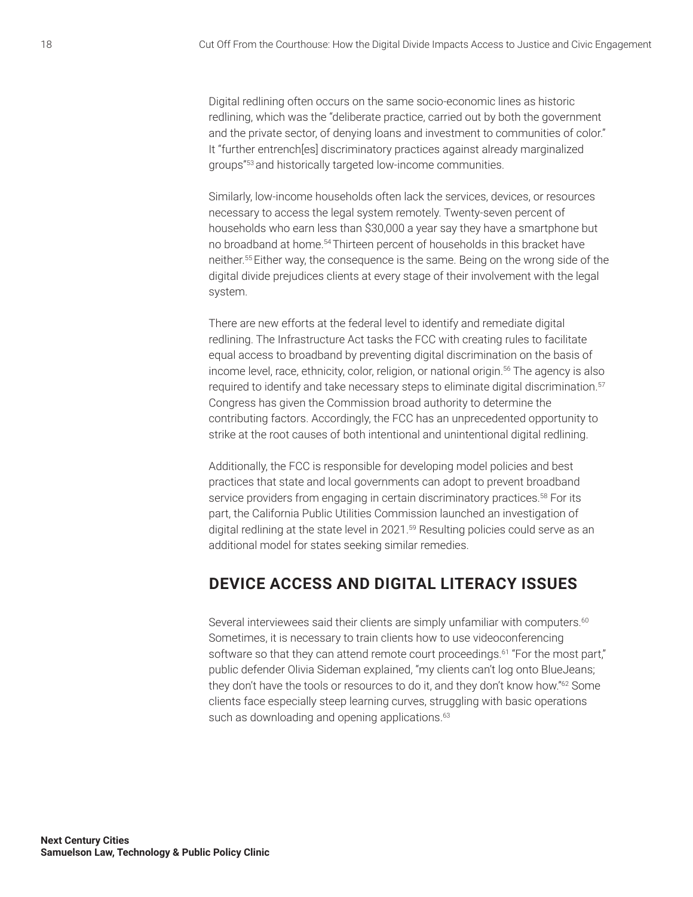Digital redlining often occurs on the same socio-economic lines as historic redlining, which was the "deliberate practice, carried out by both the government and the private sector, of denying loans and investment to communities of color." It "further entrench[es] discriminatory practices against already marginalized groups"[53] and historically targeted low-income communities.

Similarly, low-income households often lack the services, devices, or resources necessary to access the legal system remotely. Twenty-seven percent of households who earn less than $30,000 a year say they have a smartphone but no broadband at home.[54] Thirteen percent of households in this bracket have neither.[55] Either way, the consequence is the same. Being on the wrong side of the digital divide prejudices clients at every stage of their involvement with the legal system.

There are new efforts at the federal level to identify and remediate digital redlining. The Infrastructure Act tasks the FCC with creating rules to facilitate equal access to broadband by preventing digital discrimination on the basis of income level, race, ethnicity, color, religion, or national origin.[56] The agency is also required to identify and take necessary steps to eliminate digital discrimination.[57] Congress has given the Commission broad authority to determine the contributing factors. Accordingly, the FCC has an unprecedented opportunity to strike at the root causes of both intentional and unintentional digital redlining.

Additionally, the FCC is responsible for developing model policies and best practices that state and local governments can adopt to prevent broadband service providers from engaging in certain discriminatory practices.[58] For its part, the California Public Utilities Commission launched an investigation of digital redlining at the state level in 2021.[59] Resulting policies could serve as an additional model for states seeking similar remedies.

## DEVICE ACCESS AND DIGITAL LITERACY ISSUES

Several interviewees said their clients are simply unfamiliar with computers.[60] Sometimes, it is necessary to train clients how to use videoconferencing software so that they can attend remote court proceedings.[61] "For the most part," public defender Olivia Sideman explained, "my clients can't log onto BlueJeans; they don't have the tools or resources to do it, and they don't know how."[62] Some clients face especially steep learning curves, struggling with basic operations such as downloading and opening applications.[63]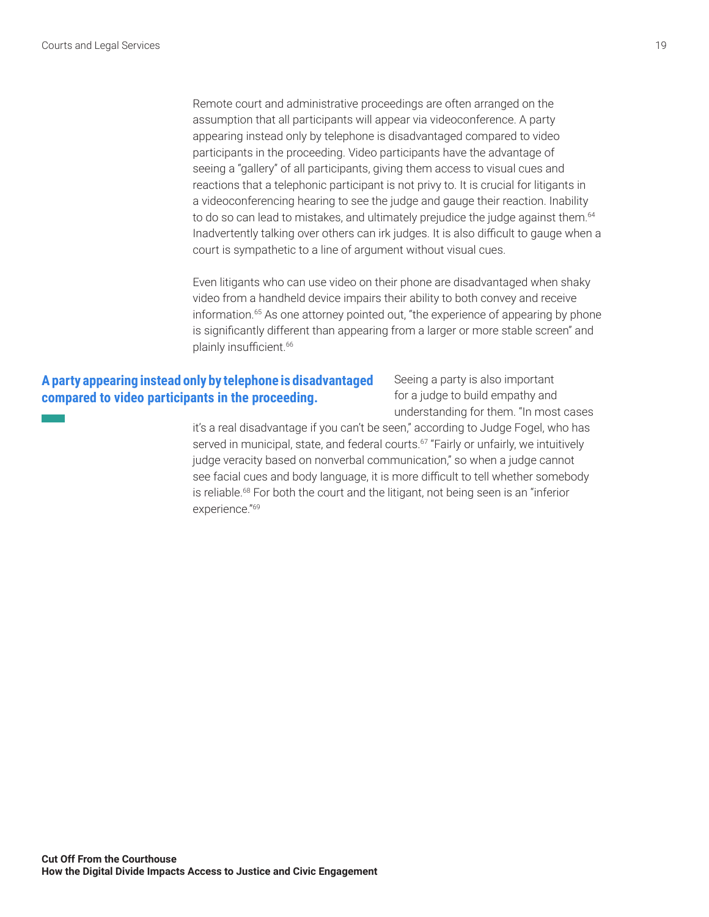Remote court and administrative proceedings are often arranged on the assumption that all participants will appear via videoconference. A party appearing instead only by telephone is disadvantaged compared to video participants in the proceeding. Video participants have the advantage of seeing a "gallery" of all participants, giving them access to visual cues and reactions that a telephonic participant is not privy to. It is crucial for litigants in a videoconferencing hearing to see the judge and gauge their reaction. Inability to do so can lead to mistakes, and ultimately prejudice the judge against them.[64] Inadvertently talking over others can irk judges. It is also difficult to gauge when a court is sympathetic to a line of argument without visual cues.

Even litigants who can use video on their phone are disadvantaged when shaky video from a handheld device impairs their ability to both convey and receive information.[65] As one attorney pointed out, "the experience of appearing by phone is significantly different than appearing from a larger or more stable screen" and plainly insufficient.[66]

**A party appearing instead only by telephone is disadvantaged compared to video participants in the proceeding.**

Seeing a party is also important for a judge to build empathy and understanding for them. "In most cases it's a real disadvantage if you can't be seen," according to Judge Fogel, who has served in municipal, state, and federal courts.[67] "Fairly or unfairly, we intuitively judge veracity based on nonverbal communication," so when a judge cannot see facial cues and body language, it is more difficult to tell whether somebody is reliable.[68] For both the court and the litigant, not being seen is an "inferior experience."[69]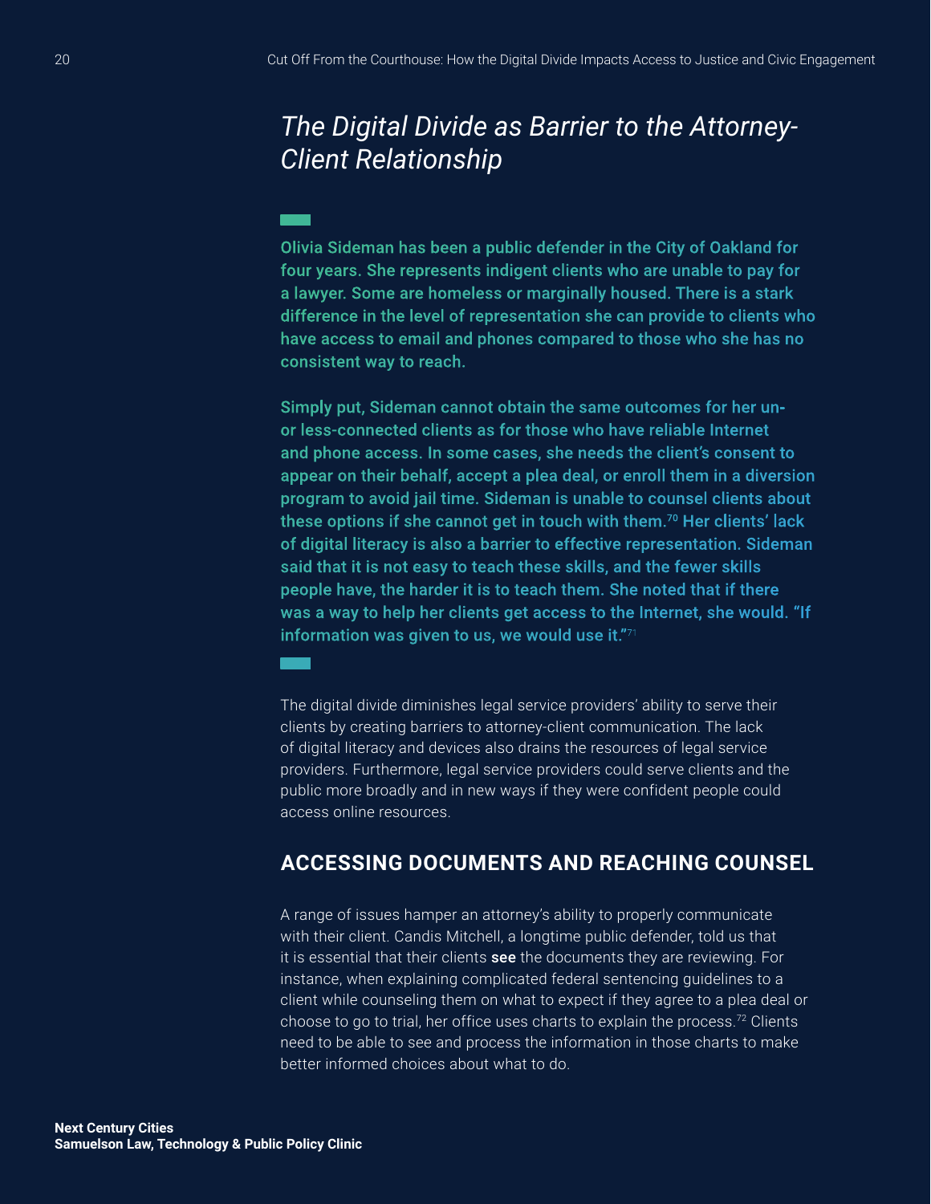## *The Digital Divide as Barrier to the Attorney-Client Relationship*

**Olivia Sideman has been a public defender in the City of Oakland for four years. She represents indigent clients who are unable to pay for a lawyer. Some are homeless or marginally housed. There is a stark difference in the level of representation she can provide to clients who have access to email and phones compared to those who she has no consistent way to reach.**

**Simply put, Sideman cannot obtain the same outcomes for her un- or less-connected clients as for those who have reliable Internet and phone access. In some cases, she needs the client's consent to appear on their behalf, accept a plea deal, or enroll them in a diversion program to avoid jail time. Sideman is unable to counsel clients about these options if she cannot get in touch with them.[70] Her clients' lack of digital literacy is also a barrier to effective representation. Sideman said that it is not easy to teach these skills, and the fewer skills people have, the harder it is to teach them. She noted that if there was a way to help her clients get access to the Internet, she would. "If information was given to us, we would use it."[71]**

The digital divide diminishes legal service providers' ability to serve their clients by creating barriers to attorney-client communication. The lack of digital literacy and devices also drains the resources of legal service providers. Furthermore, legal service providers could serve clients and the public more broadly and in new ways if they were confident people could access online resources.

### ACCESSING DOCUMENTS AND REACHING COUNSEL

A range of issues hamper an attorney's ability to properly communicate with their client. Candis Mitchell, a longtime public defender, told us that it is essential that their clients **see** the documents they are reviewing. For instance, when explaining complicated federal sentencing guidelines to a client while counseling them on what to expect if they agree to a plea deal or choose to go to trial, her office uses charts to explain the process.[72] Clients need to be able to see and process the information in those charts to make better informed choices about what to do.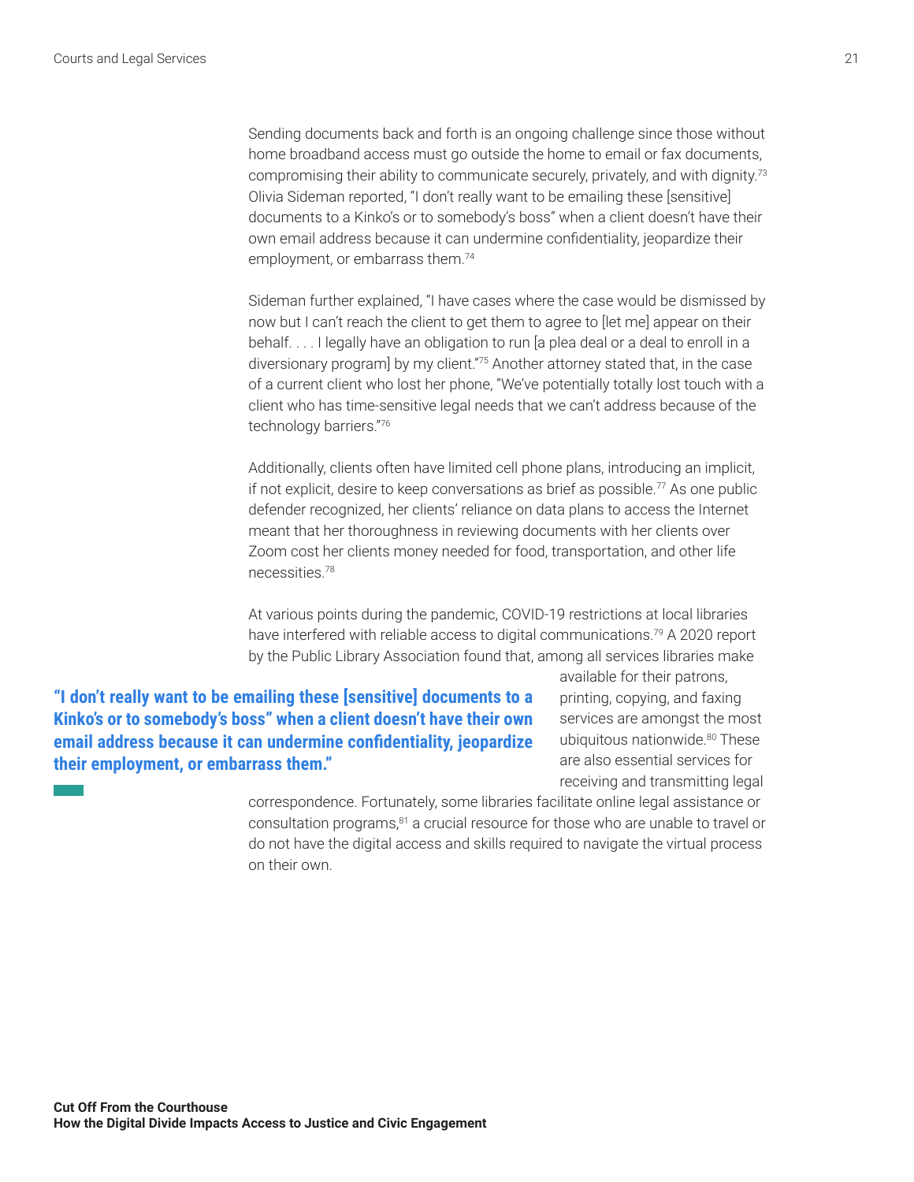Sending documents back and forth is an ongoing challenge since those without home broadband access must go outside the home to email or fax documents, compromising their ability to communicate securely, privately, and with dignity.[73] Olivia Sideman reported, "I don't really want to be emailing these [sensitive] documents to a Kinko's or to somebody's boss" when a client doesn't have their own email address because it can undermine confidentiality, jeopardize their employment, or embarrass them.[74]

Sideman further explained, "I have cases where the case would be dismissed by now but I can't reach the client to get them to agree to [let me] appear on their behalf. . . . I legally have an obligation to run [a plea deal or a deal to enroll in a diversionary program] by my client."[75] Another attorney stated that, in the case of a current client who lost her phone, "We've potentially totally lost touch with a client who has time-sensitive legal needs that we can't address because of the technology barriers."[76]

Additionally, clients often have limited cell phone plans, introducing an implicit, if not explicit, desire to keep conversations as brief as possible.[77] As one public defender recognized, her clients' reliance on data plans to access the Internet meant that her thoroughness in reviewing documents with her clients over Zoom cost her clients money needed for food, transportation, and other life necessities.[78]

At various points during the pandemic, COVID-19 restrictions at local libraries have interfered with reliable access to digital communications.[79] A 2020 report by the Public Library Association found that, among all services libraries make available for their patrons, printing, copying, and faxing services are amongst the most ubiquitous nationwide.[80] These are also essential services for receiving and transmitting legal correspondence. Fortunately, some libraries facilitate online legal assistance or consultation programs,[81] a crucial resource for those who are unable to travel or do not have the digital access and skills required to navigate the virtual process on their own.

> **"I don't really want to be emailing these [sensitive] documents to a Kinko's or to somebody's boss" when a client doesn't have their own email address because it can undermine confidentiality, jeopardize their employment, or embarrass them."**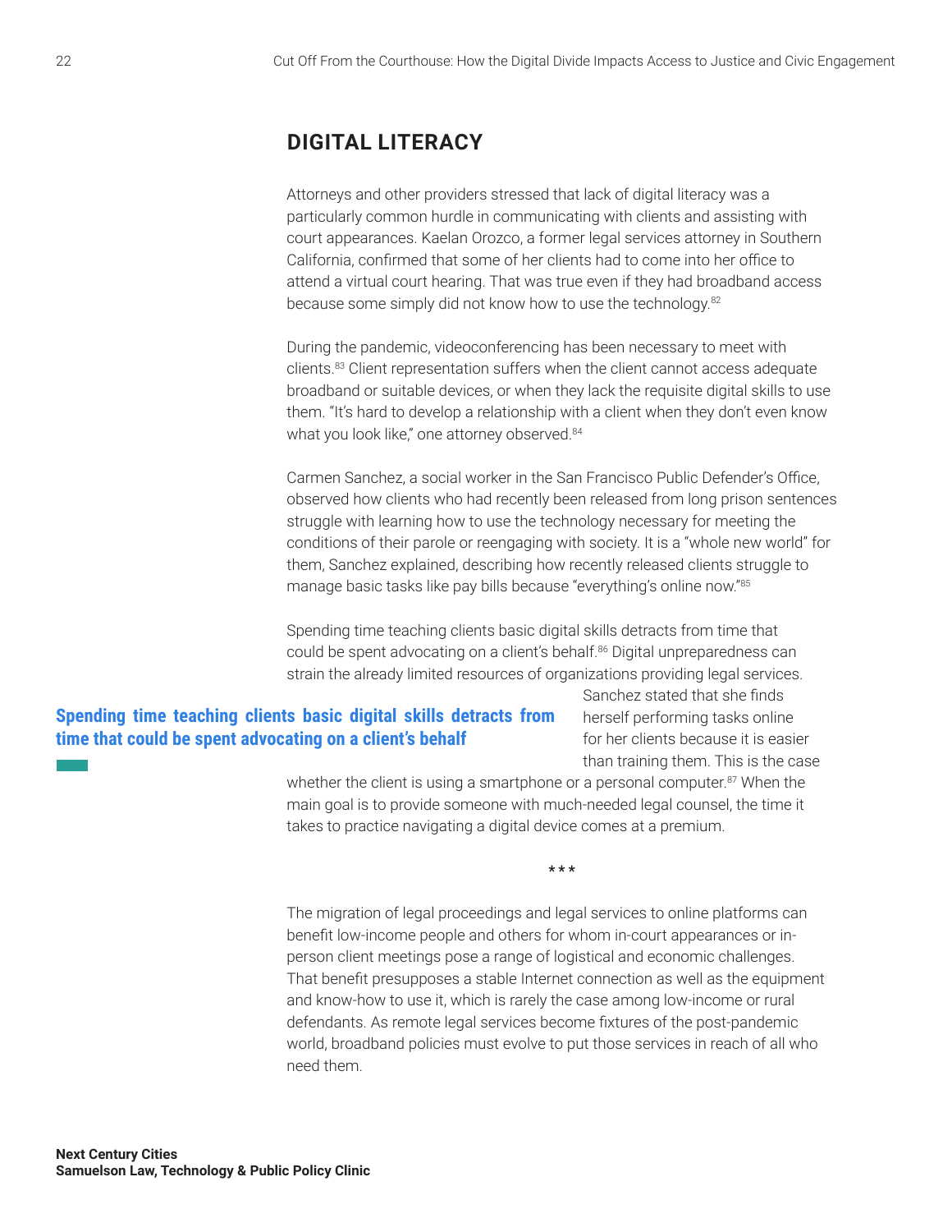## DIGITAL LITERACY

Attorneys and other providers stressed that lack of digital literacy was a particularly common hurdle in communicating with clients and assisting with court appearances. Kaelan Orozco, a former legal services attorney in Southern California, confirmed that some of her clients had to come into her office to attend a virtual court hearing. That was true even if they had broadband access because some simply did not know how to use the technology.[82]

During the pandemic, videoconferencing has been necessary to meet with clients.[83] Client representation suffers when the client cannot access adequate broadband or suitable devices, or when they lack the requisite digital skills to use them. "It's hard to develop a relationship with a client when they don't even know what you look like," one attorney observed.[84]

Carmen Sanchez, a social worker in the San Francisco Public Defender's Office, observed how clients who had recently been released from long prison sentences struggle with learning how to use the technology necessary for meeting the conditions of their parole or reengaging with society. It is a "whole new world" for them, Sanchez explained, describing how recently released clients struggle to manage basic tasks like pay bills because "everything's online now."[85]

Spending time teaching clients basic digital skills detracts from time that could be spent advocating on a client's behalf.[86] Digital unpreparedness can strain the already limited resources of organizations providing legal services. Sanchez stated that she finds herself performing tasks online for her clients because it is easier than training them. This is the case whether the client is using a smartphone or a personal computer.[87] When the main goal is to provide someone with much-needed legal counsel, the time it takes to practice navigating a digital device comes at a premium.

**Spending time teaching clients basic digital skills detracts from time that could be spent advocating on a client's behalf**

\*\*\*

The migration of legal proceedings and legal services to online platforms can benefit low-income people and others for whom in-court appearances or in-person client meetings pose a range of logistical and economic challenges. That benefit presupposes a stable Internet connection as well as the equipment and know-how to use it, which is rarely the case among low-income or rural defendants. As remote legal services become fixtures of the post-pandemic world, broadband policies must evolve to put those services in reach of all who need them.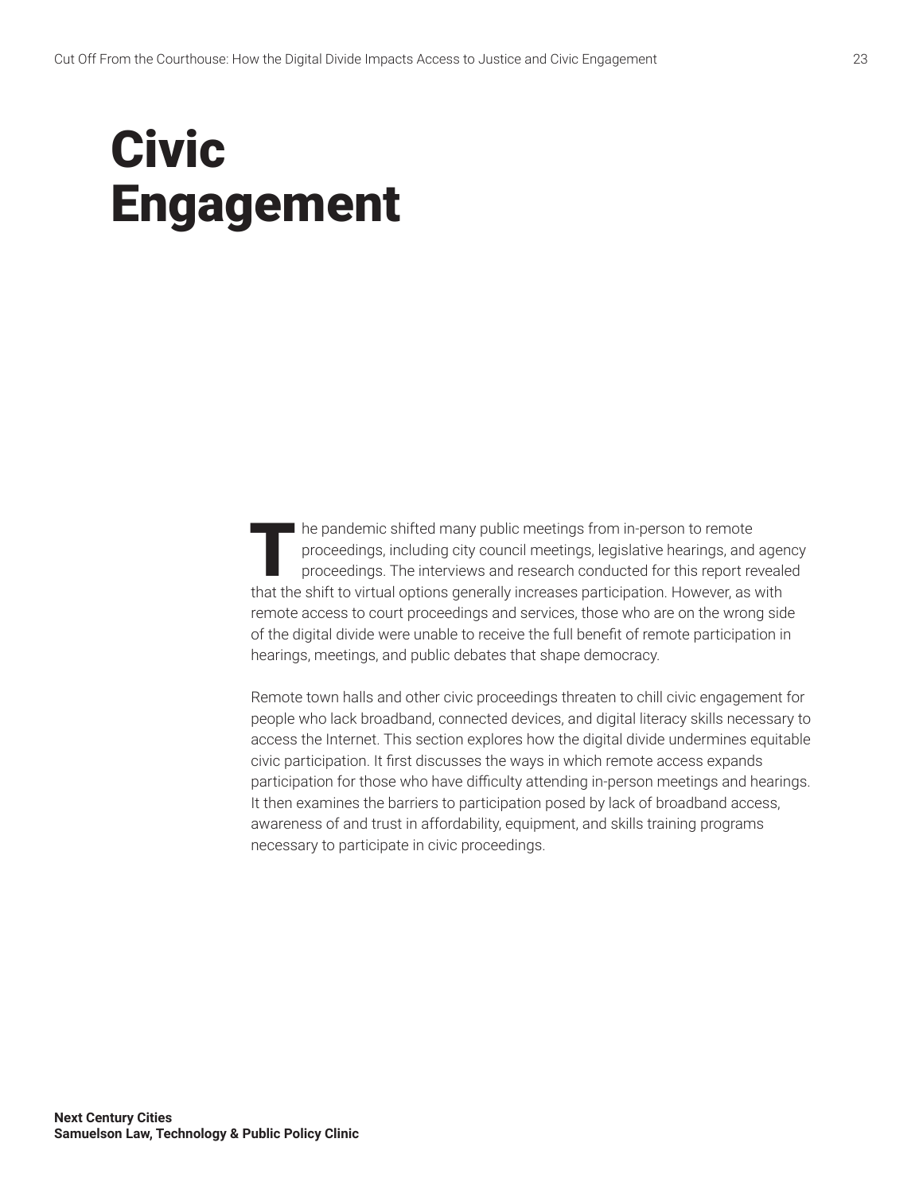# Civic Engagement

The pandemic shifted many public meetings from in-person to remote proceedings, including city council meetings, legislative hearings, and agency proceedings. The interviews and research conducted for this report revealed that the shift to virtual options generally increases participation. However, as with remote access to court proceedings and services, those who are on the wrong side of the digital divide were unable to receive the full benefit of remote participation in hearings, meetings, and public debates that shape democracy.

Remote town halls and other civic proceedings threaten to chill civic engagement for people who lack broadband, connected devices, and digital literacy skills necessary to access the Internet. This section explores how the digital divide undermines equitable civic participation. It first discusses the ways in which remote access expands participation for those who have difficulty attending in-person meetings and hearings. It then examines the barriers to participation posed by lack of broadband access, awareness of and trust in affordability, equipment, and skills training programs necessary to participate in civic proceedings.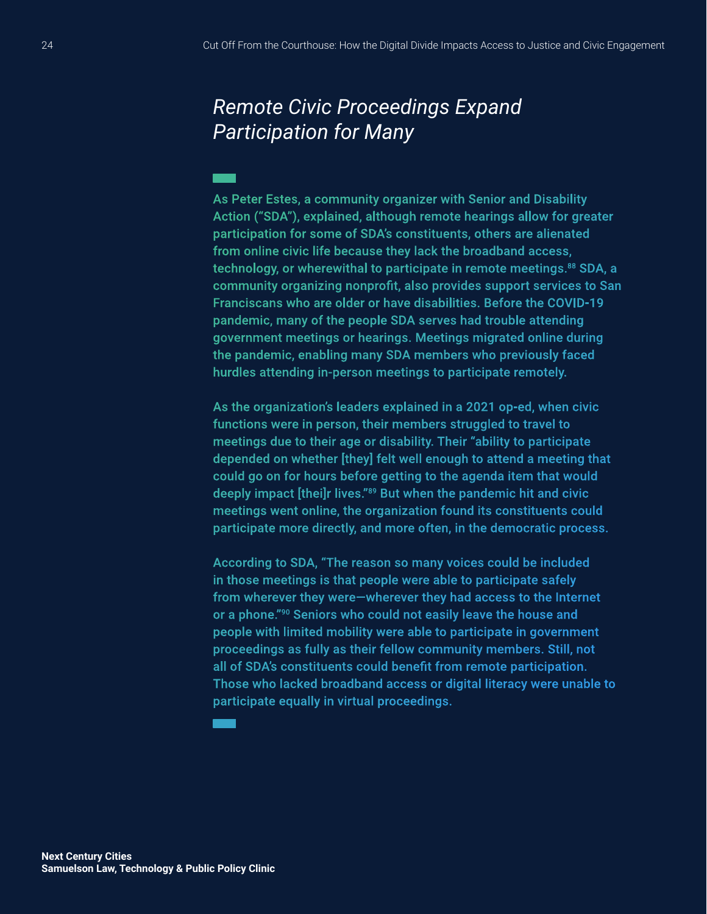## *Remote Civic Proceedings Expand Participation for Many*

As Peter Estes, a community organizer with Senior and Disability Action ("SDA"), explained, although remote hearings allow for greater participation for some of SDA's constituents, others are alienated from online civic life because they lack the broadband access, technology, or wherewithal to participate in remote meetings.[88] SDA, a community organizing nonprofit, also provides support services to San Franciscans who are older or have disabilities. Before the COVID-19 pandemic, many of the people SDA serves had trouble attending government meetings or hearings. Meetings migrated online during the pandemic, enabling many SDA members who previously faced hurdles attending in-person meetings to participate remotely.

As the organization's leaders explained in a 2021 op-ed, when civic functions were in person, their members struggled to travel to meetings due to their age or disability. Their "ability to participate depended on whether [they] felt well enough to attend a meeting that could go on for hours before getting to the agenda item that would deeply impact [thei]r lives."[89] But when the pandemic hit and civic meetings went online, the organization found its constituents could participate more directly, and more often, in the democratic process.

According to SDA, "The reason so many voices could be included in those meetings is that people were able to participate safely from wherever they were—wherever they had access to the Internet or a phone."[90] Seniors who could not easily leave the house and people with limited mobility were able to participate in government proceedings as fully as their fellow community members. Still, not all of SDA's constituents could benefit from remote participation. Those who lacked broadband access or digital literacy were unable to participate equally in virtual proceedings.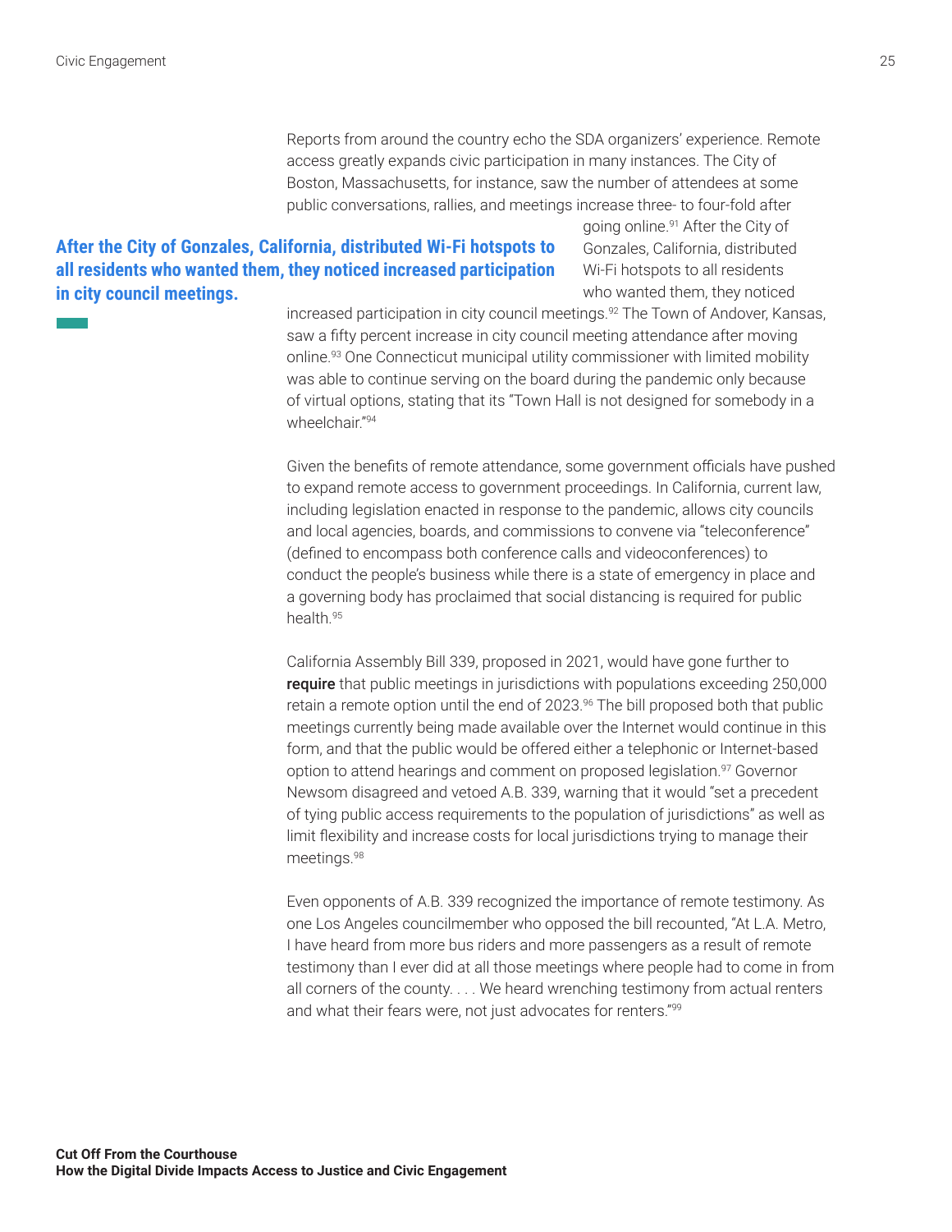Reports from around the country echo the SDA organizers' experience. Remote access greatly expands civic participation in many instances. The City of Boston, Massachusetts, for instance, saw the number of attendees at some public conversations, rallies, and meetings increase three- to four-fold after going online.[91] After the City of Gonzales, California, distributed Wi-Fi hotspots to all residents who wanted them, they noticed increased participation in city council meetings.[92] The Town of Andover, Kansas, saw a fifty percent increase in city council meeting attendance after moving online.[93] One Connecticut municipal utility commissioner with limited mobility was able to continue serving on the board during the pandemic only because of virtual options, stating that its "Town Hall is not designed for somebody in a wheelchair."[94]

**After the City of Gonzales, California, distributed Wi-Fi hotspots to all residents who wanted them, they noticed increased participation in city council meetings.**

Given the benefits of remote attendance, some government officials have pushed to expand remote access to government proceedings. In California, current law, including legislation enacted in response to the pandemic, allows city councils and local agencies, boards, and commissions to convene via "teleconference" (defined to encompass both conference calls and videoconferences) to conduct the people's business while there is a state of emergency in place and a governing body has proclaimed that social distancing is required for public health.[95]

California Assembly Bill 339, proposed in 2021, would have gone further to **require** that public meetings in jurisdictions with populations exceeding 250,000 retain a remote option until the end of 2023.[96] The bill proposed both that public meetings currently being made available over the Internet would continue in this form, and that the public would be offered either a telephonic or Internet-based option to attend hearings and comment on proposed legislation.[97] Governor Newsom disagreed and vetoed A.B. 339, warning that it would "set a precedent of tying public access requirements to the population of jurisdictions" as well as limit flexibility and increase costs for local jurisdictions trying to manage their meetings.[98]

Even opponents of A.B. 339 recognized the importance of remote testimony. As one Los Angeles councilmember who opposed the bill recounted, "At L.A. Metro, I have heard from more bus riders and more passengers as a result of remote testimony than I ever did at all those meetings where people had to come in from all corners of the county. . . . We heard wrenching testimony from actual renters and what their fears were, not just advocates for renters."[99]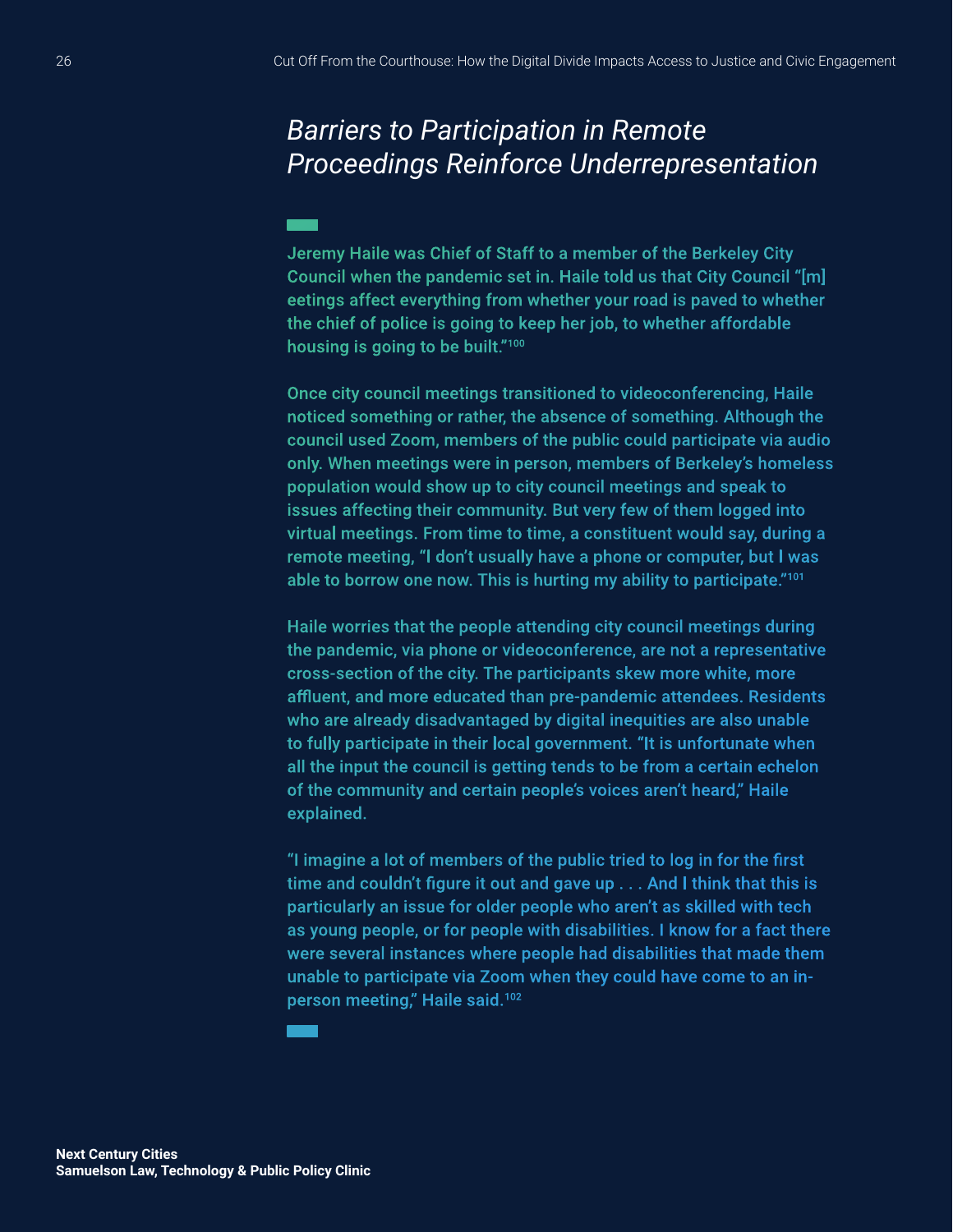## *Barriers to Participation in Remote Proceedings Reinforce Underrepresentation*

Jeremy Haile was Chief of Staff to a member of the Berkeley City Council when the pandemic set in. Haile told us that City Council "[m]eetings affect everything from whether your road is paved to whether the chief of police is going to keep her job, to whether affordable housing is going to be built."[100]

Once city council meetings transitioned to videoconferencing, Haile noticed something or rather, the absence of something. Although the council used Zoom, members of the public could participate via audio only. When meetings were in person, members of Berkeley's homeless population would show up to city council meetings and speak to issues affecting their community. But very few of them logged into virtual meetings. From time to time, a constituent would say, during a remote meeting, "I don't usually have a phone or computer, but I was able to borrow one now. This is hurting my ability to participate."[101]

Haile worries that the people attending city council meetings during the pandemic, via phone or videoconference, are not a representative cross-section of the city. The participants skew more white, more affluent, and more educated than pre-pandemic attendees. Residents who are already disadvantaged by digital inequities are also unable to fully participate in their local government. "It is unfortunate when all the input the council is getting tends to be from a certain echelon of the community and certain people's voices aren't heard," Haile explained.

"I imagine a lot of members of the public tried to log in for the first time and couldn't figure it out and gave up . . . And I think that this is particularly an issue for older people who aren't as skilled with tech as young people, or for people with disabilities. I know for a fact there were several instances where people had disabilities that made them unable to participate via Zoom when they could have come to an in-person meeting," Haile said.[102]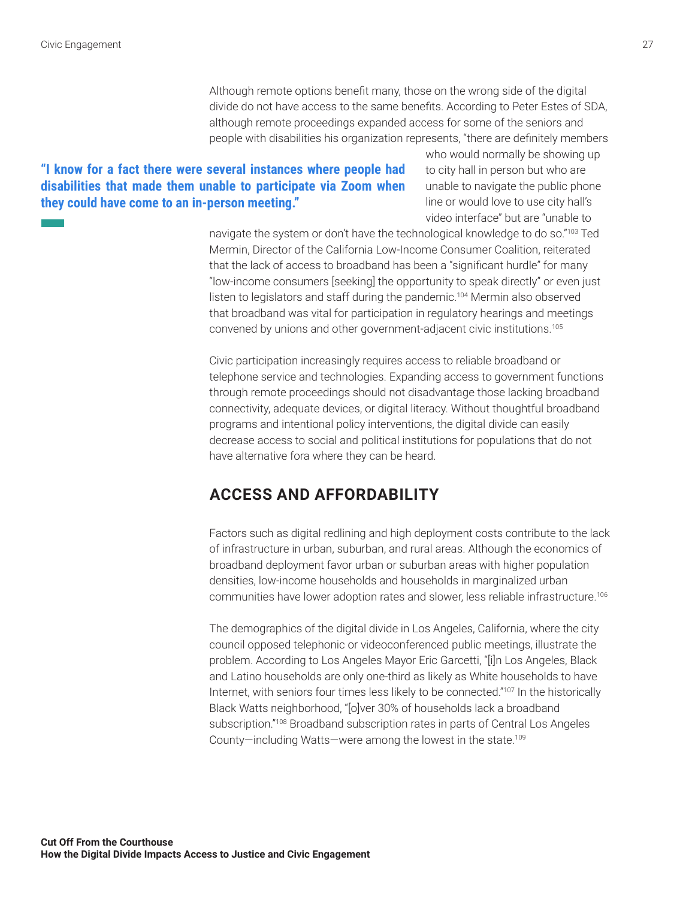Although remote options benefit many, those on the wrong side of the digital divide do not have access to the same benefits. According to Peter Estes of SDA, although remote proceedings expanded access for some of the seniors and people with disabilities his organization represents, "there are definitely members who would normally be showing up to city hall in person but who are unable to navigate the public phone line or would love to use city hall's video interface" but are "unable to navigate the system or don't have the technological knowledge to do so."[103] Ted Mermin, Director of the California Low-Income Consumer Coalition, reiterated that the lack of access to broadband has been a "significant hurdle" for many "low-income consumers [seeking] the opportunity to speak directly" or even just listen to legislators and staff during the pandemic.[104] Mermin also observed that broadband was vital for participation in regulatory hearings and meetings convened by unions and other government-adjacent civic institutions.[105]

**"I know for a fact there were several instances where people had disabilities that made them unable to participate via Zoom when they could have come to an in-person meeting."**

Civic participation increasingly requires access to reliable broadband or telephone service and technologies. Expanding access to government functions through remote proceedings should not disadvantage those lacking broadband connectivity, adequate devices, or digital literacy. Without thoughtful broadband programs and intentional policy interventions, the digital divide can easily decrease access to social and political institutions for populations that do not have alternative fora where they can be heard.

## ACCESS AND AFFORDABILITY

Factors such as digital redlining and high deployment costs contribute to the lack of infrastructure in urban, suburban, and rural areas. Although the economics of broadband deployment favor urban or suburban areas with higher population densities, low-income households and households in marginalized urban communities have lower adoption rates and slower, less reliable infrastructure.[106]

The demographics of the digital divide in Los Angeles, California, where the city council opposed telephonic or videoconferenced public meetings, illustrate the problem. According to Los Angeles Mayor Eric Garcetti, "[i]n Los Angeles, Black and Latino households are only one-third as likely as White households to have Internet, with seniors four times less likely to be connected."[107] In the historically Black Watts neighborhood, "[o]ver 30% of households lack a broadband subscription."[108] Broadband subscription rates in parts of Central Los Angeles County—including Watts—were among the lowest in the state.[109]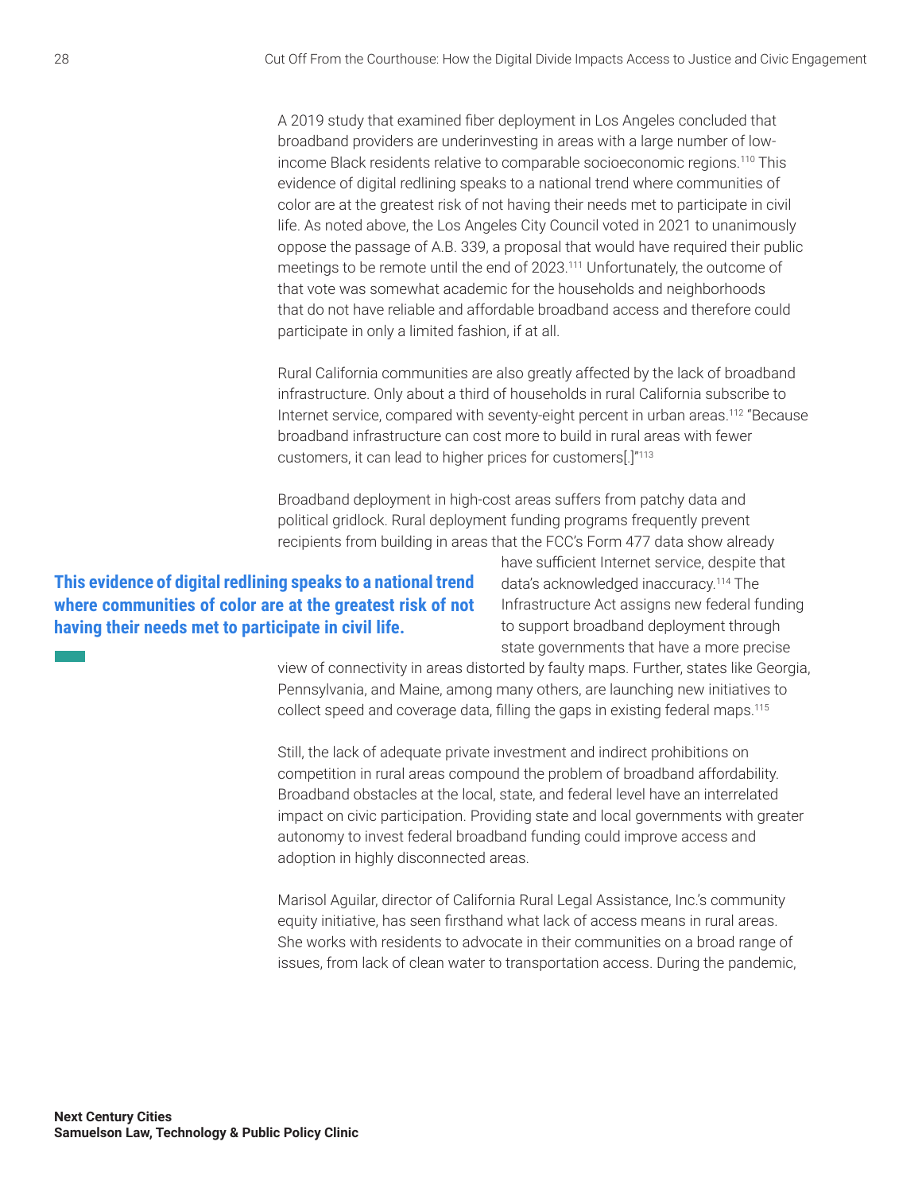A 2019 study that examined fiber deployment in Los Angeles concluded that broadband providers are underinvesting in areas with a large number of low-income Black residents relative to comparable socioeconomic regions.[110] This evidence of digital redlining speaks to a national trend where communities of color are at the greatest risk of not having their needs met to participate in civil life. As noted above, the Los Angeles City Council voted in 2021 to unanimously oppose the passage of A.B. 339, a proposal that would have required their public meetings to be remote until the end of 2023.[111] Unfortunately, the outcome of that vote was somewhat academic for the households and neighborhoods that do not have reliable and affordable broadband access and therefore could participate in only a limited fashion, if at all.

Rural California communities are also greatly affected by the lack of broadband infrastructure. Only about a third of households in rural California subscribe to Internet service, compared with seventy-eight percent in urban areas.[112] "Because broadband infrastructure can cost more to build in rural areas with fewer customers, it can lead to higher prices for customers[.]"[113]

Broadband deployment in high-cost areas suffers from patchy data and political gridlock. Rural deployment funding programs frequently prevent recipients from building in areas that the FCC's Form 477 data show already have sufficient Internet service, despite that data's acknowledged inaccuracy.[114] The Infrastructure Act assigns new federal funding to support broadband deployment through state governments that have a more precise view of connectivity in areas distorted by faulty maps. Further, states like Georgia, Pennsylvania, and Maine, among many others, are launching new initiatives to collect speed and coverage data, filling the gaps in existing federal maps.[115]

> **This evidence of digital redlining speaks to a national trend where communities of color are at the greatest risk of not having their needs met to participate in civil life.**

Still, the lack of adequate private investment and indirect prohibitions on competition in rural areas compound the problem of broadband affordability. Broadband obstacles at the local, state, and federal level have an interrelated impact on civic participation. Providing state and local governments with greater autonomy to invest federal broadband funding could improve access and adoption in highly disconnected areas.

Marisol Aguilar, director of California Rural Legal Assistance, Inc.'s community equity initiative, has seen firsthand what lack of access means in rural areas. She works with residents to advocate in their communities on a broad range of issues, from lack of clean water to transportation access. During the pandemic,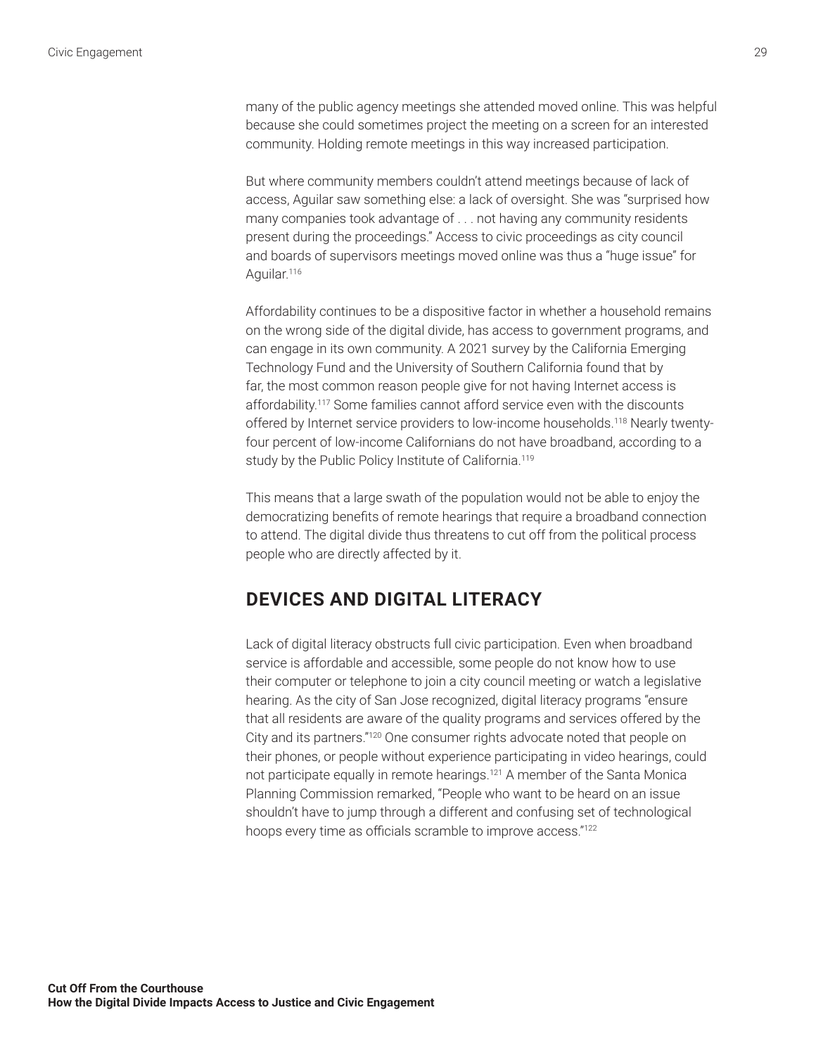many of the public agency meetings she attended moved online. This was helpful because she could sometimes project the meeting on a screen for an interested community. Holding remote meetings in this way increased participation.

But where community members couldn't attend meetings because of lack of access, Aguilar saw something else: a lack of oversight. She was "surprised how many companies took advantage of . . . not having any community residents present during the proceedings." Access to civic proceedings as city council and boards of supervisors meetings moved online was thus a "huge issue" for Aguilar.[116]

Affordability continues to be a dispositive factor in whether a household remains on the wrong side of the digital divide, has access to government programs, and can engage in its own community. A 2021 survey by the California Emerging Technology Fund and the University of Southern California found that by far, the most common reason people give for not having Internet access is affordability.[117] Some families cannot afford service even with the discounts offered by Internet service providers to low-income households.[118] Nearly twenty-four percent of low-income Californians do not have broadband, according to a study by the Public Policy Institute of California.[119]

This means that a large swath of the population would not be able to enjoy the democratizing benefits of remote hearings that require a broadband connection to attend. The digital divide thus threatens to cut off from the political process people who are directly affected by it.

## DEVICES AND DIGITAL LITERACY

Lack of digital literacy obstructs full civic participation. Even when broadband service is affordable and accessible, some people do not know how to use their computer or telephone to join a city council meeting or watch a legislative hearing. As the city of San Jose recognized, digital literacy programs "ensure that all residents are aware of the quality programs and services offered by the City and its partners."[120] One consumer rights advocate noted that people on their phones, or people without experience participating in video hearings, could not participate equally in remote hearings.[121] A member of the Santa Monica Planning Commission remarked, "People who want to be heard on an issue shouldn't have to jump through a different and confusing set of technological hoops every time as officials scramble to improve access."[122]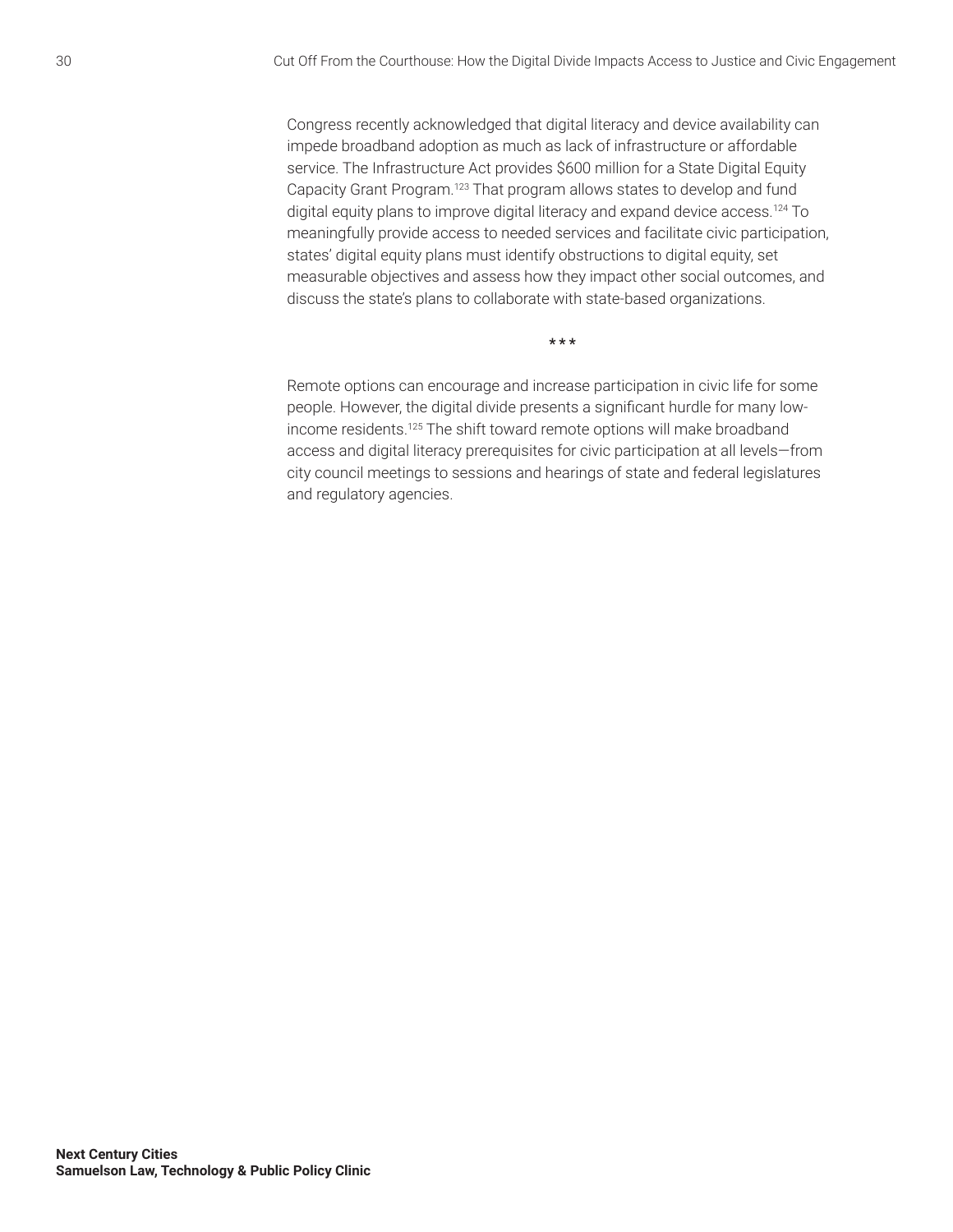Congress recently acknowledged that digital literacy and device availability can impede broadband adoption as much as lack of infrastructure or affordable service. The Infrastructure Act provides $600 million for a State Digital Equity Capacity Grant Program.[123] That program allows states to develop and fund digital equity plans to improve digital literacy and expand device access.[124] To meaningfully provide access to needed services and facilitate civic participation, states' digital equity plans must identify obstructions to digital equity, set measurable objectives and assess how they impact other social outcomes, and discuss the state's plans to collaborate with state-based organizations.

***

Remote options can encourage and increase participation in civic life for some people. However, the digital divide presents a significant hurdle for many low-income residents.[125] The shift toward remote options will make broadband access and digital literacy prerequisites for civic participation at all levels—from city council meetings to sessions and hearings of state and federal legislatures and regulatory agencies.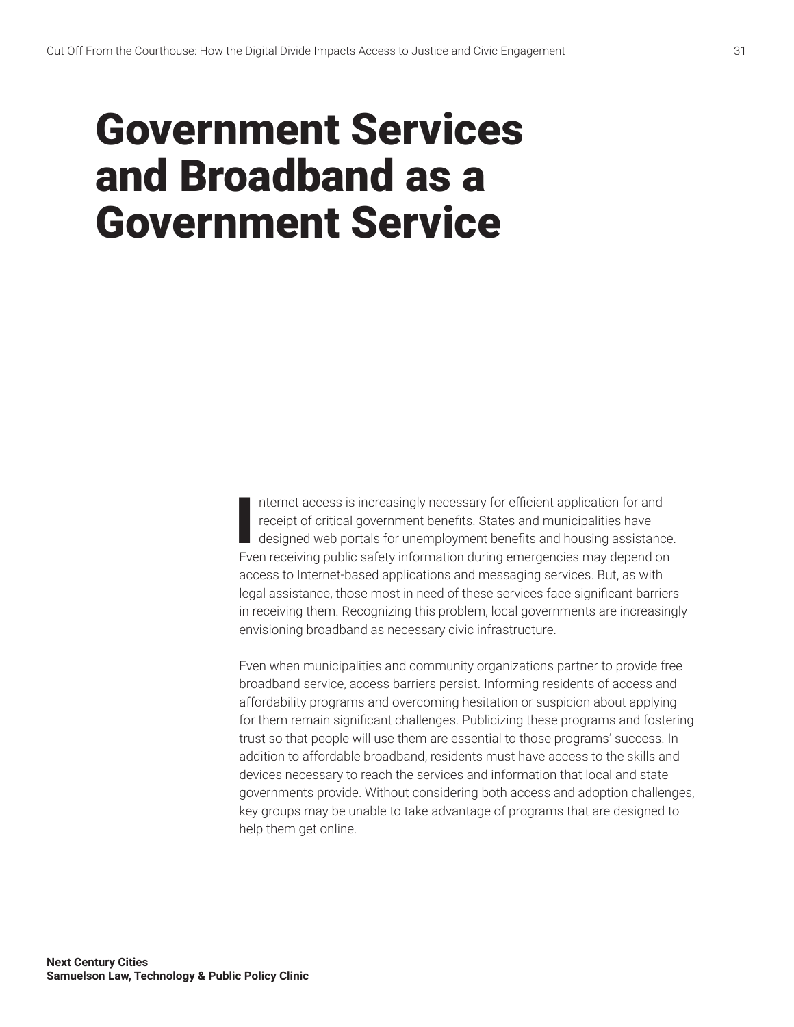# Government Services and Broadband as a Government Service

Internet access is increasingly necessary for efficient application for and receipt of critical government benefits. States and municipalities have designed web portals for unemployment benefits and housing assistance. Even receiving public safety information during emergencies may depend on access to Internet-based applications and messaging services. But, as with legal assistance, those most in need of these services face significant barriers in receiving them. Recognizing this problem, local governments are increasingly envisioning broadband as necessary civic infrastructure.

Even when municipalities and community organizations partner to provide free broadband service, access barriers persist. Informing residents of access and affordability programs and overcoming hesitation or suspicion about applying for them remain significant challenges. Publicizing these programs and fostering trust so that people will use them are essential to those programs' success. In addition to affordable broadband, residents must have access to the skills and devices necessary to reach the services and information that local and state governments provide. Without considering both access and adoption challenges, key groups may be unable to take advantage of programs that are designed to help them get online.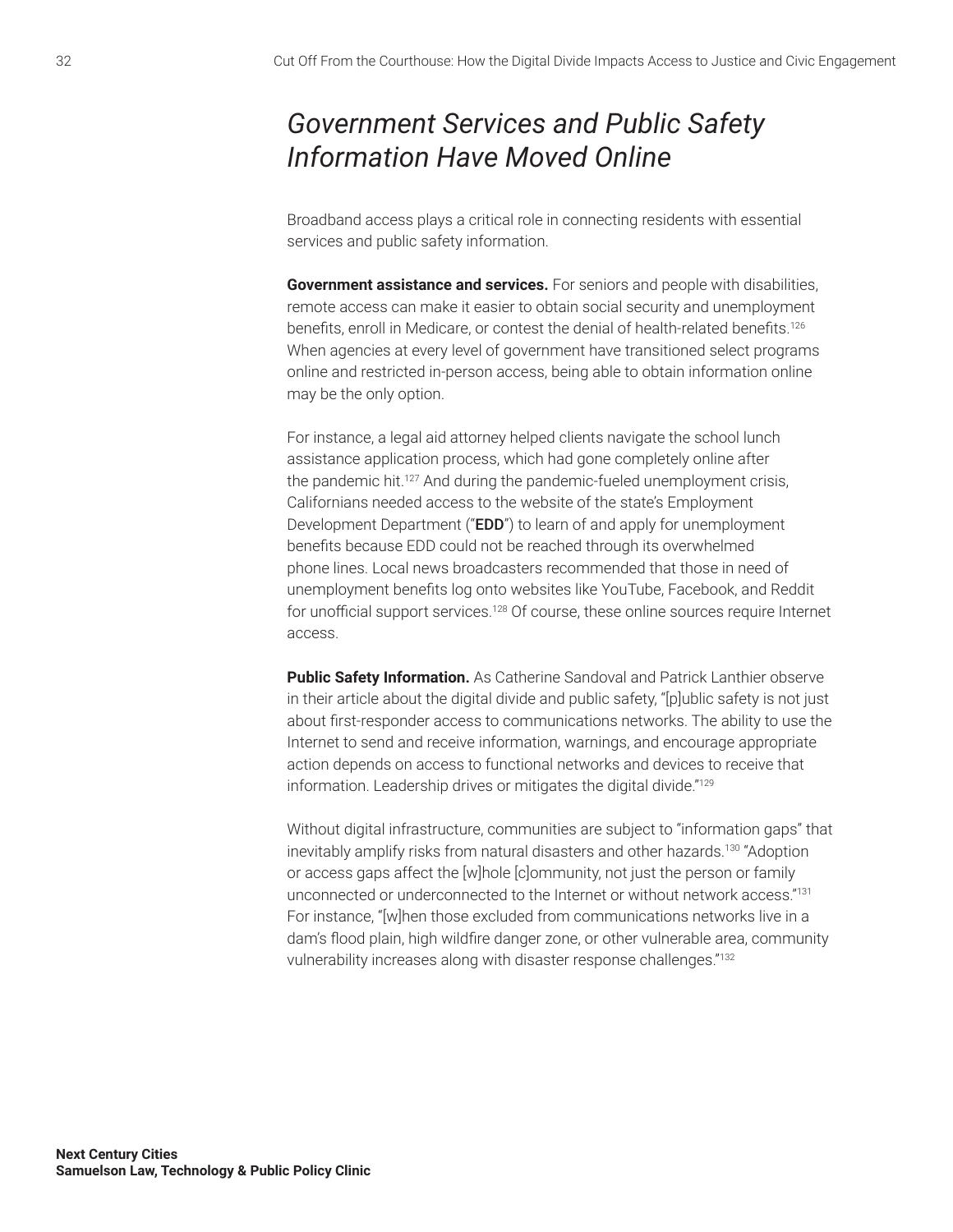## *Government Services and Public Safety Information Have Moved Online*

Broadband access plays a critical role in connecting residents with essential services and public safety information.

**Government assistance and services.** For seniors and people with disabilities, remote access can make it easier to obtain social security and unemployment benefits, enroll in Medicare, or contest the denial of health-related benefits.[126] When agencies at every level of government have transitioned select programs online and restricted in-person access, being able to obtain information online may be the only option.

For instance, a legal aid attorney helped clients navigate the school lunch assistance application process, which had gone completely online after the pandemic hit.[127] And during the pandemic-fueled unemployment crisis, Californians needed access to the website of the state's Employment Development Department ("**EDD**") to learn of and apply for unemployment benefits because EDD could not be reached through its overwhelmed phone lines. Local news broadcasters recommended that those in need of unemployment benefits log onto websites like YouTube, Facebook, and Reddit for unofficial support services.[128] Of course, these online sources require Internet access.

**Public Safety Information.** As Catherine Sandoval and Patrick Lanthier observe in their article about the digital divide and public safety, "[p]ublic safety is not just about first-responder access to communications networks. The ability to use the Internet to send and receive information, warnings, and encourage appropriate action depends on access to functional networks and devices to receive that information. Leadership drives or mitigates the digital divide."[129]

Without digital infrastructure, communities are subject to "information gaps" that inevitably amplify risks from natural disasters and other hazards.[130] "Adoption or access gaps affect the [w]hole [c]ommunity, not just the person or family unconnected or underconnected to the Internet or without network access."[131] For instance, "[w]hen those excluded from communications networks live in a dam's flood plain, high wildfire danger zone, or other vulnerable area, community vulnerability increases along with disaster response challenges."[132]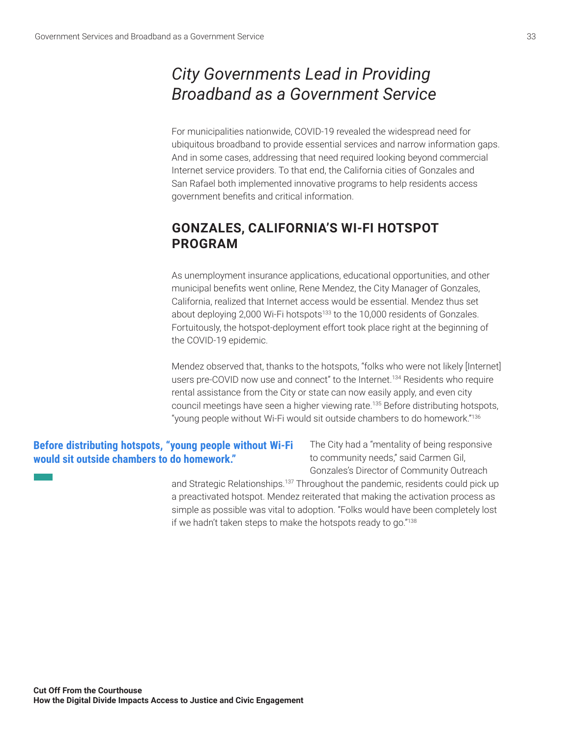# *City Governments Lead in Providing Broadband as a Government Service*

For municipalities nationwide, COVID-19 revealed the widespread need for ubiquitous broadband to provide essential services and narrow information gaps. And in some cases, addressing that need required looking beyond commercial Internet service providers. To that end, the California cities of Gonzales and San Rafael both implemented innovative programs to help residents access government benefits and critical information.

## GONZALES, CALIFORNIA'S WI-FI HOTSPOT PROGRAM

As unemployment insurance applications, educational opportunities, and other municipal benefits went online, Rene Mendez, the City Manager of Gonzales, California, realized that Internet access would be essential. Mendez thus set about deploying 2,000 Wi-Fi hotspots[133] to the 10,000 residents of Gonzales. Fortuitously, the hotspot-deployment effort took place right at the beginning of the COVID-19 epidemic.

Mendez observed that, thanks to the hotspots, "folks who were not likely [Internet] users pre-COVID now use and connect" to the Internet.[134] Residents who require rental assistance from the City or state can now easily apply, and even city council meetings have seen a higher viewing rate.[135] Before distributing hotspots, "young people without Wi-Fi would sit outside chambers to do homework."[136]

**Before distributing hotspots, "young people without Wi-Fi would sit outside chambers to do homework."**

The City had a "mentality of being responsive to community needs," said Carmen Gil, Gonzales's Director of Community Outreach and Strategic Relationships.[137] Throughout the pandemic, residents could pick up a preactivated hotspot. Mendez reiterated that making the activation process as simple as possible was vital to adoption. "Folks would have been completely lost if we hadn't taken steps to make the hotspots ready to go."[138]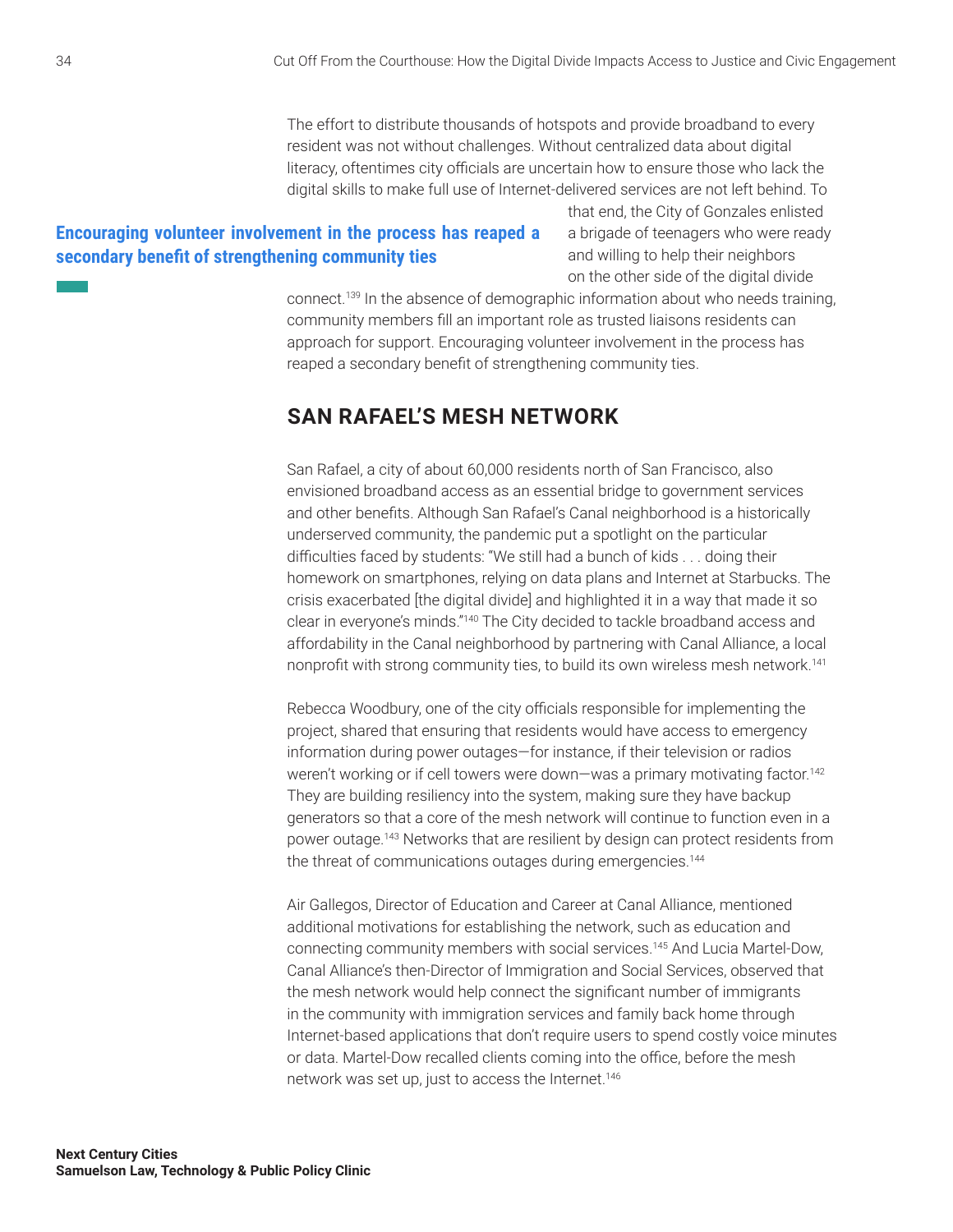The effort to distribute thousands of hotspots and provide broadband to every resident was not without challenges. Without centralized data about digital literacy, oftentimes city officials are uncertain how to ensure those who lack the digital skills to make full use of Internet-delivered services are not left behind. To that end, the City of Gonzales enlisted a brigade of teenagers who were ready and willing to help their neighbors on the other side of the digital divide connect.[139] In the absence of demographic information about who needs training, community members fill an important role as trusted liaisons residents can approach for support. Encouraging volunteer involvement in the process has reaped a secondary benefit of strengthening community ties.

**Encouraging volunteer involvement in the process has reaped a secondary benefit of strengthening community ties**

## SAN RAFAEL'S MESH NETWORK

San Rafael, a city of about 60,000 residents north of San Francisco, also envisioned broadband access as an essential bridge to government services and other benefits. Although San Rafael's Canal neighborhood is a historically underserved community, the pandemic put a spotlight on the particular difficulties faced by students: "We still had a bunch of kids . . . doing their homework on smartphones, relying on data plans and Internet at Starbucks. The crisis exacerbated [the digital divide] and highlighted it in a way that made it so clear in everyone's minds."[140] The City decided to tackle broadband access and affordability in the Canal neighborhood by partnering with Canal Alliance, a local nonprofit with strong community ties, to build its own wireless mesh network.[141]

Rebecca Woodbury, one of the city officials responsible for implementing the project, shared that ensuring that residents would have access to emergency information during power outages—for instance, if their television or radios weren't working or if cell towers were down—was a primary motivating factor.[142] They are building resiliency into the system, making sure they have backup generators so that a core of the mesh network will continue to function even in a power outage.[143] Networks that are resilient by design can protect residents from the threat of communications outages during emergencies.[144]

Air Gallegos, Director of Education and Career at Canal Alliance, mentioned additional motivations for establishing the network, such as education and connecting community members with social services.[145] And Lucia Martel-Dow, Canal Alliance's then-Director of Immigration and Social Services, observed that the mesh network would help connect the significant number of immigrants in the community with immigration services and family back home through Internet-based applications that don't require users to spend costly voice minutes or data. Martel-Dow recalled clients coming into the office, before the mesh network was set up, just to access the Internet.[146]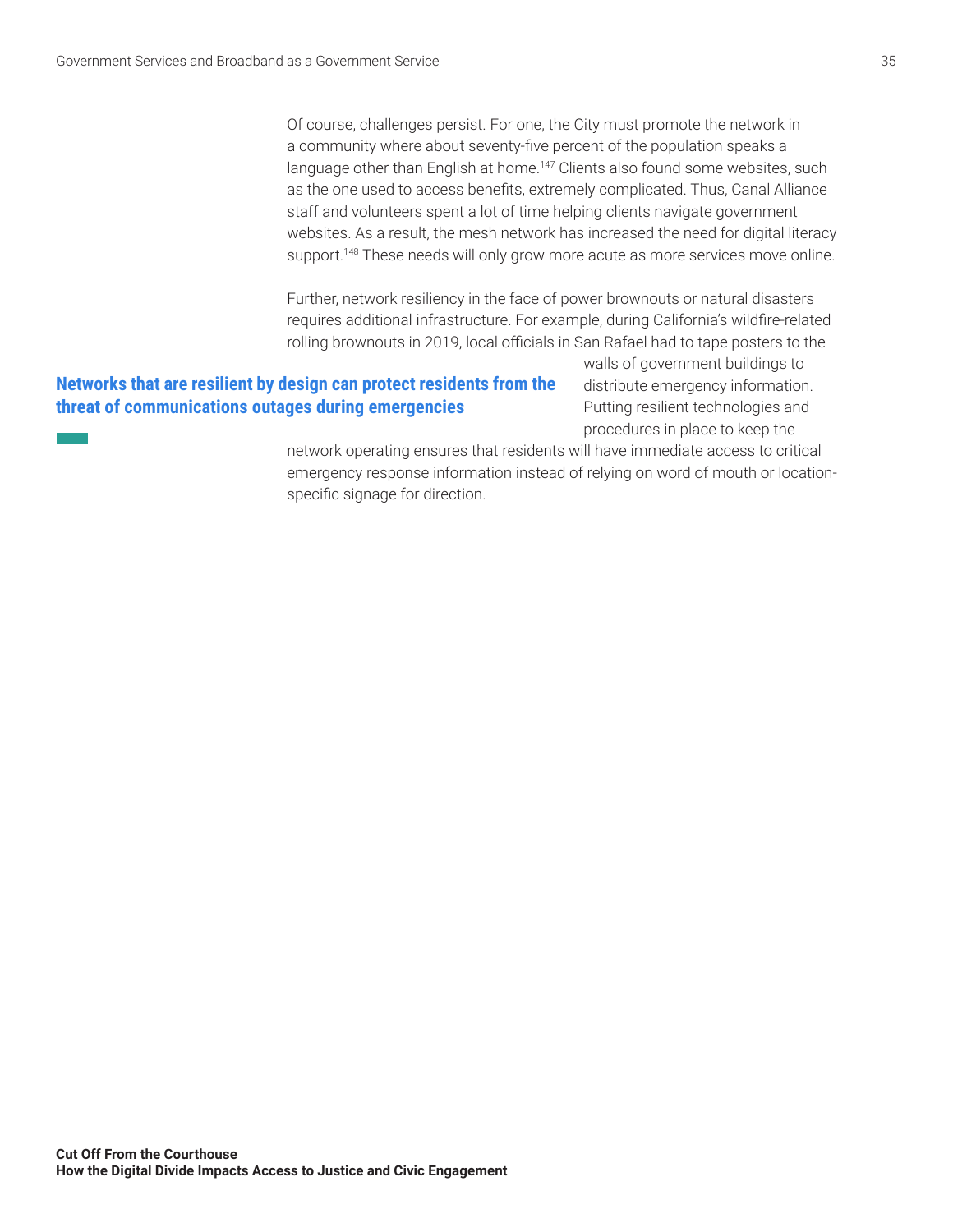Of course, challenges persist. For one, the City must promote the network in a community where about seventy-five percent of the population speaks a language other than English at home.[147] Clients also found some websites, such as the one used to access benefits, extremely complicated. Thus, Canal Alliance staff and volunteers spent a lot of time helping clients navigate government websites. As a result, the mesh network has increased the need for digital literacy support.[148] These needs will only grow more acute as more services move online.

Further, network resiliency in the face of power brownouts or natural disasters requires additional infrastructure. For example, during California's wildfire-related rolling brownouts in 2019, local officials in San Rafael had to tape posters to the walls of government buildings to distribute emergency information. Putting resilient technologies and procedures in place to keep the network operating ensures that residents will have immediate access to critical emergency response information instead of relying on word of mouth or location-specific signage for direction.

**Networks that are resilient by design can protect residents from the threat of communications outages during emergencies**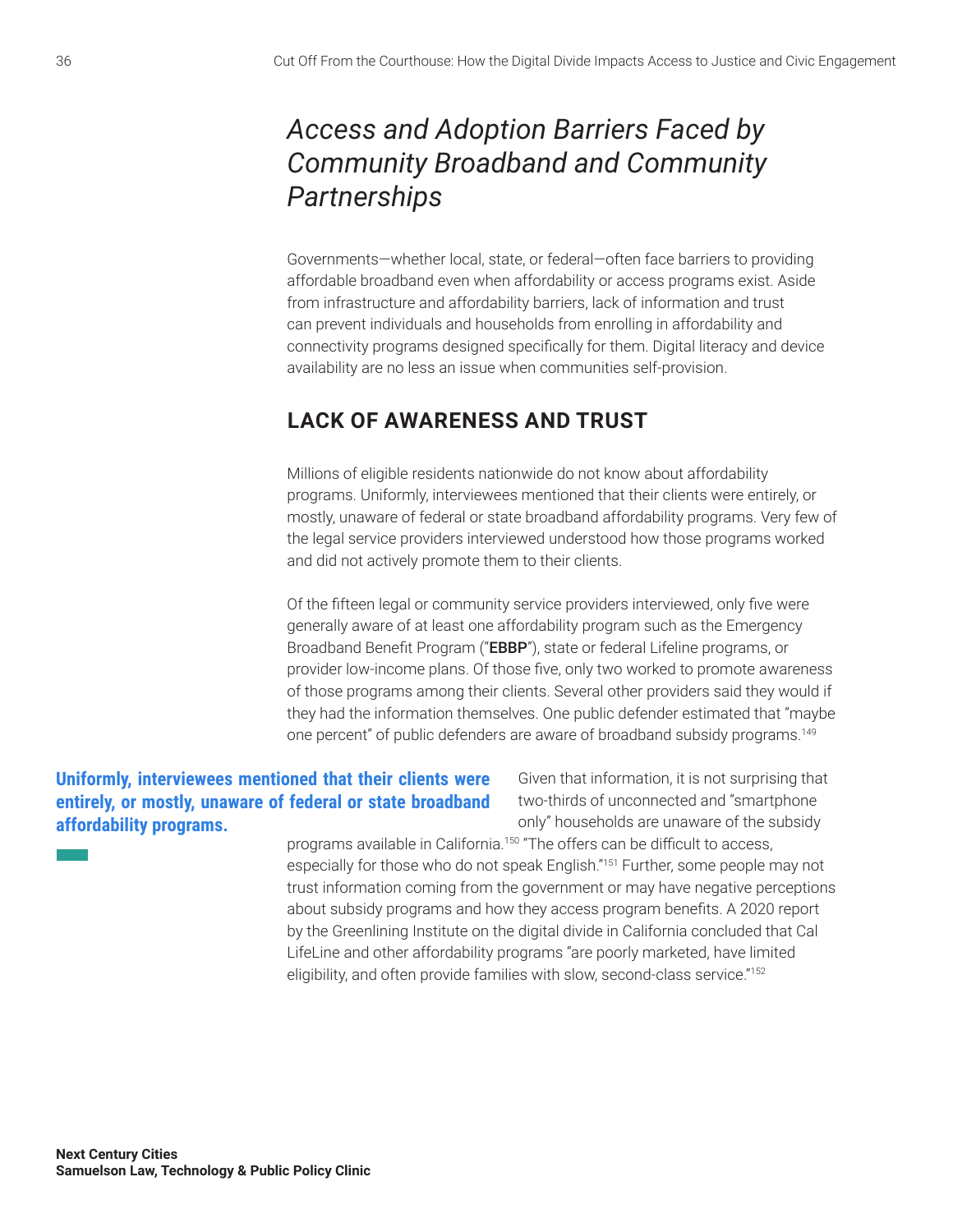## *Access and Adoption Barriers Faced by Community Broadband and Community Partnerships*

Governments—whether local, state, or federal—often face barriers to providing affordable broadband even when affordability or access programs exist. Aside from infrastructure and affordability barriers, lack of information and trust can prevent individuals and households from enrolling in affordability and connectivity programs designed specifically for them. Digital literacy and device availability are no less an issue when communities self-provision.

### LACK OF AWARENESS AND TRUST

Millions of eligible residents nationwide do not know about affordability programs. Uniformly, interviewees mentioned that their clients were entirely, or mostly, unaware of federal or state broadband affordability programs. Very few of the legal service providers interviewed understood how those programs worked and did not actively promote them to their clients.

Of the fifteen legal or community service providers interviewed, only five were generally aware of at least one affordability program such as the Emergency Broadband Benefit Program ("**EBBP**"), state or federal Lifeline programs, or provider low-income plans. Of those five, only two worked to promote awareness of those programs among their clients. Several other providers said they would if they had the information themselves. One public defender estimated that "maybe one percent" of public defenders are aware of broadband subsidy programs.[149]

**Uniformly, interviewees mentioned that their clients were entirely, or mostly, unaware of federal or state broadband affordability programs.**

Given that information, it is not surprising that two-thirds of unconnected and "smartphone only" households are unaware of the subsidy programs available in California.[150] "The offers can be difficult to access, especially for those who do not speak English."[151] Further, some people may not trust information coming from the government or may have negative perceptions about subsidy programs and how they access program benefits. A 2020 report by the Greenlining Institute on the digital divide in California concluded that Cal LifeLine and other affordability programs "are poorly marketed, have limited eligibility, and often provide families with slow, second-class service."[152]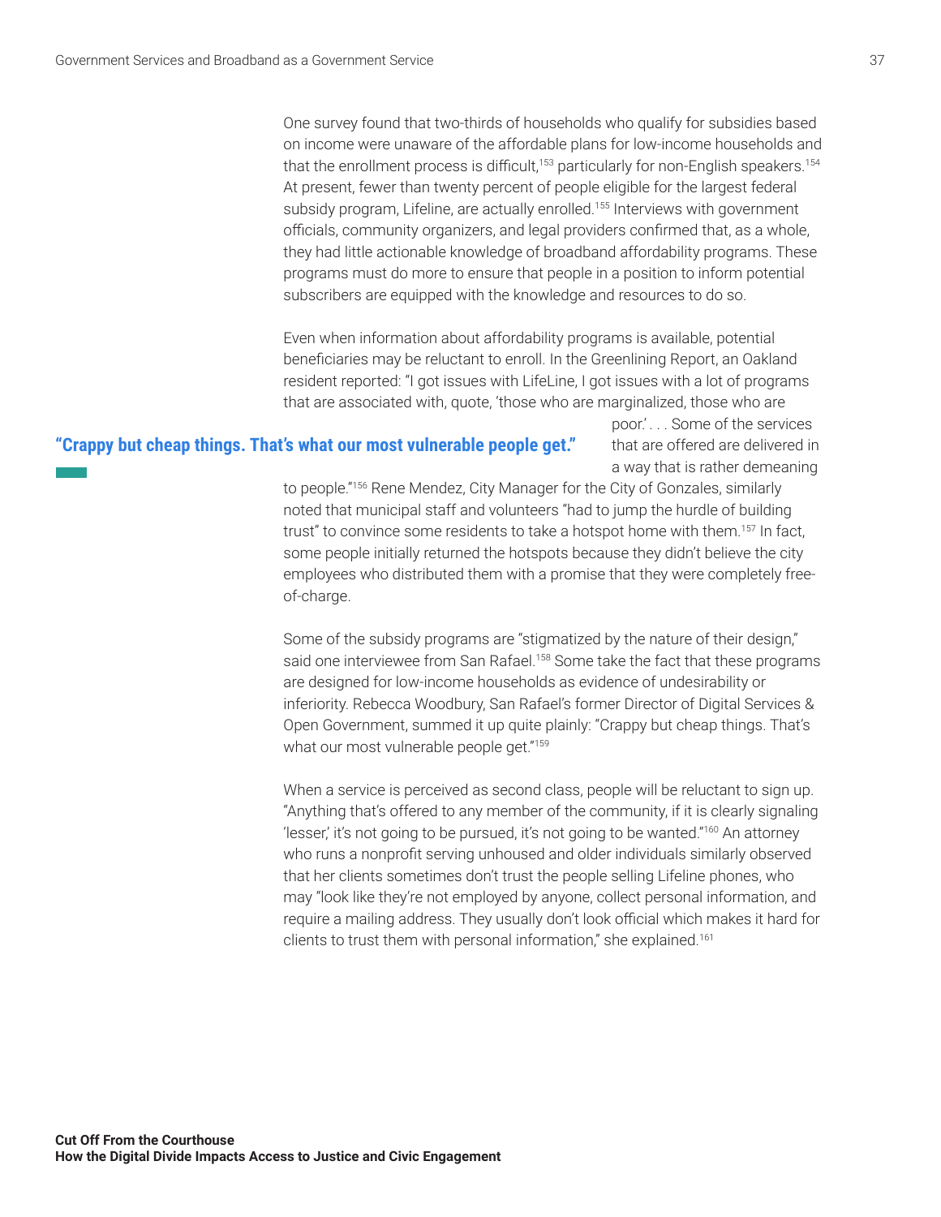One survey found that two-thirds of households who qualify for subsidies based on income were unaware of the affordable plans for low-income households and that the enrollment process is difficult,[153] particularly for non-English speakers.[154] At present, fewer than twenty percent of people eligible for the largest federal subsidy program, Lifeline, are actually enrolled.[155] Interviews with government officials, community organizers, and legal providers confirmed that, as a whole, they had little actionable knowledge of broadband affordability programs. These programs must do more to ensure that people in a position to inform potential subscribers are equipped with the knowledge and resources to do so.

Even when information about affordability programs is available, potential beneficiaries may be reluctant to enroll. In the Greenlining Report, an Oakland resident reported: "I got issues with LifeLine, I got issues with a lot of programs that are associated with, quote, 'those who are marginalized, those who are poor.' . . . Some of the services that are offered are delivered in a way that is rather demeaning to people."[156] Rene Mendez, City Manager for the City of Gonzales, similarly noted that municipal staff and volunteers "had to jump the hurdle of building trust" to convince some residents to take a hotspot home with them.[157] In fact, some people initially returned the hotspots because they didn't believe the city employees who distributed them with a promise that they were completely free-of-charge.

**"Crappy but cheap things. That's what our most vulnerable people get."**

Some of the subsidy programs are "stigmatized by the nature of their design," said one interviewee from San Rafael.[158] Some take the fact that these programs are designed for low-income households as evidence of undesirability or inferiority. Rebecca Woodbury, San Rafael's former Director of Digital Services & Open Government, summed it up quite plainly: "Crappy but cheap things. That's what our most vulnerable people get."[159]

When a service is perceived as second class, people will be reluctant to sign up. "Anything that's offered to any member of the community, if it is clearly signaling 'lesser,' it's not going to be pursued, it's not going to be wanted."[160] An attorney who runs a nonprofit serving unhoused and older individuals similarly observed that her clients sometimes don't trust the people selling Lifeline phones, who may "look like they're not employed by anyone, collect personal information, and require a mailing address. They usually don't look official which makes it hard for clients to trust them with personal information," she explained.[161]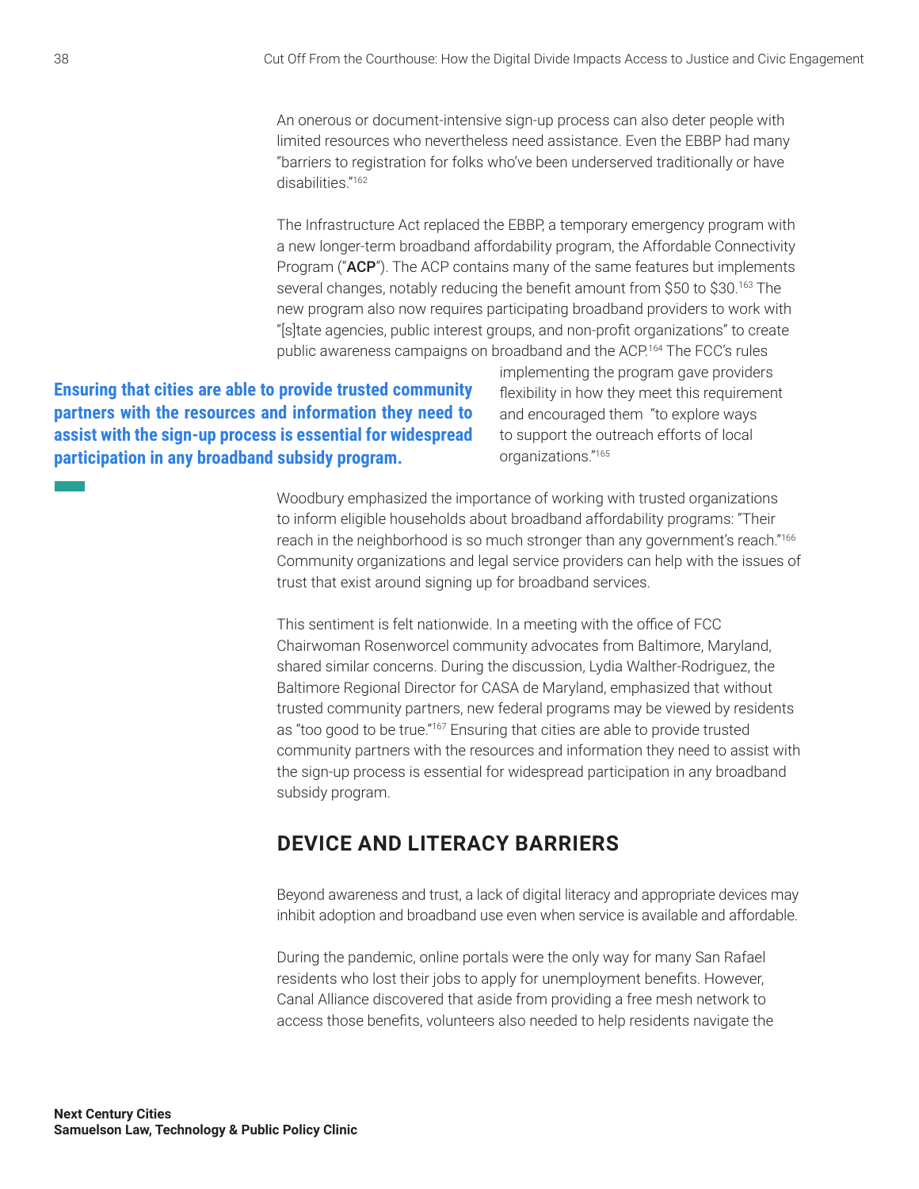An onerous or document-intensive sign-up process can also deter people with limited resources who nevertheless need assistance. Even the EBBP had many "barriers to registration for folks who've been underserved traditionally or have disabilities."[162]

The Infrastructure Act replaced the EBBP, a temporary emergency program with a new longer-term broadband affordability program, the Affordable Connectivity Program ("**ACP**"). The ACP contains many of the same features but implements several changes, notably reducing the benefit amount from $50 to $30.[163] The new program also now requires participating broadband providers to work with "[s]tate agencies, public interest groups, and non-profit organizations" to create public awareness campaigns on broadband and the ACP.[164] The FCC's rules implementing the program gave providers flexibility in how they meet this requirement and encouraged them "to explore ways to support the outreach efforts of local organizations."[165]

**Ensuring that cities are able to provide trusted community partners with the resources and information they need to assist with the sign-up process is essential for widespread participation in any broadband subsidy program.**

Woodbury emphasized the importance of working with trusted organizations to inform eligible households about broadband affordability programs: "Their reach in the neighborhood is so much stronger than any government's reach."[166] Community organizations and legal service providers can help with the issues of trust that exist around signing up for broadband services.

This sentiment is felt nationwide. In a meeting with the office of FCC Chairwoman Rosenworcel community advocates from Baltimore, Maryland, shared similar concerns. During the discussion, Lydia Walther-Rodriguez, the Baltimore Regional Director for CASA de Maryland, emphasized that without trusted community partners, new federal programs may be viewed by residents as "too good to be true."[167] Ensuring that cities are able to provide trusted community partners with the resources and information they need to assist with the sign-up process is essential for widespread participation in any broadband subsidy program.

## DEVICE AND LITERACY BARRIERS

Beyond awareness and trust, a lack of digital literacy and appropriate devices may inhibit adoption and broadband use even when service is available and affordable.

During the pandemic, online portals were the only way for many San Rafael residents who lost their jobs to apply for unemployment benefits. However, Canal Alliance discovered that aside from providing a free mesh network to access those benefits, volunteers also needed to help residents navigate the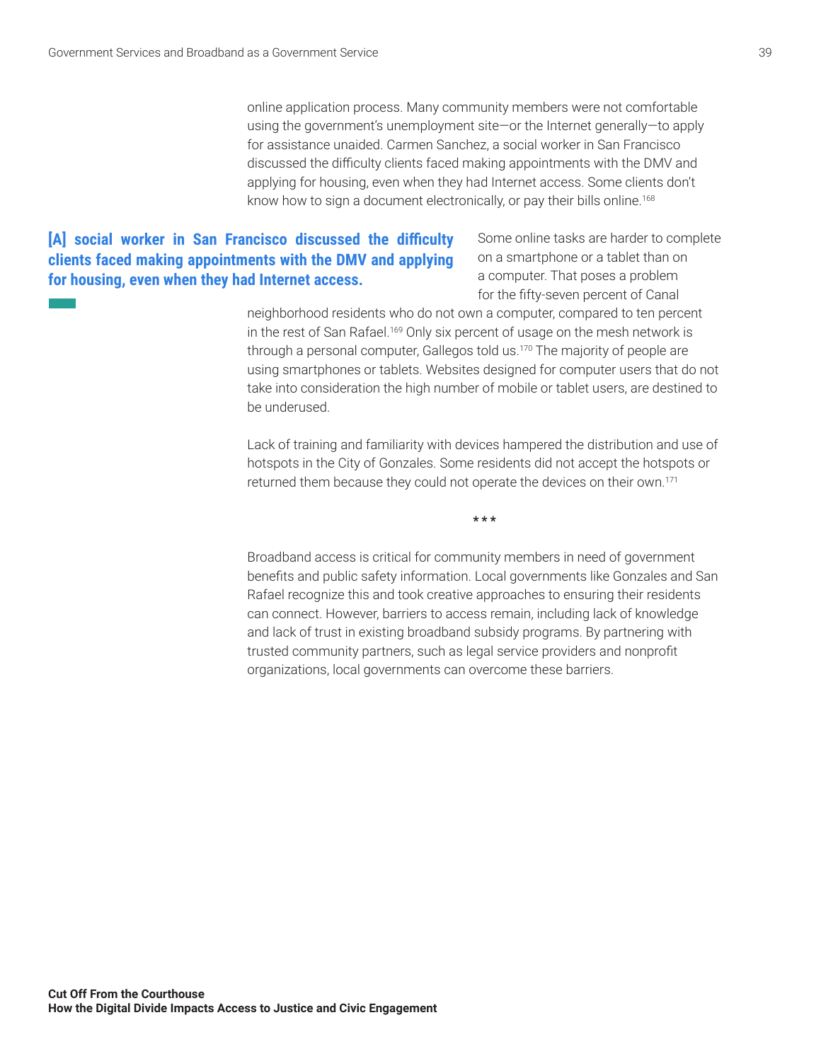online application process. Many community members were not comfortable using the government's unemployment site—or the Internet generally—to apply for assistance unaided. Carmen Sanchez, a social worker in San Francisco discussed the difficulty clients faced making appointments with the DMV and applying for housing, even when they had Internet access. Some clients don't know how to sign a document electronically, or pay their bills online.[168]

**[A] social worker in San Francisco discussed the difficulty clients faced making appointments with the DMV and applying for housing, even when they had Internet access.**

Some online tasks are harder to complete on a smartphone or a tablet than on a computer. That poses a problem for the fifty-seven percent of Canal neighborhood residents who do not own a computer, compared to ten percent in the rest of San Rafael.[169] Only six percent of usage on the mesh network is through a personal computer, Gallegos told us.[170] The majority of people are using smartphones or tablets. Websites designed for computer users that do not take into consideration the high number of mobile or tablet users, are destined to be underused.

Lack of training and familiarity with devices hampered the distribution and use of hotspots in the City of Gonzales. Some residents did not accept the hotspots or returned them because they could not operate the devices on their own.[171]

\*\*\*

Broadband access is critical for community members in need of government benefits and public safety information. Local governments like Gonzales and San Rafael recognize this and took creative approaches to ensuring their residents can connect. However, barriers to access remain, including lack of knowledge and lack of trust in existing broadband subsidy programs. By partnering with trusted community partners, such as legal service providers and nonprofit organizations, local governments can overcome these barriers.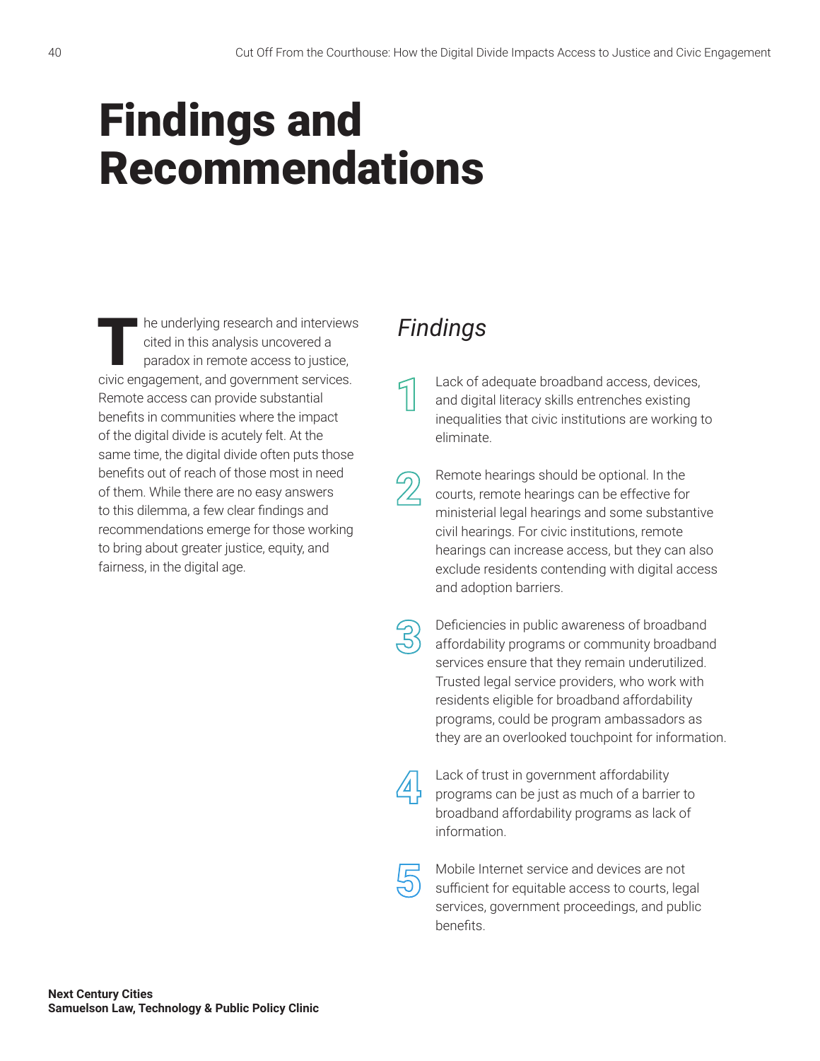# Findings and Recommendations

The underlying research and interviews cited in this analysis uncovered a paradox in remote access to justice, civic engagement, and government services. Remote access can provide substantial benefits in communities where the impact of the digital divide is acutely felt. At the same time, the digital divide often puts those benefits out of reach of those most in need of them. While there are no easy answers to this dilemma, a few clear findings and recommendations emerge for those working to bring about greater justice, equity, and fairness, in the digital age.

## *Findings*

1. Lack of adequate broadband access, devices, and digital literacy skills entrenches existing inequalities that civic institutions are working to eliminate.

2. Remote hearings should be optional. In the courts, remote hearings can be effective for ministerial legal hearings and some substantive civil hearings. For civic institutions, remote hearings can increase access, but they can also exclude residents contending with digital access and adoption barriers.

3. Deficiencies in public awareness of broadband affordability programs or community broadband services ensure that they remain underutilized. Trusted legal service providers, who work with residents eligible for broadband affordability programs, could be program ambassadors as they are an overlooked touchpoint for information.

4. Lack of trust in government affordability programs can be just as much of a barrier to broadband affordability programs as lack of information.

5. Mobile Internet service and devices are not sufficient for equitable access to courts, legal services, government proceedings, and public benefits.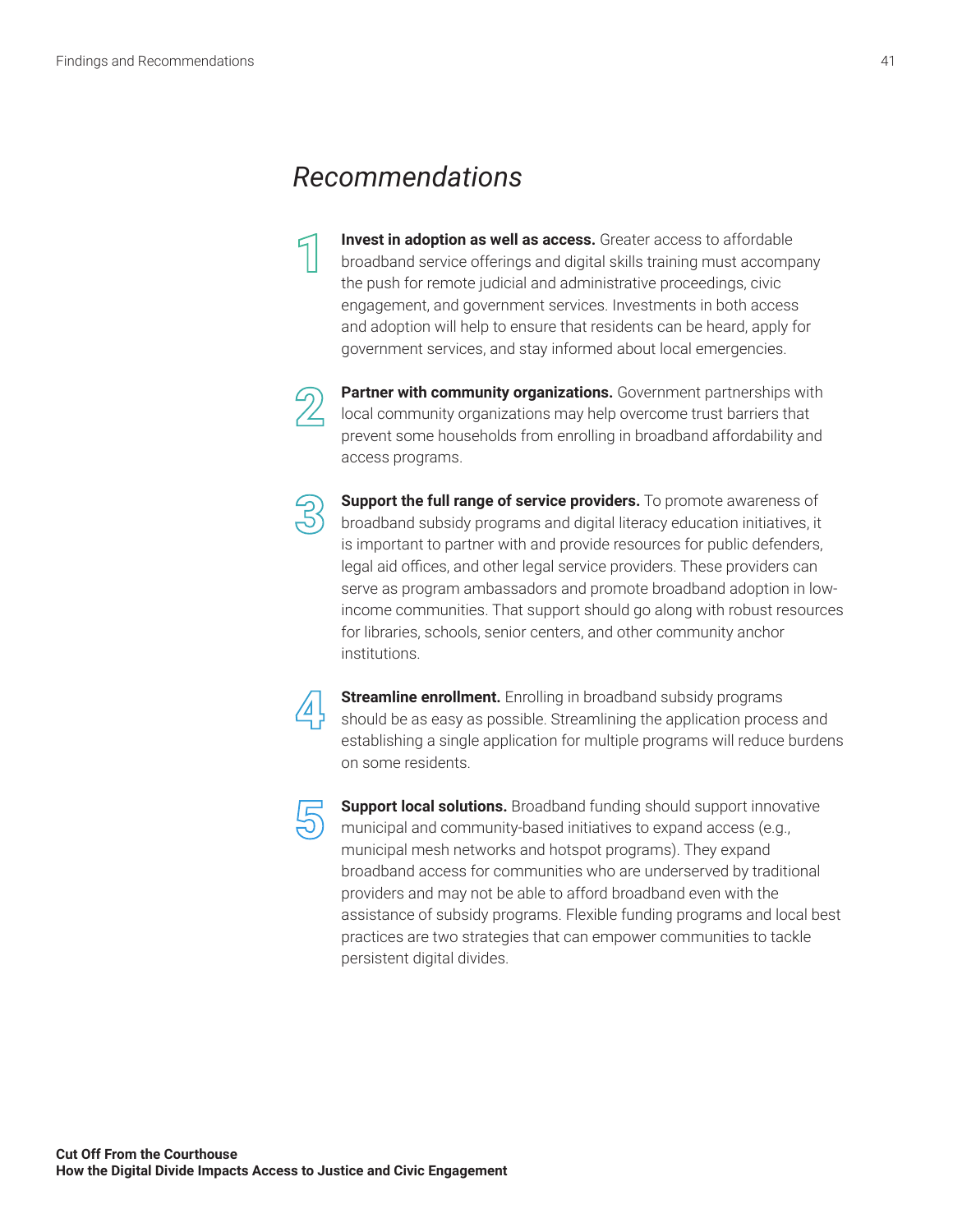## *Recommendations*

1. **Invest in adoption as well as access.** Greater access to affordable broadband service offerings and digital skills training must accompany the push for remote judicial and administrative proceedings, civic engagement, and government services. Investments in both access and adoption will help to ensure that residents can be heard, apply for government services, and stay informed about local emergencies.

2. **Partner with community organizations.** Government partnerships with local community organizations may help overcome trust barriers that prevent some households from enrolling in broadband affordability and access programs.

3. **Support the full range of service providers.** To promote awareness of broadband subsidy programs and digital literacy education initiatives, it is important to partner with and provide resources for public defenders, legal aid offices, and other legal service providers. These providers can serve as program ambassadors and promote broadband adoption in low-income communities. That support should go along with robust resources for libraries, schools, senior centers, and other community anchor institutions.

4. **Streamline enrollment.** Enrolling in broadband subsidy programs should be as easy as possible. Streamlining the application process and establishing a single application for multiple programs will reduce burdens on some residents.

5. **Support local solutions.** Broadband funding should support innovative municipal and community-based initiatives to expand access (e.g., municipal mesh networks and hotspot programs). They expand broadband access for communities who are underserved by traditional providers and may not be able to afford broadband even with the assistance of subsidy programs. Flexible funding programs and local best practices are two strategies that can empower communities to tackle persistent digital divides.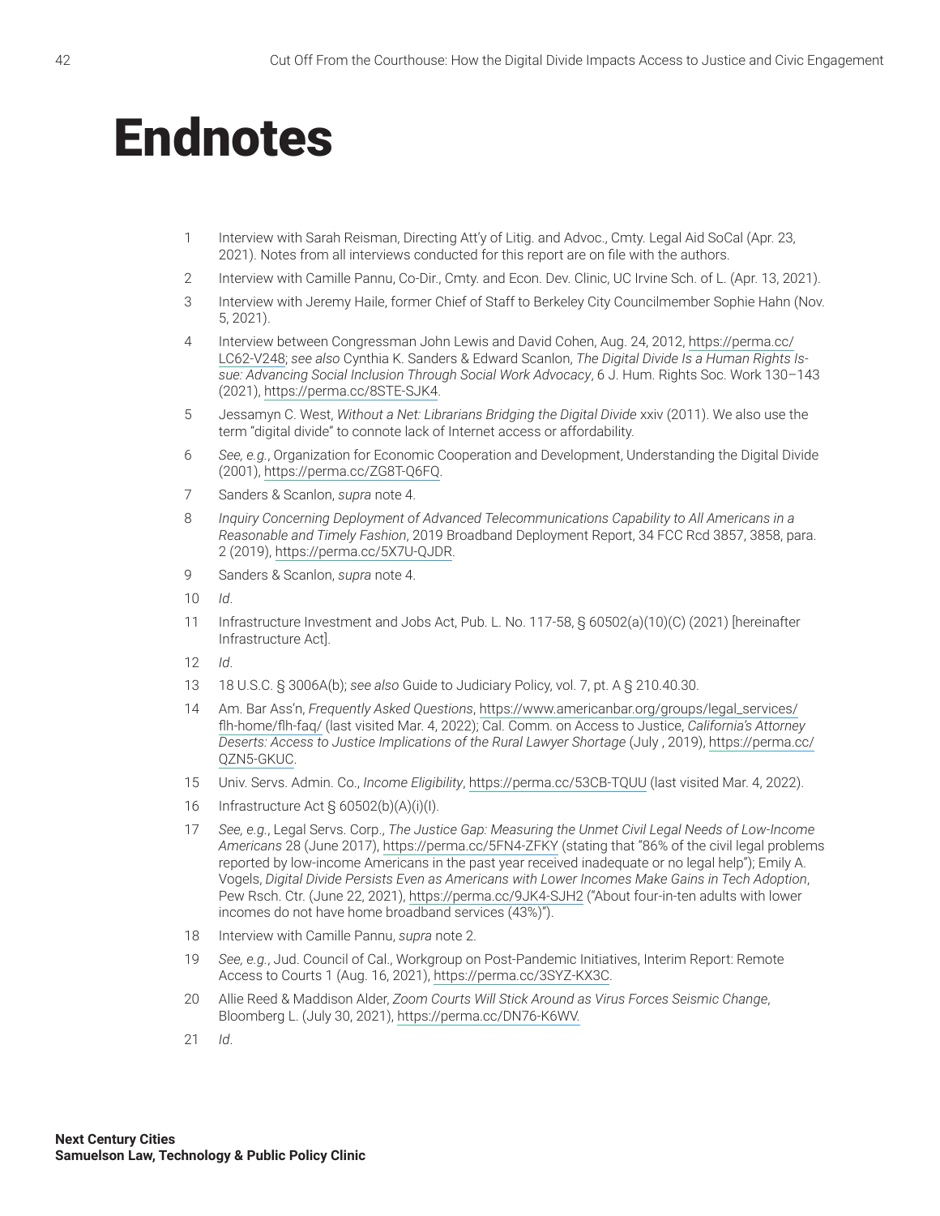# Endnotes

1. Interview with Sarah Reisman, Directing Att'y of Litig. and Advoc., Cmty. Legal Aid SoCal (Apr. 23, 2021). Notes from all interviews conducted for this report are on file with the authors.
2. Interview with Camille Pannu, Co-Dir., Cmty. and Econ. Dev. Clinic, UC Irvine Sch. of L. (Apr. 13, 2021).
3. Interview with Jeremy Haile, former Chief of Staff to Berkeley City Councilmember Sophie Hahn (Nov. 5, 2021).
4. Interview between Congressman John Lewis and David Cohen, Aug. 24, 2012, https://perma.cc/LC62-V248; *see also* Cynthia K. Sanders & Edward Scanlon, *The Digital Divide Is a Human Rights Issue: Advancing Social Inclusion Through Social Work Advocacy*, 6 J. Hum. Rights Soc. Work 130–143 (2021), https://perma.cc/8STE-SJK4.
5. Jessamyn C. West, *Without a Net: Librarians Bridging the Digital Divide* xxiv (2011). We also use the term "digital divide" to connote lack of Internet access or affordability.
6. *See, e.g.*, Organization for Economic Cooperation and Development, Understanding the Digital Divide (2001), https://perma.cc/ZG8T-Q6FQ.
7. Sanders & Scanlon, *supra* note 4.
8. *Inquiry Concerning Deployment of Advanced Telecommunications Capability to All Americans in a Reasonable and Timely Fashion*, 2019 Broadband Deployment Report, 34 FCC Rcd 3857, 3858, para. 2 (2019), https://perma.cc/5X7U-QJDR.
9. Sanders & Scanlon, *supra* note 4.
10. *Id*.
11. Infrastructure Investment and Jobs Act, Pub. L. No. 117-58, § 60502(a)(10)(C) (2021) [hereinafter Infrastructure Act].
12. *Id*.
13. 18 U.S.C. § 3006A(b); *see also* Guide to Judiciary Policy, vol. 7, pt. A § 210.40.30.
14. Am. Bar Ass'n, *Frequently Asked Questions*, https://www.americanbar.org/groups/legal_services/flh-home/flh-faq/ (last visited Mar. 4, 2022); Cal. Comm. on Access to Justice, *California's Attorney Deserts: Access to Justice Implications of the Rural Lawyer Shortage* (July , 2019), https://perma.cc/QZN5-GKUC.
15. Univ. Servs. Admin. Co., *Income Eligibility*, https://perma.cc/53CB-TQUU (last visited Mar. 4, 2022).
16. Infrastructure Act § 60502(b)(A)(i)(I).
17. *See, e.g.*, Legal Servs. Corp., *The Justice Gap: Measuring the Unmet Civil Legal Needs of Low-Income Americans* 28 (June 2017), https://perma.cc/5FN4-ZFKY (stating that "86% of the civil legal problems reported by low-income Americans in the past year received inadequate or no legal help"); Emily A. Vogels, *Digital Divide Persists Even as Americans with Lower Incomes Make Gains in Tech Adoption*, Pew Rsch. Ctr. (June 22, 2021), https://perma.cc/9JK4-SJH2 ("About four-in-ten adults with lower incomes do not have home broadband services (43%)").
18. Interview with Camille Pannu, *supra* note 2.
19. *See, e.g.*, Jud. Council of Cal., Workgroup on Post-Pandemic Initiatives, Interim Report: Remote Access to Courts 1 (Aug. 16, 2021), https://perma.cc/3SYZ-KX3C.
20. Allie Reed & Maddison Alder, *Zoom Courts Will Stick Around as Virus Forces Seismic Change*, Bloomberg L. (July 30, 2021), https://perma.cc/DN76-K6WV.
21. *Id*.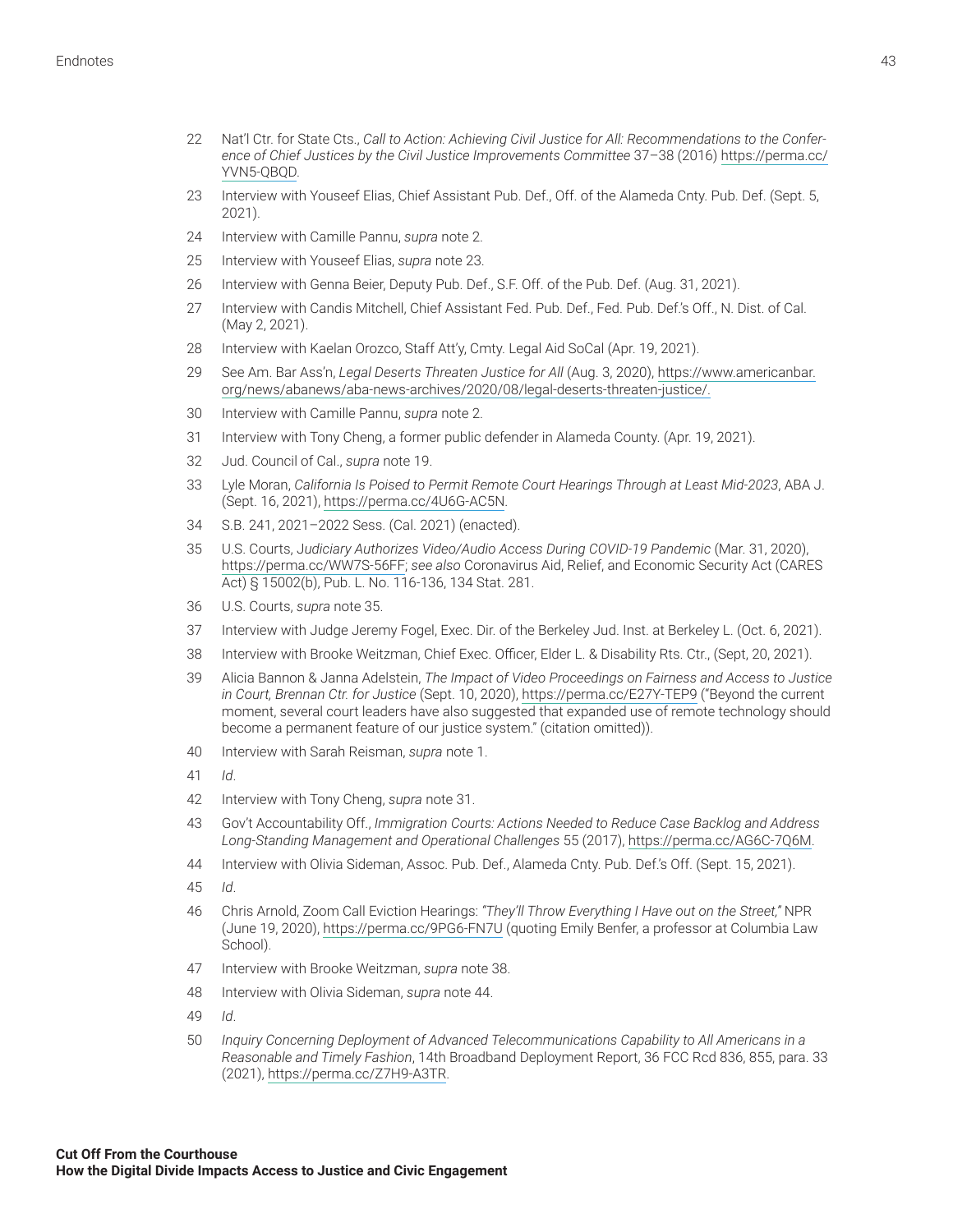22 Nat'l Ctr. for State Cts., *Call to Action: Achieving Civil Justice for All: Recommendations to the Conference of Chief Justices by the Civil Justice Improvements Committee* 37–38 (2016) https://perma.cc/YVN5-QBQD.

23 Interview with Youseef Elias, Chief Assistant Pub. Def., Off. of the Alameda Cnty. Pub. Def. (Sept. 5, 2021).

24 Interview with Camille Pannu, *supra* note 2.

25 Interview with Youseef Elias, *supra* note 23.

26 Interview with Genna Beier, Deputy Pub. Def., S.F. Off. of the Pub. Def. (Aug. 31, 2021).

27 Interview with Candis Mitchell, Chief Assistant Fed. Pub. Def., Fed. Pub. Def.'s Off., N. Dist. of Cal. (May 2, 2021).

28 Interview with Kaelan Orozco, Staff Att'y, Cmty. Legal Aid SoCal (Apr. 19, 2021).

29 See Am. Bar Ass'n, *Legal Deserts Threaten Justice for All* (Aug. 3, 2020), https://www.americanbar.org/news/abanews/aba-news-archives/2020/08/legal-deserts-threaten-justice/.

30 Interview with Camille Pannu, *supra* note 2.

31 Interview with Tony Cheng, a former public defender in Alameda County. (Apr. 19, 2021).

32 Jud. Council of Cal., *supra* note 19.

33 Lyle Moran, *California Is Poised to Permit Remote Court Hearings Through at Least Mid-2023*, ABA J. (Sept. 16, 2021), https://perma.cc/4U6G-AC5N.

34 S.B. 241, 2021–2022 Sess. (Cal. 2021) (enacted).

35 U.S. Courts, *Judiciary Authorizes Video/Audio Access During COVID-19 Pandemic* (Mar. 31, 2020), https://perma.cc/WW7S-56FF; *see also* Coronavirus Aid, Relief, and Economic Security Act (CARES Act) § 15002(b), Pub. L. No. 116-136, 134 Stat. 281.

36 U.S. Courts, *supra* note 35.

37 Interview with Judge Jeremy Fogel, Exec. Dir. of the Berkeley Jud. Inst. at Berkeley L. (Oct. 6, 2021).

38 Interview with Brooke Weitzman, Chief Exec. Officer, Elder L. & Disability Rts. Ctr., (Sept, 20, 2021).

39 Alicia Bannon & Janna Adelstein, *The Impact of Video Proceedings on Fairness and Access to Justice in Court, Brennan Ctr. for Justice* (Sept. 10, 2020), https://perma.cc/E27Y-TEP9 ("Beyond the current moment, several court leaders have also suggested that expanded use of remote technology should become a permanent feature of our justice system." (citation omitted)).

40 Interview with Sarah Reisman, *supra* note 1.

41 *Id*.

42 Interview with Tony Cheng, *supra* note 31.

43 Gov't Accountability Off., *Immigration Courts: Actions Needed to Reduce Case Backlog and Address Long-Standing Management and Operational Challenges* 55 (2017), https://perma.cc/AG6C-7Q6M.

44 Interview with Olivia Sideman, Assoc. Pub. Def., Alameda Cnty. Pub. Def.'s Off. (Sept. 15, 2021).

45 *Id*.

46 Chris Arnold, Zoom Call Eviction Hearings: *"They'll Throw Everything I Have out on the Street,"* NPR (June 19, 2020), https://perma.cc/9PG6-FN7U (quoting Emily Benfer, a professor at Columbia Law School).

47 Interview with Brooke Weitzman, *supra* note 38.

48 Interview with Olivia Sideman, *supra* note 44.

49 *Id*.

50 *Inquiry Concerning Deployment of Advanced Telecommunications Capability to All Americans in a Reasonable and Timely Fashion*, 14th Broadband Deployment Report, 36 FCC Rcd 836, 855, para. 33 (2021), https://perma.cc/Z7H9-A3TR.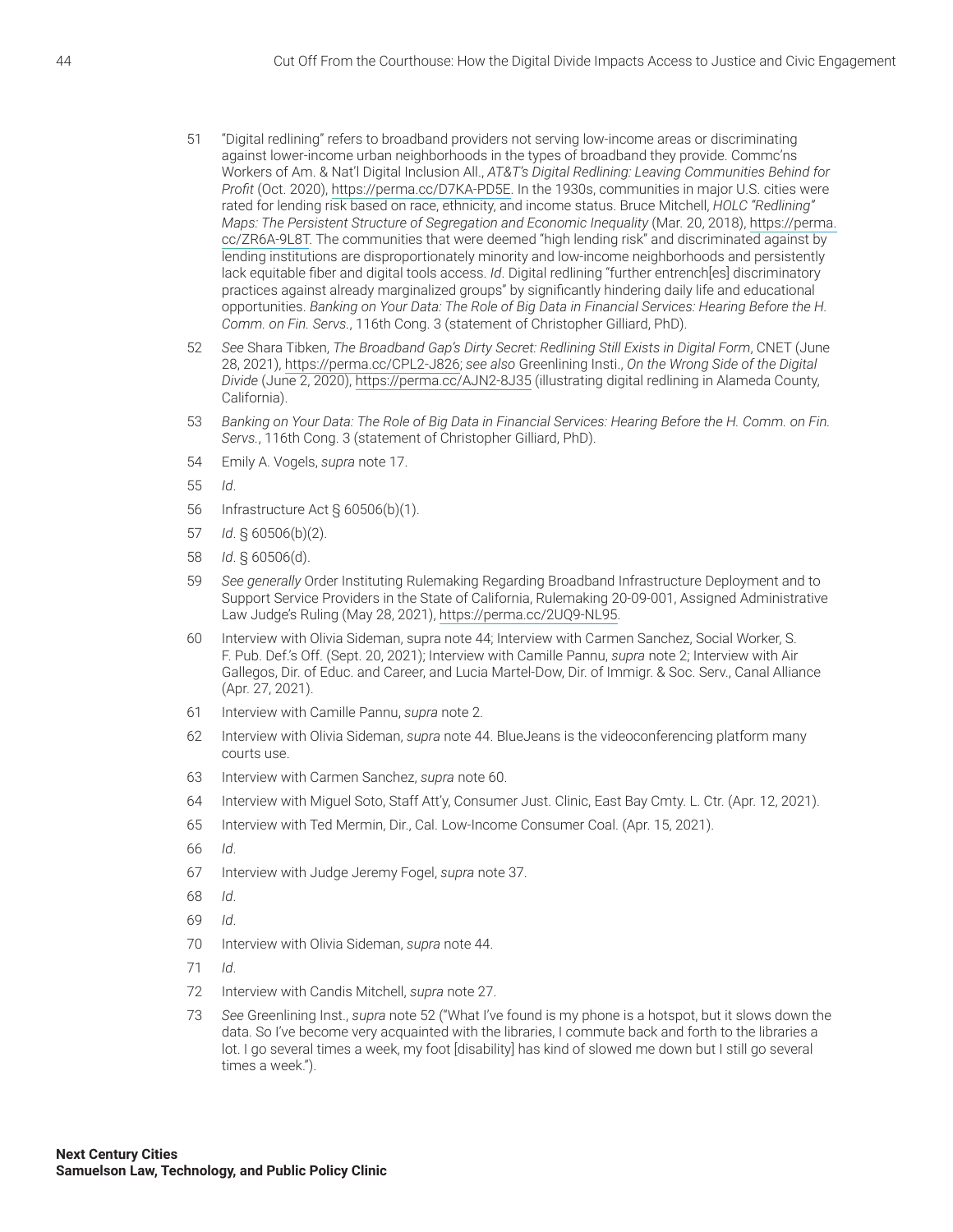51 "Digital redlining" refers to broadband providers not serving low-income areas or discriminating against lower-income urban neighborhoods in the types of broadband they provide. Commc'ns Workers of Am. & Nat'l Digital Inclusion All., *AT&T's Digital Redlining: Leaving Communities Behind for Profit* (Oct. 2020), https://perma.cc/D7KA-PD5E. In the 1930s, communities in major U.S. cities were rated for lending risk based on race, ethnicity, and income status. Bruce Mitchell, *HOLC "Redlining" Maps: The Persistent Structure of Segregation and Economic Inequality* (Mar. 20, 2018), https://perma.cc/ZR6A-9L8T. The communities that were deemed "high lending risk" and discriminated against by lending institutions are disproportionately minority and low-income neighborhoods and persistently lack equitable fiber and digital tools access. *Id*. Digital redlining "further entrench[es] discriminatory practices against already marginalized groups" by significantly hindering daily life and educational opportunities. *Banking on Your Data: The Role of Big Data in Financial Services: Hearing Before the H. Comm. on Fin. Servs.*, 116th Cong. 3 (statement of Christopher Gilliard, PhD).

52 *See* Shara Tibken, *The Broadband Gap's Dirty Secret: Redlining Still Exists in Digital Form*, CNET (June 28, 2021), https://perma.cc/CPL2-J826; *see also* Greenlining Insti., *On the Wrong Side of the Digital Divide* (June 2, 2020), https://perma.cc/AJN2-8J35 (illustrating digital redlining in Alameda County, California).

53 *Banking on Your Data: The Role of Big Data in Financial Services: Hearing Before the H. Comm. on Fin. Servs.*, 116th Cong. 3 (statement of Christopher Gilliard, PhD).

54 Emily A. Vogels, *supra* note 17.

55 *Id*.

56 Infrastructure Act § 60506(b)(1).

57 *Id*. § 60506(b)(2).

58 *Id*. § 60506(d).

59 *See generally* Order Instituting Rulemaking Regarding Broadband Infrastructure Deployment and to Support Service Providers in the State of California, Rulemaking 20-09-001, Assigned Administrative Law Judge's Ruling (May 28, 2021), https://perma.cc/2UQ9-NL95.

60 Interview with Olivia Sideman, supra note 44; Interview with Carmen Sanchez, Social Worker, S. F. Pub. Def.'s Off. (Sept. 20, 2021); Interview with Camille Pannu, *supra* note 2; Interview with Air Gallegos, Dir. of Educ. and Career, and Lucia Martel-Dow, Dir. of Immigr. & Soc. Serv., Canal Alliance (Apr. 27, 2021).

61 Interview with Camille Pannu, *supra* note 2.

62 Interview with Olivia Sideman, *supra* note 44. BlueJeans is the videoconferencing platform many courts use.

63 Interview with Carmen Sanchez, *supra* note 60.

64 Interview with Miguel Soto, Staff Att'y, Consumer Just. Clinic, East Bay Cmty. L. Ctr. (Apr. 12, 2021).

65 Interview with Ted Mermin, Dir., Cal. Low-Income Consumer Coal. (Apr. 15, 2021).

66 *Id*.

67 Interview with Judge Jeremy Fogel, *supra* note 37.

68 *Id*.

69 *Id*.

70 Interview with Olivia Sideman, *supra* note 44.

71 *Id*.

72 Interview with Candis Mitchell, *supra* note 27.

73 *See* Greenlining Inst., *supra* note 52 ("What I've found is my phone is a hotspot, but it slows down the data. So I've become very acquainted with the libraries, I commute back and forth to the libraries a lot. I go several times a week, my foot [disability] has kind of slowed me down but I still go several times a week.").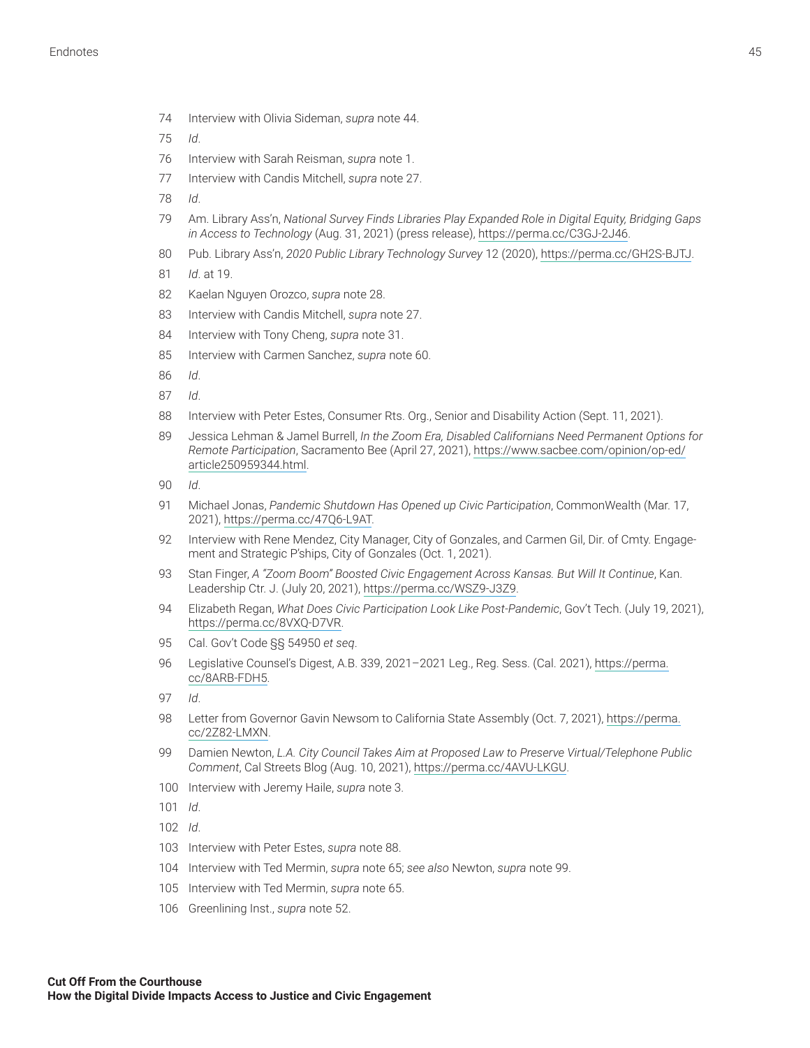74 Interview with Olivia Sideman, *supra* note 44.

75 *Id*.

76 Interview with Sarah Reisman, *supra* note 1.

77 Interview with Candis Mitchell, *supra* note 27.

78 *Id*.

79 Am. Library Ass'n, *National Survey Finds Libraries Play Expanded Role in Digital Equity, Bridging Gaps in Access to Technology* (Aug. 31, 2021) (press release), https://perma.cc/C3GJ-2J46.

80 Pub. Library Ass'n, *2020 Public Library Technology Survey* 12 (2020), https://perma.cc/GH2S-BJTJ.

81 *Id*. at 19.

82 Kaelan Nguyen Orozco, *supra* note 28.

83 Interview with Candis Mitchell, *supra* note 27.

84 Interview with Tony Cheng, *supra* note 31.

85 Interview with Carmen Sanchez, *supra* note 60.

86 *Id*.

87 *Id*.

88 Interview with Peter Estes, Consumer Rts. Org., Senior and Disability Action (Sept. 11, 2021).

89 Jessica Lehman & Jamel Burrell, *In the Zoom Era, Disabled Californians Need Permanent Options for Remote Participation*, Sacramento Bee (April 27, 2021), https://www.sacbee.com/opinion/op-ed/article250959344.html.

90 *Id*.

91 Michael Jonas, *Pandemic Shutdown Has Opened up Civic Participation*, CommonWealth (Mar. 17, 2021), https://perma.cc/47Q6-L9AT.

92 Interview with Rene Mendez, City Manager, City of Gonzales, and Carmen Gil, Dir. of Cmty. Engagement and Strategic P'ships, City of Gonzales (Oct. 1, 2021).

93 Stan Finger, *A "Zoom Boom" Boosted Civic Engagement Across Kansas. But Will It Continue*, Kan. Leadership Ctr. J. (July 20, 2021), https://perma.cc/WSZ9-J3Z9.

94 Elizabeth Regan, *What Does Civic Participation Look Like Post-Pandemic*, Gov't Tech. (July 19, 2021), https://perma.cc/8VXQ-D7VR.

95 Cal. Gov't Code §§ 54950 *et seq*.

96 Legislative Counsel's Digest, A.B. 339, 2021–2021 Leg., Reg. Sess. (Cal. 2021), https://perma.cc/8ARB-FDH5.

97 *Id*.

98 Letter from Governor Gavin Newsom to California State Assembly (Oct. 7, 2021), https://perma.cc/2Z82-LMXN.

99 Damien Newton, *L.A. City Council Takes Aim at Proposed Law to Preserve Virtual/Telephone Public Comment*, Cal Streets Blog (Aug. 10, 2021), https://perma.cc/4AVU-LKGU.

100 Interview with Jeremy Haile, *supra* note 3.

101 *Id*.

102 *Id*.

103 Interview with Peter Estes, *supra* note 88.

104 Interview with Ted Mermin, *supra* note 65; *see also* Newton, *supra* note 99.

105 Interview with Ted Mermin, *supra* note 65.

106 Greenlining Inst., *supra* note 52.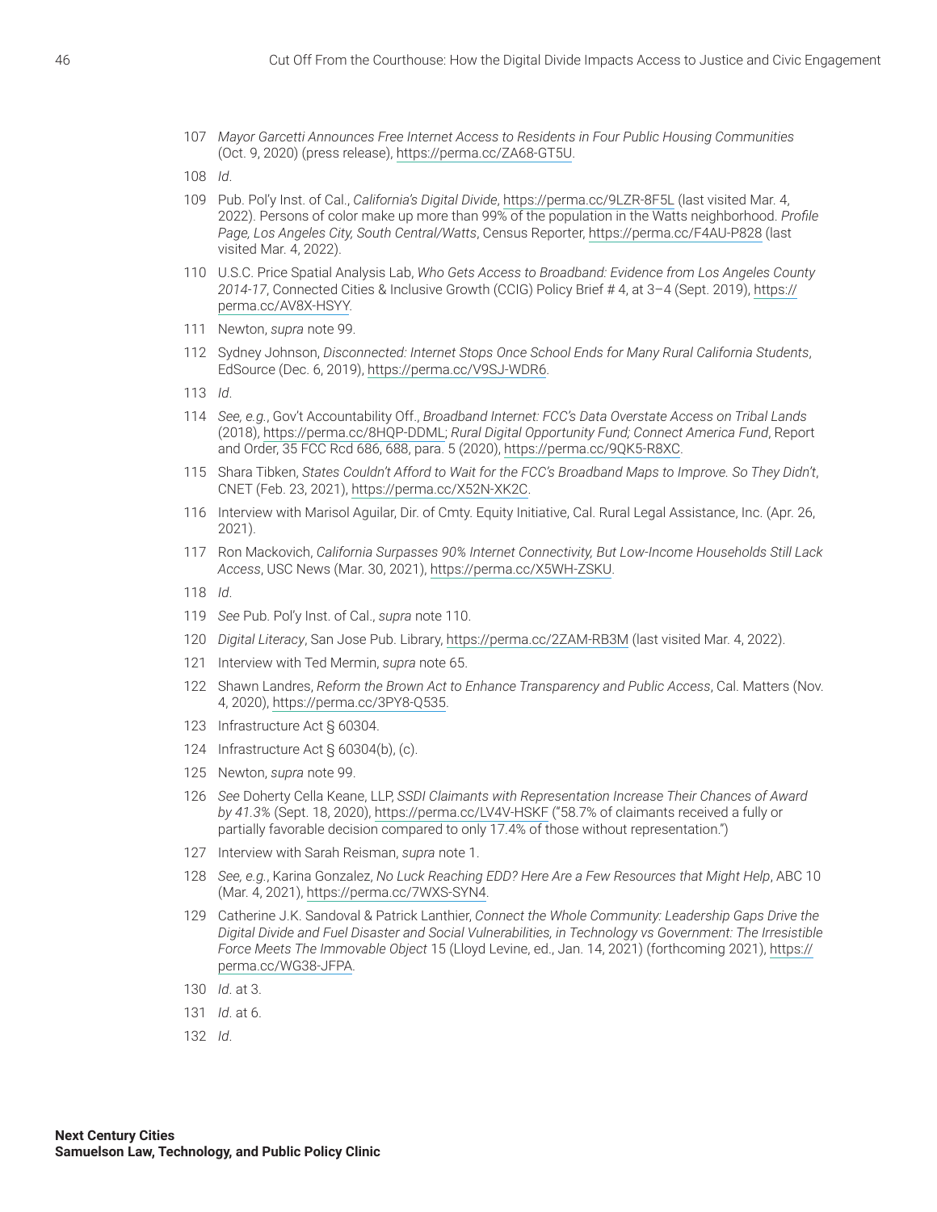107 *Mayor Garcetti Announces Free Internet Access to Residents in Four Public Housing Communities* (Oct. 9, 2020) (press release), https://perma.cc/ZA68-GT5U.

108 *Id*.

109 Pub. Pol'y Inst. of Cal., *California's Digital Divide*, https://perma.cc/9LZR-8F5L (last visited Mar. 4, 2022). Persons of color make up more than 99% of the population in the Watts neighborhood. *Profile Page, Los Angeles City, South Central/Watts*, Census Reporter, https://perma.cc/F4AU-P828 (last visited Mar. 4, 2022).

110 U.S.C. Price Spatial Analysis Lab, *Who Gets Access to Broadband: Evidence from Los Angeles County 2014-17*, Connected Cities & Inclusive Growth (CCIG) Policy Brief # 4, at 3–4 (Sept. 2019), https://perma.cc/AV8X-HSYY.

111 Newton, *supra* note 99.

112 Sydney Johnson, *Disconnected: Internet Stops Once School Ends for Many Rural California Students*, EdSource (Dec. 6, 2019), https://perma.cc/V9SJ-WDR6.

113 *Id*.

114 *See, e.g.*, Gov't Accountability Off., *Broadband Internet: FCC's Data Overstate Access on Tribal Lands* (2018), https://perma.cc/8HQP-DDML; *Rural Digital Opportunity Fund; Connect America Fund*, Report and Order, 35 FCC Rcd 686, 688, para. 5 (2020), https://perma.cc/9QK5-R8XC.

115 Shara Tibken, *States Couldn't Afford to Wait for the FCC's Broadband Maps to Improve. So They Didn't*, CNET (Feb. 23, 2021), https://perma.cc/X52N-XK2C.

116 Interview with Marisol Aguilar, Dir. of Cmty. Equity Initiative, Cal. Rural Legal Assistance, Inc. (Apr. 26, 2021).

117 Ron Mackovich, *California Surpasses 90% Internet Connectivity, But Low-Income Households Still Lack Access*, USC News (Mar. 30, 2021), https://perma.cc/X5WH-ZSKU.

118 *Id*.

119 *See* Pub. Pol'y Inst. of Cal., *supra* note 110.

120 *Digital Literacy*, San Jose Pub. Library, https://perma.cc/2ZAM-RB3M (last visited Mar. 4, 2022).

121 Interview with Ted Mermin, *supra* note 65.

122 Shawn Landres, *Reform the Brown Act to Enhance Transparency and Public Access*, Cal. Matters (Nov. 4, 2020), https://perma.cc/3PY8-Q535.

123 Infrastructure Act § 60304.

124 Infrastructure Act § 60304(b), (c).

125 Newton, *supra* note 99.

126 *See* Doherty Cella Keane, LLP, *SSDI Claimants with Representation Increase Their Chances of Award by 41.3%* (Sept. 18, 2020), https://perma.cc/LV4V-HSKF ("58.7% of claimants received a fully or partially favorable decision compared to only 17.4% of those without representation.")

127 Interview with Sarah Reisman, *supra* note 1.

128 *See, e.g.*, Karina Gonzalez, *No Luck Reaching EDD? Here Are a Few Resources that Might Help*, ABC 10 (Mar. 4, 2021), https://perma.cc/7WXS-SYN4.

129 Catherine J.K. Sandoval & Patrick Lanthier, *Connect the Whole Community: Leadership Gaps Drive the Digital Divide and Fuel Disaster and Social Vulnerabilities, in Technology vs Government: The Irresistible Force Meets The Immovable Object* 15 (Lloyd Levine, ed., Jan. 14, 2021) (forthcoming 2021), https://perma.cc/WG38-JFPA.

130 *Id*. at 3.

131 *Id*. at 6.

132 *Id*.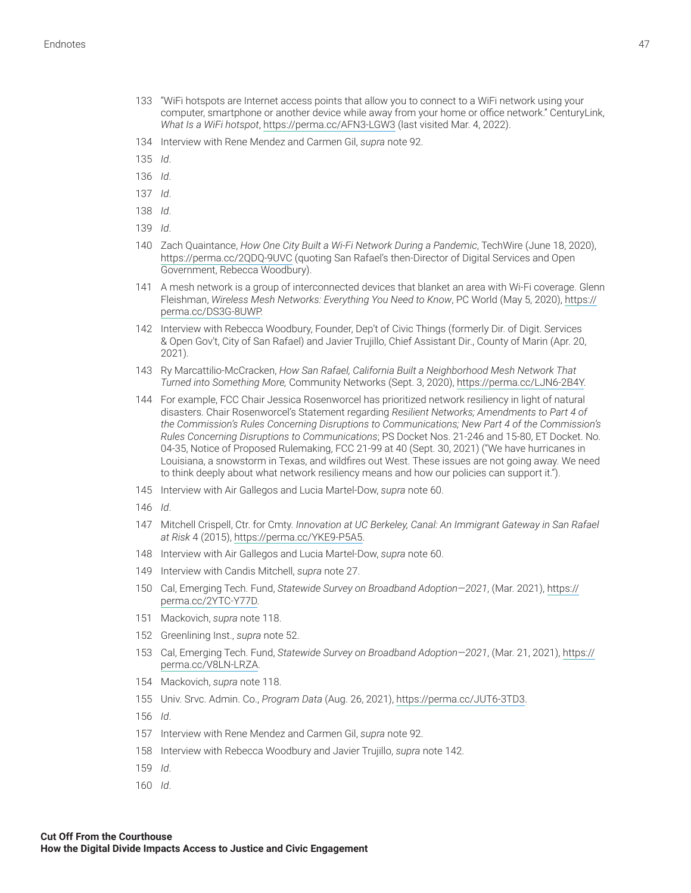133 "WiFi hotspots are Internet access points that allow you to connect to a WiFi network using your computer, smartphone or another device while away from your home or office network." CenturyLink, *What Is a WiFi hotspot*, https://perma.cc/AFN3-LGW3 (last visited Mar. 4, 2022).

134 Interview with Rene Mendez and Carmen Gil, *supra* note 92.

135 *Id*.

136 *Id*.

137 *Id*.

138 *Id*.

139 *Id*.

140 Zach Quaintance, *How One City Built a Wi-Fi Network During a Pandemic*, TechWire (June 18, 2020), https://perma.cc/2QDQ-9UVC (quoting San Rafael's then-Director of Digital Services and Open Government, Rebecca Woodbury).

141 A mesh network is a group of interconnected devices that blanket an area with Wi-Fi coverage. Glenn Fleishman, *Wireless Mesh Networks: Everything You Need to Know*, PC World (May 5, 2020), https://perma.cc/DS3G-8UWP.

142 Interview with Rebecca Woodbury, Founder, Dep't of Civic Things (formerly Dir. of Digit. Services & Open Gov't, City of San Rafael) and Javier Trujillo, Chief Assistant Dir., County of Marin (Apr. 20, 2021).

143 Ry Marcattilio-McCracken, *How San Rafael, California Built a Neighborhood Mesh Network That Turned into Something More,* Community Networks (Sept. 3, 2020), https://perma.cc/LJN6-2B4Y.

144 For example, FCC Chair Jessica Rosenworcel has prioritized network resiliency in light of natural disasters. Chair Rosenworcel's Statement regarding *Resilient Networks; Amendments to Part 4 of the Commission's Rules Concerning Disruptions to Communications; New Part 4 of the Commission's Rules Concerning Disruptions to Communications*; PS Docket Nos. 21-246 and 15-80, ET Docket. No. 04-35, Notice of Proposed Rulemaking, FCC 21-99 at 40 (Sept. 30, 2021) ("We have hurricanes in Louisiana, a snowstorm in Texas, and wildfires out West. These issues are not going away. We need to think deeply about what network resiliency means and how our policies can support it.").

145 Interview with Air Gallegos and Lucia Martel-Dow, *supra* note 60.

146 *Id*.

147 Mitchell Crispell, Ctr. for Cmty. *Innovation at UC Berkeley, Canal: An Immigrant Gateway in San Rafael at Risk* 4 (2015), https://perma.cc/YKE9-P5A5.

148 Interview with Air Gallegos and Lucia Martel-Dow, *supra* note 60.

149 Interview with Candis Mitchell, *supra* note 27.

150 Cal, Emerging Tech. Fund, *Statewide Survey on Broadband Adoption—2021*, (Mar. 2021), https://perma.cc/2YTC-Y77D.

151 Mackovich, *supra* note 118.

152 Greenlining Inst., *supra* note 52.

153 Cal, Emerging Tech. Fund, *Statewide Survey on Broadband Adoption—2021*, (Mar. 21, 2021), https://perma.cc/V8LN-LRZA.

154 Mackovich, *supra* note 118.

155 Univ. Srvc. Admin. Co., *Program Data* (Aug. 26, 2021), https://perma.cc/JUT6-3TD3.

156 *Id*.

157 Interview with Rene Mendez and Carmen Gil, *supra* note 92.

158 Interview with Rebecca Woodbury and Javier Trujillo, *supra* note 142.

159 *Id*.

160 *Id*.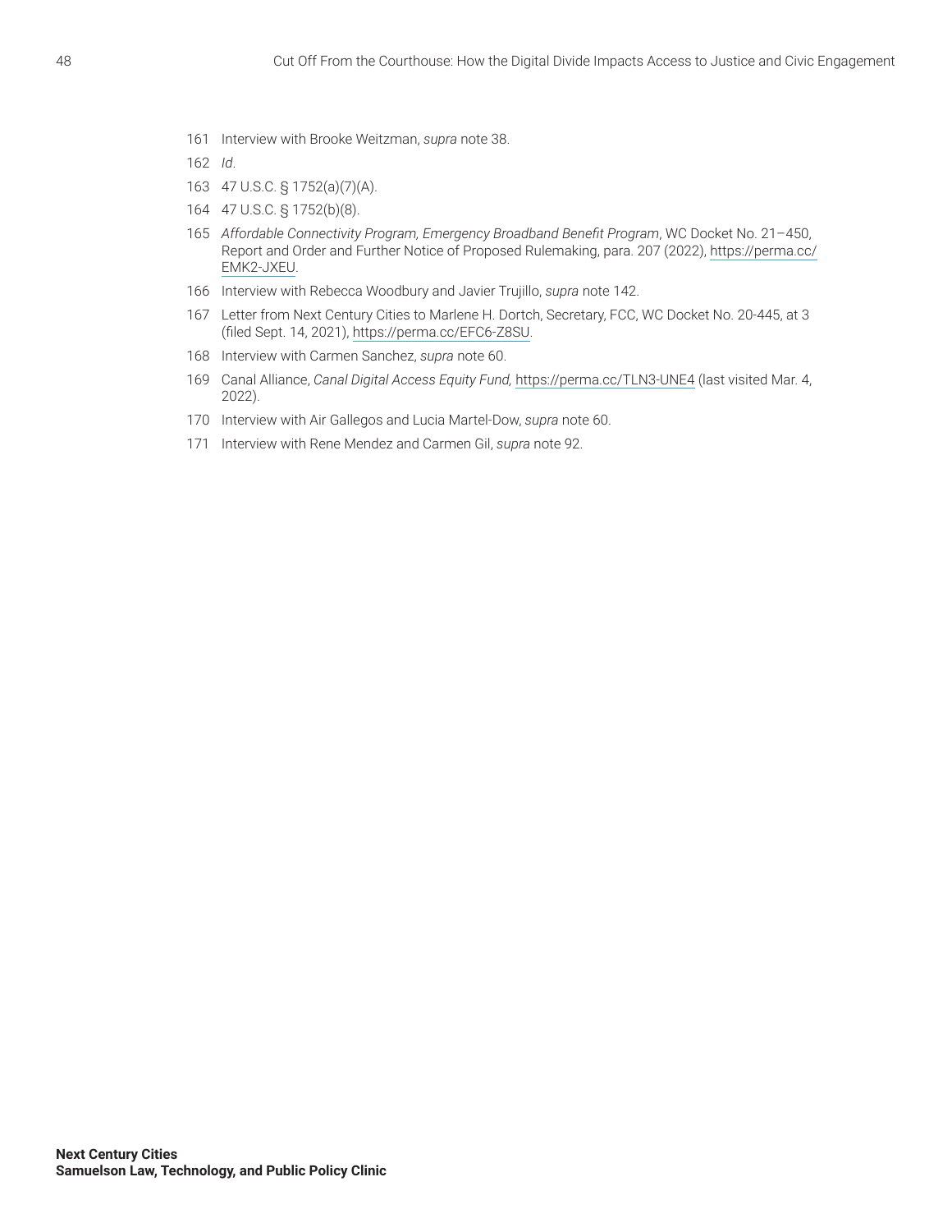161 Interview with Brooke Weitzman, *supra* note 38.

162 *Id*.

163 47 U.S.C. § 1752(a)(7)(A).

164 47 U.S.C. § 1752(b)(8).

165 *Affordable Connectivity Program, Emergency Broadband Benefit Program*, WC Docket No. 21–450, Report and Order and Further Notice of Proposed Rulemaking, para. 207 (2022), https://perma.cc/EMK2-JXEU.

166 Interview with Rebecca Woodbury and Javier Trujillo, *supra* note 142.

167 Letter from Next Century Cities to Marlene H. Dortch, Secretary, FCC, WC Docket No. 20-445, at 3 (filed Sept. 14, 2021), https://perma.cc/EFC6-Z8SU.

168 Interview with Carmen Sanchez, *supra* note 60.

169 Canal Alliance, *Canal Digital Access Equity Fund,* https://perma.cc/TLN3-UNE4 (last visited Mar. 4, 2022).

170 Interview with Air Gallegos and Lucia Martel-Dow, *supra* note 60.

171 Interview with Rene Mendez and Carmen Gil, *supra* note 92.